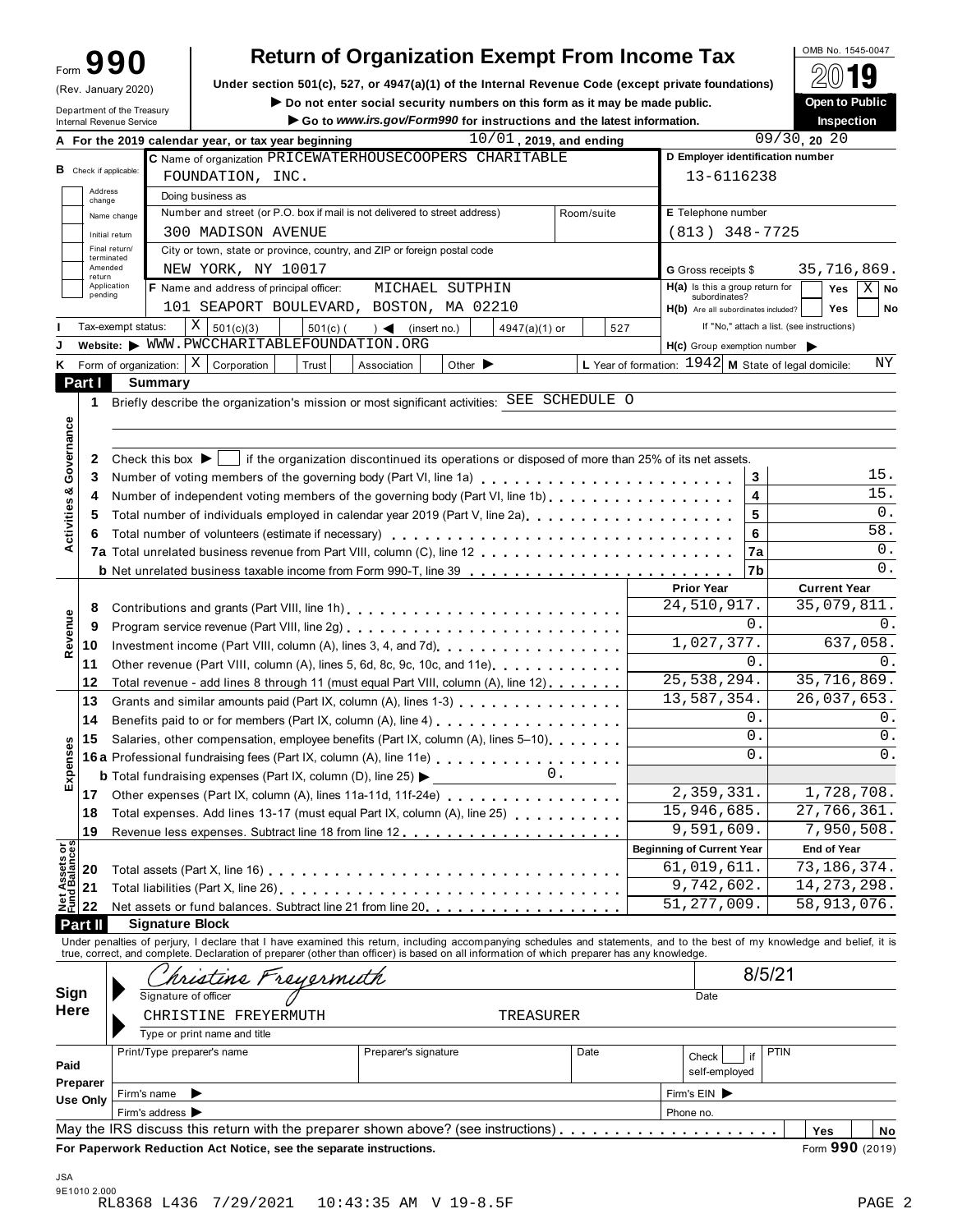Form **990**

(Rev. January 2020)

Department of the Treasury
Internal Revenue Service

# Return of Organization Exempt From Income Tax

**Under section 501(c), 527, or 4947(a)(1) of the Internal Revenue Code (except private foundations)**

▶ **Do not enter social security numbers on this form as it may be made public.**

▶ **Go to www.irs.gov/Form990 for instructions and the latest information.**

OMB No. 1545-0047

**2019**

**Open to Public Inspection**

**A** For the 2019 calendar year, or tax year beginning 10/01, 2019, and ending 09/30, 20 20

**B** Check if applicable: Address change / Name change / Initial return / Final return/terminated / Amended return / Application pending

**C** Name of organization: PRICEWATERHOUSECOOPERS CHARITABLE FOUNDATION, INC.

Doing business as

Number and street (or P.O. box if mail is not delivered to street address): 300 MADISON AVENUE — Room/suite

City or town, state or province, country, and ZIP or foreign postal code: NEW YORK, NY 10017

**D** Employer identification number: 13-6116238

**E** Telephone number: (813) 348-7725

**G** Gross receipts $ 35,716,869.

**F** Name and address of principal officer: MICHAEL SUTPHIN, 101 SEAPORT BOULEVARD, BOSTON, MA 02210

**H(a)** Is this a group return for subordinates? Yes [ ] No [X]

**H(b)** Are all subordinates included? Yes [ ] No [ ] — If "No," attach a list. (see instructions)

**I** Tax-exempt status: [X] 501(c)(3) [ ] 501(c) ( ) ◀ (insert no.) [ ] 4947(a)(1) or [ ] 527

**J** Website: ▶ WWW.PWCCHARITABLEFOUNDATION.ORG

**H(c)** Group exemption number ▶

**K** Form of organization: [X] Corporation [ ] Trust [ ] Association [ ] Other ▶

**L** Year of formation: 1942 **M** State of legal domicile: NY

## Part I Summary

**Activities & Governance**

1 Briefly describe the organization's mission or most significant activities: SEE SCHEDULE O

2 Check this box ▶ [ ] if the organization discontinued its operations or disposed of more than 25% of its net assets.

| | | | |
|---|---|---|---|
| 3 | Number of voting members of the governing body (Part VI, line 1a) | 3 | 15. |
| 4 | Number of independent voting members of the governing body (Part VI, line 1b) | 4 | 15. |
| 5 | Total number of individuals employed in calendar year 2019 (Part V, line 2a) | 5 | 0. |
| 6 | Total number of volunteers (estimate if necessary) | 6 | 58. |
| 7a | Total unrelated business revenue from Part VIII, column (C), line 12 | 7a | 0. |
| b | Net unrelated business taxable income from Form 990-T, line 39 | 7b | 0. |

| | | | Prior Year | Current Year |
|---|---|---|---|---|
| **Revenue** | 8 | Contributions and grants (Part VIII, line 1h) | 24,510,917. | 35,079,811. |
| | 9 | Program service revenue (Part VIII, line 2g) | 0. | 0. |
| | 10 | Investment income (Part VIII, column (A), lines 3, 4, and 7d) | 1,027,377. | 637,058. |
| | 11 | Other revenue (Part VIII, column (A), lines 5, 6d, 8c, 9c, 10c, and 11e) | 0. | 0. |
| | 12 | Total revenue - add lines 8 through 11 (must equal Part VIII, column (A), line 12) | 25,538,294. | 35,716,869. |
| **Expenses** | 13 | Grants and similar amounts paid (Part IX, column (A), lines 1-3) | 13,587,354. | 26,037,653. |
| | 14 | Benefits paid to or for members (Part IX, column (A), line 4) | 0. | 0. |
| | 15 | Salaries, other compensation, employee benefits (Part IX, column (A), lines 5–10) | 0. | 0. |
| | 16a | Professional fundraising fees (Part IX, column (A), line 11e) | 0. | 0. |
| | b | Total fundraising expenses (Part IX, column (D), line 25) ▶ 0. | | |
| | 17 | Other expenses (Part IX, column (A), lines 11a-11d, 11f-24e) | 2,359,331. | 1,728,708. |
| | 18 | Total expenses. Add lines 13-17 (must equal Part IX, column (A), line 25) | 15,946,685. | 27,766,361. |
| | 19 | Revenue less expenses. Subtract line 18 from line 12 | 9,591,609. | 7,950,508. |
| | | | **Beginning of Current Year** | **End of Year** |
| **Net Assets or Fund Balances** | 20 | Total assets (Part X, line 16) | 61,019,611. | 73,186,374. |
| | 21 | Total liabilities (Part X, line 26) | 9,742,602. | 14,273,298. |
| | 22 | Net assets or fund balances. Subtract line 21 from line 20 | 51,277,009. | 58,913,076. |

## Part II Signature Block

Under penalties of perjury, I declare that I have examined this return, including accompanying schedules and statements, and to the best of my knowledge and belief, it is true, correct, and complete. Declaration of preparer (other than officer) is based on all information of which preparer has any knowledge.

**Sign Here**

Signature of officer: Christine Freyermuth — Date: 8/5/21

Type or print name and title: CHRISTINE FREYERMUTH TREASURER

**Paid Preparer Use Only**

| Print/Type preparer's name | Preparer's signature | Date | Check [ ] if self-employed | PTIN |
|---|---|---|---|---|
| | | | | |

Firm's name ▶ — Firm's EIN ▶

Firm's address ▶ — Phone no.

May the IRS discuss this return with the preparer shown above? (see instructions) Yes [ ] No [ ]

**For Paperwork Reduction Act Notice, see the separate instructions.** Form **990** (2019)

JSA 9E1010 2.000

RL8368 L436 7/29/2021 10:43:35 AM V 19-8.5F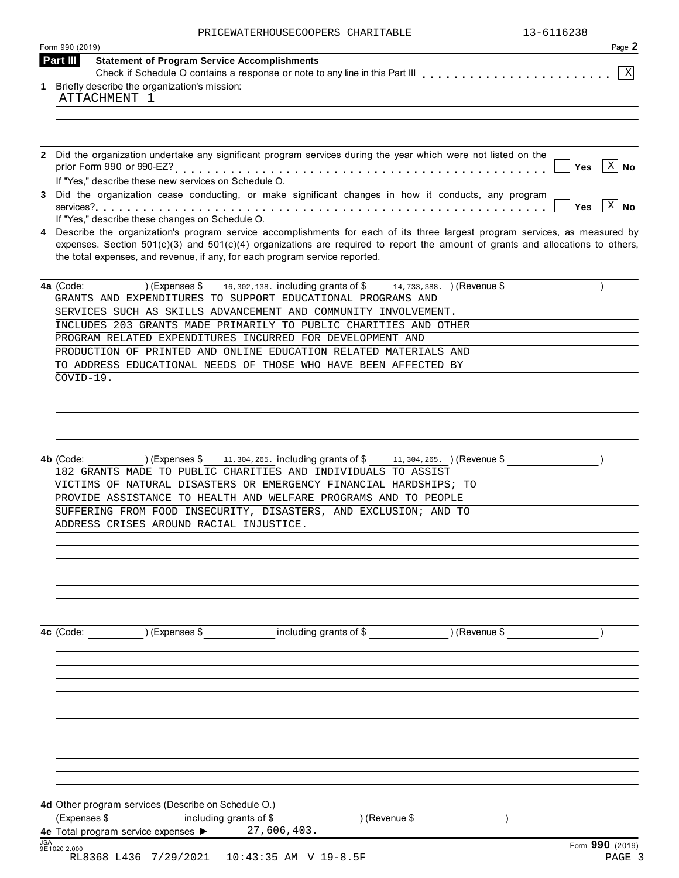PRICEWATERHOUSECOOPERS CHARITABLE 13-6116238

Form 990 (2019)

## Part III Statement of Program Service Accomplishments

Check if Schedule O contains a response or note to any line in this Part III . . . . . . . . . . . . . . . . . . . . . . . [X]

**1** Briefly describe the organization's mission:

ATTACHMENT 1

**2** Did the organization undertake any significant program services during the year which were not listed on the prior Form 990 or 990-EZ? . . . . . . . . . . . . . . . . . . . . . . . . . . . . . . . . . . . . . . . . . . . [ ] Yes [X] No

If "Yes," describe these new services on Schedule O.

**3** Did the organization cease conducting, or make significant changes in how it conducts, any program services? . . . . . . . . . . . . . . . . . . . . . . . . . . . . . . . . . . . . . . . . . . . . . . . . . . . . [ ] Yes [X] No

If "Yes," describe these changes on Schedule O.

**4** Describe the organization's program service accomplishments for each of its three largest program services, as measured by expenses. Section 501(c)(3) and 501(c)(4) organizations are required to report the amount of grants and allocations to others, the total expenses, and revenue, if any, for each program service reported.

**4a** (Code: ) (Expenses $ 16,302,138. including grants of $ 14,733,388. ) (Revenue $ )

GRANTS AND EXPENDITURES TO SUPPORT EDUCATIONAL PROGRAMS AND SERVICES SUCH AS SKILLS ADVANCEMENT AND COMMUNITY INVOLVEMENT. INCLUDES 203 GRANTS MADE PRIMARILY TO PUBLIC CHARITIES AND OTHER PROGRAM RELATED EXPENDITURES INCURRED FOR DEVELOPMENT AND PRODUCTION OF PRINTED AND ONLINE EDUCATION RELATED MATERIALS AND TO ADDRESS EDUCATIONAL NEEDS OF THOSE WHO HAVE BEEN AFFECTED BY COVID-19.

**4b** (Code: ) (Expenses $ 11,304,265. including grants of $ 11,304,265. ) (Revenue $ )

182 GRANTS MADE TO PUBLIC CHARITIES AND INDIVIDUALS TO ASSIST VICTIMS OF NATURAL DISASTERS OR EMERGENCY FINANCIAL HARDSHIPS; TO PROVIDE ASSISTANCE TO HEALTH AND WELFARE PROGRAMS AND TO PEOPLE SUFFERING FROM FOOD INSECURITY, DISASTERS, AND EXCLUSION; AND TO ADDRESS CRISES AROUND RACIAL INJUSTICE.

**4c** (Code: ) (Expenses $ including grants of $ ) (Revenue $ )

**4d** Other program services (Describe on Schedule O.)

(Expenses $ including grants of $ ) (Revenue $ )

**4e** Total program service expenses ▶ 27,606,403.

Form **990** (2019)

JSA 9E1020 2.000

RL8368 L436 7/29/2021 10:43:35 AM V 19-8.5F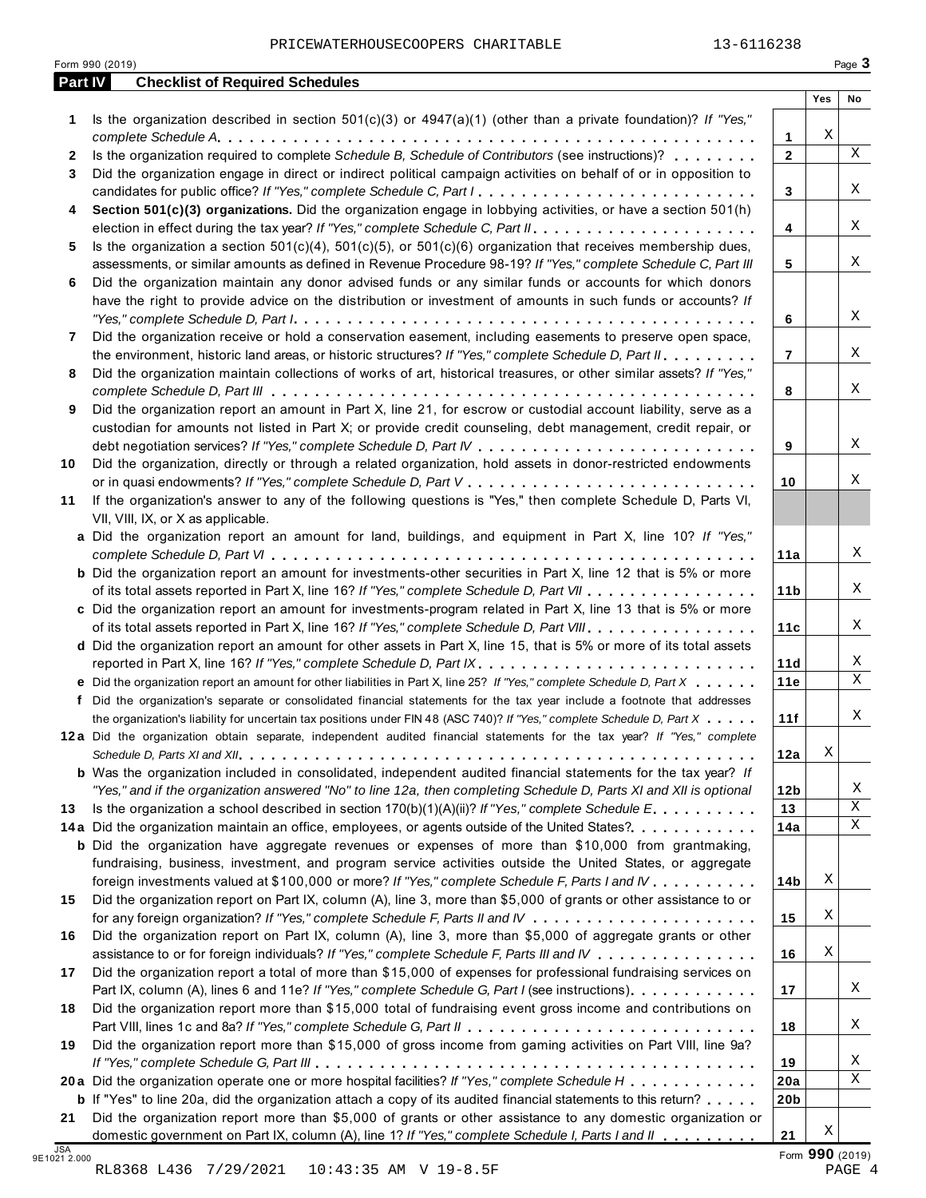PRICEWATERHOUSECOOPERS CHARITABLE 13-6116238

Form 990 (2019) Page 3

**Part IV Checklist of Required Schedules**

| | | | Yes | No |
|---|---|---|---|---|
| 1 | Is the organization described in section 501(c)(3) or 4947(a)(1) (other than a private foundation)? *If "Yes," complete Schedule A* | 1 | X | |
| 2 | Is the organization required to complete *Schedule B, Schedule of Contributors* (see instructions)? | 2 | | X |
| 3 | Did the organization engage in direct or indirect political campaign activities on behalf of or in opposition to candidates for public office? *If "Yes," complete Schedule C, Part I* | 3 | | X |
| 4 | **Section 501(c)(3) organizations.** Did the organization engage in lobbying activities, or have a section 501(h) election in effect during the tax year? *If "Yes," complete Schedule C, Part II* | 4 | | X |
| 5 | Is the organization a section 501(c)(4), 501(c)(5), or 501(c)(6) organization that receives membership dues, assessments, or similar amounts as defined in Revenue Procedure 98-19? *If "Yes," complete Schedule C, Part III* | 5 | | X |
| 6 | Did the organization maintain any donor advised funds or any similar funds or accounts for which donors have the right to provide advice on the distribution or investment of amounts in such funds or accounts? *If "Yes," complete Schedule D, Part I* | 6 | | X |
| 7 | Did the organization receive or hold a conservation easement, including easements to preserve open space, the environment, historic land areas, or historic structures? *If "Yes," complete Schedule D, Part II* | 7 | | X |
| 8 | Did the organization maintain collections of works of art, historical treasures, or other similar assets? *If "Yes," complete Schedule D, Part III* | 8 | | X |
| 9 | Did the organization report an amount in Part X, line 21, for escrow or custodial account liability, serve as a custodian for amounts not listed in Part X; or provide credit counseling, debt management, credit repair, or debt negotiation services? *If "Yes," complete Schedule D, Part IV* | 9 | | X |
| 10 | Did the organization, directly or through a related organization, hold assets in donor-restricted endowments or in quasi endowments? *If "Yes," complete Schedule D, Part V* | 10 | | X |
| 11 | If the organization's answer to any of the following questions is "Yes," then complete Schedule D, Parts VI, VII, VIII, IX, or X as applicable. | | | |
| a | Did the organization report an amount for land, buildings, and equipment in Part X, line 10? *If "Yes," complete Schedule D, Part VI* | 11a | | X |
| b | Did the organization report an amount for investments-other securities in Part X, line 12 that is 5% or more of its total assets reported in Part X, line 16? *If "Yes," complete Schedule D, Part VII* | 11b | | X |
| c | Did the organization report an amount for investments-program related in Part X, line 13 that is 5% or more of its total assets reported in Part X, line 16? *If "Yes," complete Schedule D, Part VIII* | 11c | | X |
| d | Did the organization report an amount for other assets in Part X, line 15, that is 5% or more of its total assets reported in Part X, line 16? *If "Yes," complete Schedule D, Part IX* | 11d | | X |
| e | Did the organization report an amount for other liabilities in Part X, line 25? *If "Yes," complete Schedule D, Part X* | 11e | | X |
| f | Did the organization's separate or consolidated financial statements for the tax year include a footnote that addresses the organization's liability for uncertain tax positions under FIN 48 (ASC 740)? *If "Yes," complete Schedule D, Part X* | 11f | | X |
| 12a | Did the organization obtain separate, independent audited financial statements for the tax year? *If "Yes," complete Schedule D, Parts XI and XII* | 12a | X | |
| b | Was the organization included in consolidated, independent audited financial statements for the tax year? *If "Yes," and if the organization answered "No" to line 12a, then completing Schedule D, Parts XI and XII is optional* | 12b | | X |
| 13 | Is the organization a school described in section 170(b)(1)(A)(ii)? *If "Yes," complete Schedule E* | 13 | | X |
| 14a | Did the organization maintain an office, employees, or agents outside of the United States? | 14a | | X |
| b | Did the organization have aggregate revenues or expenses of more than $10,000 from grantmaking, fundraising, business, investment, and program service activities outside the United States, or aggregate foreign investments valued at $100,000 or more? *If "Yes," complete Schedule F, Parts I and IV* | 14b | X | |
| 15 | Did the organization report on Part IX, column (A), line 3, more than $5,000 of grants or other assistance to or for any foreign organization? *If "Yes," complete Schedule F, Parts II and IV* | 15 | X | |
| 16 | Did the organization report on Part IX, column (A), line 3, more than $5,000 of aggregate grants or other assistance to or for foreign individuals? *If "Yes," complete Schedule F, Parts III and IV* | 16 | X | |
| 17 | Did the organization report a total of more than $15,000 of expenses for professional fundraising services on Part IX, column (A), lines 6 and 11e? *If "Yes," complete Schedule G, Part I* (see instructions) | 17 | | X |
| 18 | Did the organization report more than $15,000 total of fundraising event gross income and contributions on Part VIII, lines 1c and 8a? *If "Yes," complete Schedule G, Part II* | 18 | | X |
| 19 | Did the organization report more than $15,000 of gross income from gaming activities on Part VIII, line 9a? *If "Yes," complete Schedule G, Part III* | 19 | | X |
| 20a | Did the organization operate one or more hospital facilities? *If "Yes," complete Schedule H* | 20a | | X |
| b | If "Yes" to line 20a, did the organization attach a copy of its audited financial statements to this return? | 20b | | |
| 21 | Did the organization report more than $5,000 of grants or other assistance to any domestic organization or domestic government on Part IX, column (A), line 1? *If "Yes," complete Schedule I, Parts I and II* | 21 | X | |

Form **990** (2019)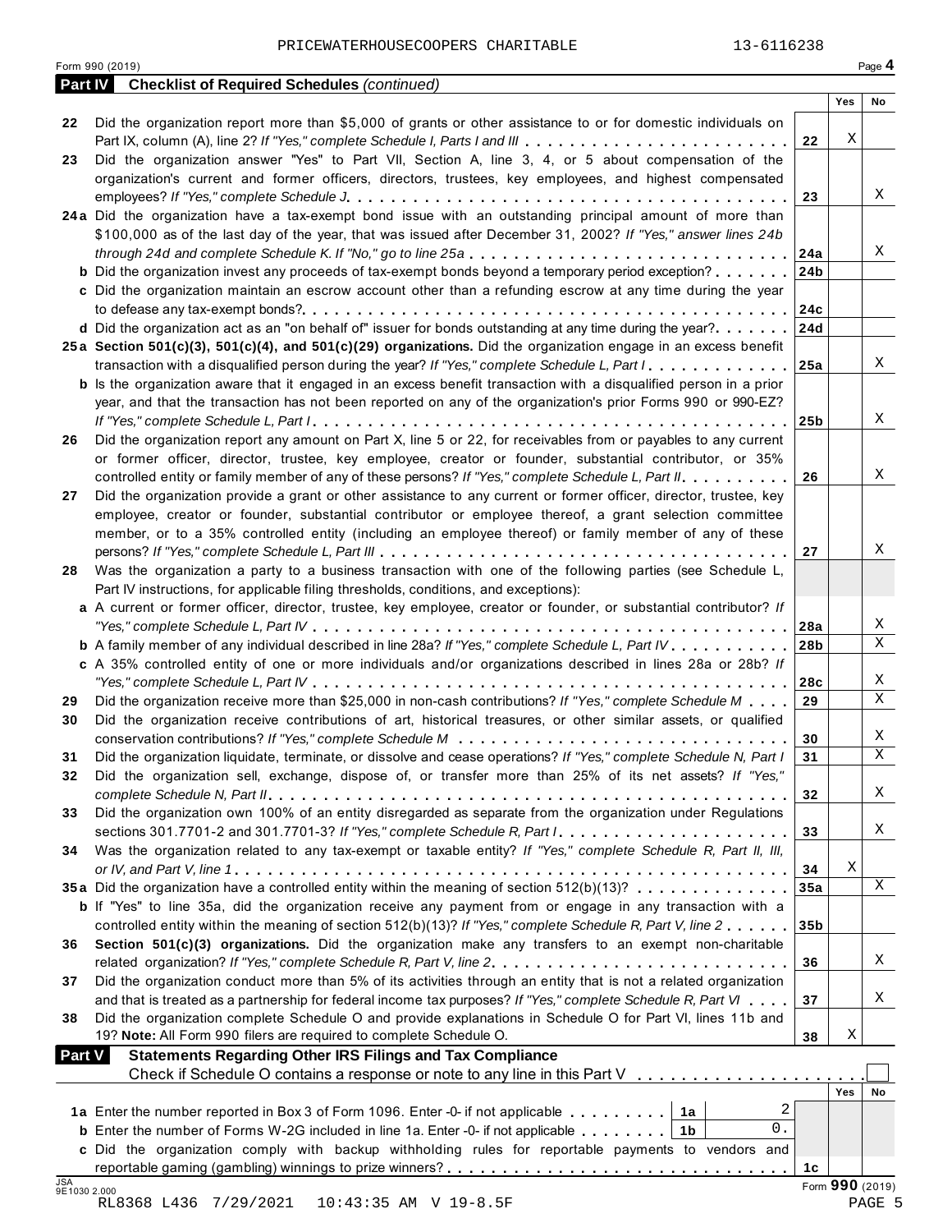PRICEWATERHOUSECOOPERS CHARITABLE 13-6116238

Form 990 (2019) Page **4**

## Part IV Checklist of Required Schedules *(continued)*

| | | | Yes | No |
|---|---|---|---|---|
| 22 | Did the organization report more than $5,000 of grants or other assistance to or for domestic individuals on Part IX, column (A), line 2? *If "Yes," complete Schedule I, Parts I and III* | 22 | X | |
| 23 | Did the organization answer "Yes" to Part VII, Section A, line 3, 4, or 5 about compensation of the organization's current and former officers, directors, trustees, key employees, and highest compensated employees? *If "Yes," complete Schedule J* | 23 | | X |
| 24a | Did the organization have a tax-exempt bond issue with an outstanding principal amount of more than $100,000 as of the last day of the year, that was issued after December 31, 2002? *If "Yes," answer lines 24b through 24d and complete Schedule K. If "No," go to line 25a* | 24a | | X |
| b | Did the organization invest any proceeds of tax-exempt bonds beyond a temporary period exception? | 24b | | |
| c | Did the organization maintain an escrow account other than a refunding escrow at any time during the year to defease any tax-exempt bonds? | 24c | | |
| d | Did the organization act as an "on behalf of" issuer for bonds outstanding at any time during the year? | 24d | | |
| 25a | **Section 501(c)(3), 501(c)(4), and 501(c)(29) organizations.** Did the organization engage in an excess benefit transaction with a disqualified person during the year? *If "Yes," complete Schedule L, Part I* | 25a | | X |
| b | Is the organization aware that it engaged in an excess benefit transaction with a disqualified person in a prior year, and that the transaction has not been reported on any of the organization's prior Forms 990 or 990-EZ? *If "Yes," complete Schedule L, Part I* | 25b | | X |
| 26 | Did the organization report any amount on Part X, line 5 or 22, for receivables from or payables to any current or former officer, director, trustee, key employee, creator or founder, substantial contributor, or 35% controlled entity or family member of any of these persons? *If "Yes," complete Schedule L, Part II* | 26 | | X |
| 27 | Did the organization provide a grant or other assistance to any current or former officer, director, trustee, key employee, creator or founder, substantial contributor or employee thereof, a grant selection committee member, or to a 35% controlled entity (including an employee thereof) or family member of any of these persons? *If "Yes," complete Schedule L, Part III* | 27 | | X |
| 28 | Was the organization a party to a business transaction with one of the following parties (see Schedule L, Part IV instructions, for applicable filing thresholds, conditions, and exceptions): | | | |
| a | A current or former officer, director, trustee, key employee, creator or founder, or substantial contributor? *If "Yes," complete Schedule L, Part IV* | 28a | | X |
| b | A family member of any individual described in line 28a? *If "Yes," complete Schedule L, Part IV* | 28b | | X |
| c | A 35% controlled entity of one or more individuals and/or organizations described in lines 28a or 28b? *If "Yes," complete Schedule L, Part IV* | 28c | | X |
| 29 | Did the organization receive more than $25,000 in non-cash contributions? *If "Yes," complete Schedule M* | 29 | | X |
| 30 | Did the organization receive contributions of art, historical treasures, or other similar assets, or qualified conservation contributions? *If "Yes," complete Schedule M* | 30 | | X |
| 31 | Did the organization liquidate, terminate, or dissolve and cease operations? *If "Yes," complete Schedule N, Part I* | 31 | | X |
| 32 | Did the organization sell, exchange, dispose of, or transfer more than 25% of its net assets? *If "Yes," complete Schedule N, Part II* | 32 | | X |
| 33 | Did the organization own 100% of an entity disregarded as separate from the organization under Regulations sections 301.7701-2 and 301.7701-3? *If "Yes," complete Schedule R, Part I* | 33 | | X |
| 34 | Was the organization related to any tax-exempt or taxable entity? *If "Yes," complete Schedule R, Part II, III, or IV, and Part V, line 1* | 34 | X | |
| 35a | Did the organization have a controlled entity within the meaning of section 512(b)(13)? | 35a | | X |
| b | If "Yes" to line 35a, did the organization receive any payment from or engage in any transaction with a controlled entity within the meaning of section 512(b)(13)? *If "Yes," complete Schedule R, Part V, line 2* | 35b | | |
| 36 | **Section 501(c)(3) organizations.** Did the organization make any transfers to an exempt non-charitable related organization? *If "Yes," complete Schedule R, Part V, line 2* | 36 | | X |
| 37 | Did the organization conduct more than 5% of its activities through an entity that is not a related organization and that is treated as a partnership for federal income tax purposes? *If "Yes," complete Schedule R, Part VI* | 37 | | X |
| 38 | Did the organization complete Schedule O and provide explanations in Schedule O for Part VI, lines 11b and 19? **Note:** All Form 990 filers are required to complete Schedule O. | 38 | X | |

## Part V Statements Regarding Other IRS Filings and Tax Compliance

Check if Schedule O contains a response or note to any line in this Part V [ ]

| | | | | | Yes | No |
|---|---|---|---|---|---|---|
| 1a | Enter the number reported in Box 3 of Form 1096. Enter -0- if not applicable | 1a | 2 | | | |
| b | Enter the number of Forms W-2G included in line 1a. Enter -0- if not applicable | 1b | 0. | | | |
| c | Did the organization comply with backup withholding rules for reportable payments to vendors and reportable gaming (gambling) winnings to prize winners? | | | 1c | | |

Form **990** (2019)

RL8368 L436 7/29/2021 10:43:35 AM V 19-8.5F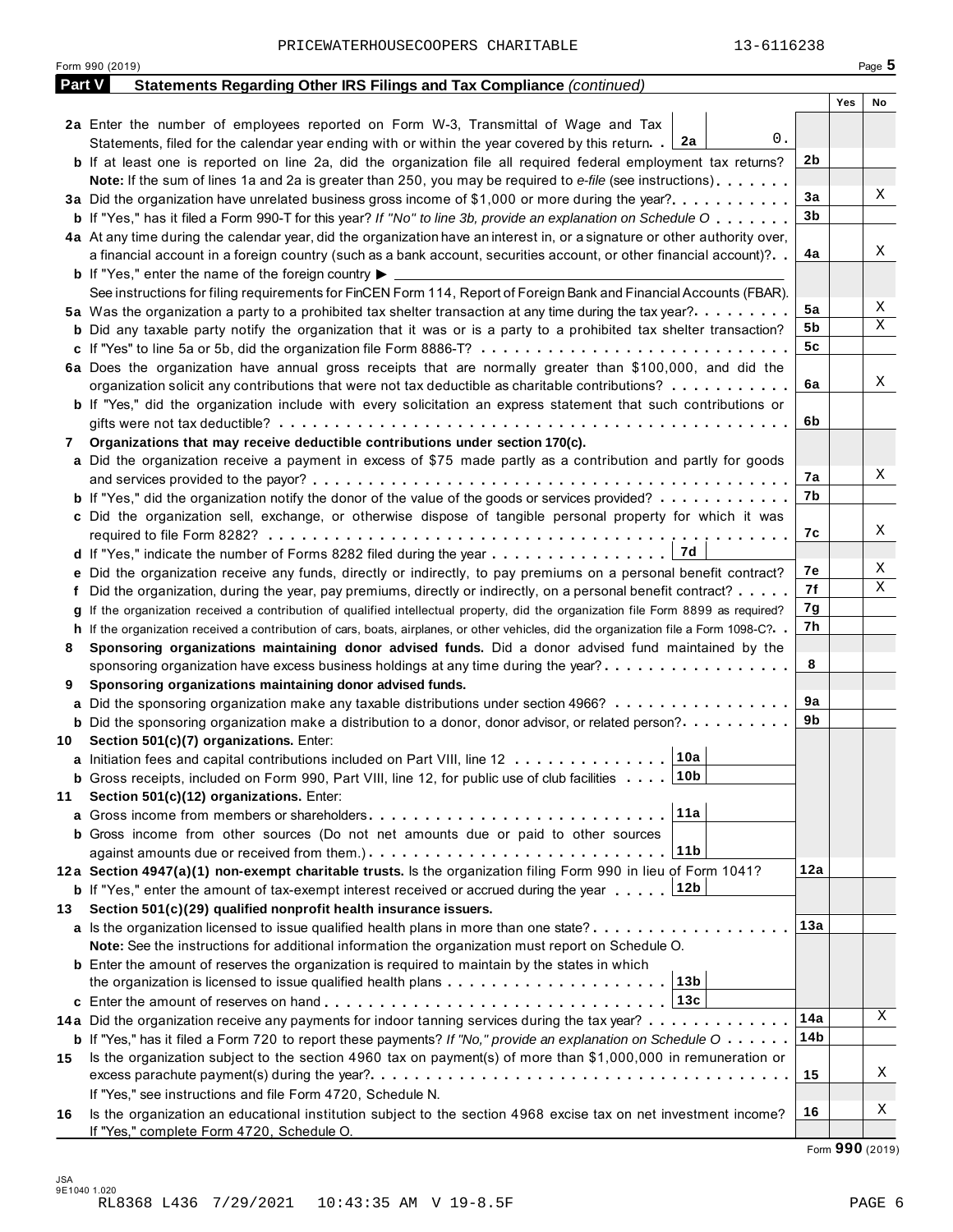PRICEWATERHOUSECOOPERS CHARITABLE 13-6116238

Form 990 (2019)

**Part V Statements Regarding Other IRS Filings and Tax Compliance** *(continued)*

| | | | Yes | No |
|---|---|---|---|---|
| **2a** | Enter the number of employees reported on Form W-3, Transmittal of Wage and Tax Statements, filed for the calendar year ending with or within the year covered by this return . . **2a** 0. | | | |
| **b** | If at least one is reported on line 2a, did the organization file all required federal employment tax returns? | 2b | | |
| | **Note:** If the sum of lines 1a and 2a is greater than 250, you may be required to *e-file* (see instructions) | | | |
| **3a** | Did the organization have unrelated business gross income of $1,000 or more during the year? | 3a | | X |
| **b** | If "Yes," has it filed a Form 990-T for this year? *If "No" to line 3b, provide an explanation on Schedule O* | 3b | | |
| **4a** | At any time during the calendar year, did the organization have an interest in, or a signature or other authority over, a financial account in a foreign country (such as a bank account, securities account, or other financial account)? | 4a | | X |
| **b** | If "Yes," enter the name of the foreign country ▶ | | | |
| | See instructions for filing requirements for FinCEN Form 114, Report of Foreign Bank and Financial Accounts (FBAR). | | | |
| **5a** | Was the organization a party to a prohibited tax shelter transaction at any time during the tax year? | 5a | | X |
| **b** | Did any taxable party notify the organization that it was or is a party to a prohibited tax shelter transaction? | 5b | | X |
| **c** | If "Yes" to line 5a or 5b, did the organization file Form 8886-T? | 5c | | |
| **6a** | Does the organization have annual gross receipts that are normally greater than $100,000, and did the organization solicit any contributions that were not tax deductible as charitable contributions? | 6a | | X |
| **b** | If "Yes," did the organization include with every solicitation an express statement that such contributions or gifts were not tax deductible? | 6b | | |
| **7** | **Organizations that may receive deductible contributions under section 170(c).** | | | |
| **a** | Did the organization receive a payment in excess of $75 made partly as a contribution and partly for goods and services provided to the payor? | 7a | | X |
| **b** | If "Yes," did the organization notify the donor of the value of the goods or services provided? | 7b | | |
| **c** | Did the organization sell, exchange, or otherwise dispose of tangible personal property for which it was required to file Form 8282? | 7c | | X |
| **d** | If "Yes," indicate the number of Forms 8282 filed during the year . . . **7d** | | | |
| **e** | Did the organization receive any funds, directly or indirectly, to pay premiums on a personal benefit contract? | 7e | | X |
| **f** | Did the organization, during the year, pay premiums, directly or indirectly, on a personal benefit contract? | 7f | | X |
| **g** | If the organization received a contribution of qualified intellectual property, did the organization file Form 8899 as required? | 7g | | |
| **h** | If the organization received a contribution of cars, boats, airplanes, or other vehicles, did the organization file a Form 1098-C? | 7h | | |
| **8** | **Sponsoring organizations maintaining donor advised funds.** Did a donor advised fund maintained by the sponsoring organization have excess business holdings at any time during the year? | 8 | | |
| **9** | **Sponsoring organizations maintaining donor advised funds.** | | | |
| **a** | Did the sponsoring organization make any taxable distributions under section 4966? | 9a | | |
| **b** | Did the sponsoring organization make a distribution to a donor, donor advisor, or related person? | 9b | | |
| **10** | **Section 501(c)(7) organizations.** Enter: | | | |
| **a** | Initiation fees and capital contributions included on Part VIII, line 12 . . . **10a** | | | |
| **b** | Gross receipts, included on Form 990, Part VIII, line 12, for public use of club facilities . . . **10b** | | | |
| **11** | **Section 501(c)(12) organizations.** Enter: | | | |
| **a** | Gross income from members or shareholders . . . **11a** | | | |
| **b** | Gross income from other sources (Do not net amounts due or paid to other sources against amounts due or received from them.) . . . **11b** | | | |
| **12a** | **Section 4947(a)(1) non-exempt charitable trusts.** Is the organization filing Form 990 in lieu of Form 1041? | 12a | | |
| **b** | If "Yes," enter the amount of tax-exempt interest received or accrued during the year . . . **12b** | | | |
| **13** | **Section 501(c)(29) qualified nonprofit health insurance issuers.** | | | |
| **a** | Is the organization licensed to issue qualified health plans in more than one state? | 13a | | |
| | **Note:** See the instructions for additional information the organization must report on Schedule O. | | | |
| **b** | Enter the amount of reserves the organization is required to maintain by the states in which the organization is licensed to issue qualified health plans . . . **13b** | | | |
| **c** | Enter the amount of reserves on hand . . . **13c** | | | |
| **14a** | Did the organization receive any payments for indoor tanning services during the tax year? | 14a | | X |
| **b** | If "Yes," has it filed a Form 720 to report these payments? *If "No," provide an explanation on Schedule O* | 14b | | |
| **15** | Is the organization subject to the section 4960 tax on payment(s) of more than $1,000,000 in remuneration or excess parachute payment(s) during the year? | 15 | | X |
| | If "Yes," see instructions and file Form 4720, Schedule N. | | | |
| **16** | Is the organization an educational institution subject to the section 4968 excise tax on net investment income? | 16 | | X |
| | If "Yes," complete Form 4720, Schedule O. | | | |

Form **990** (2019)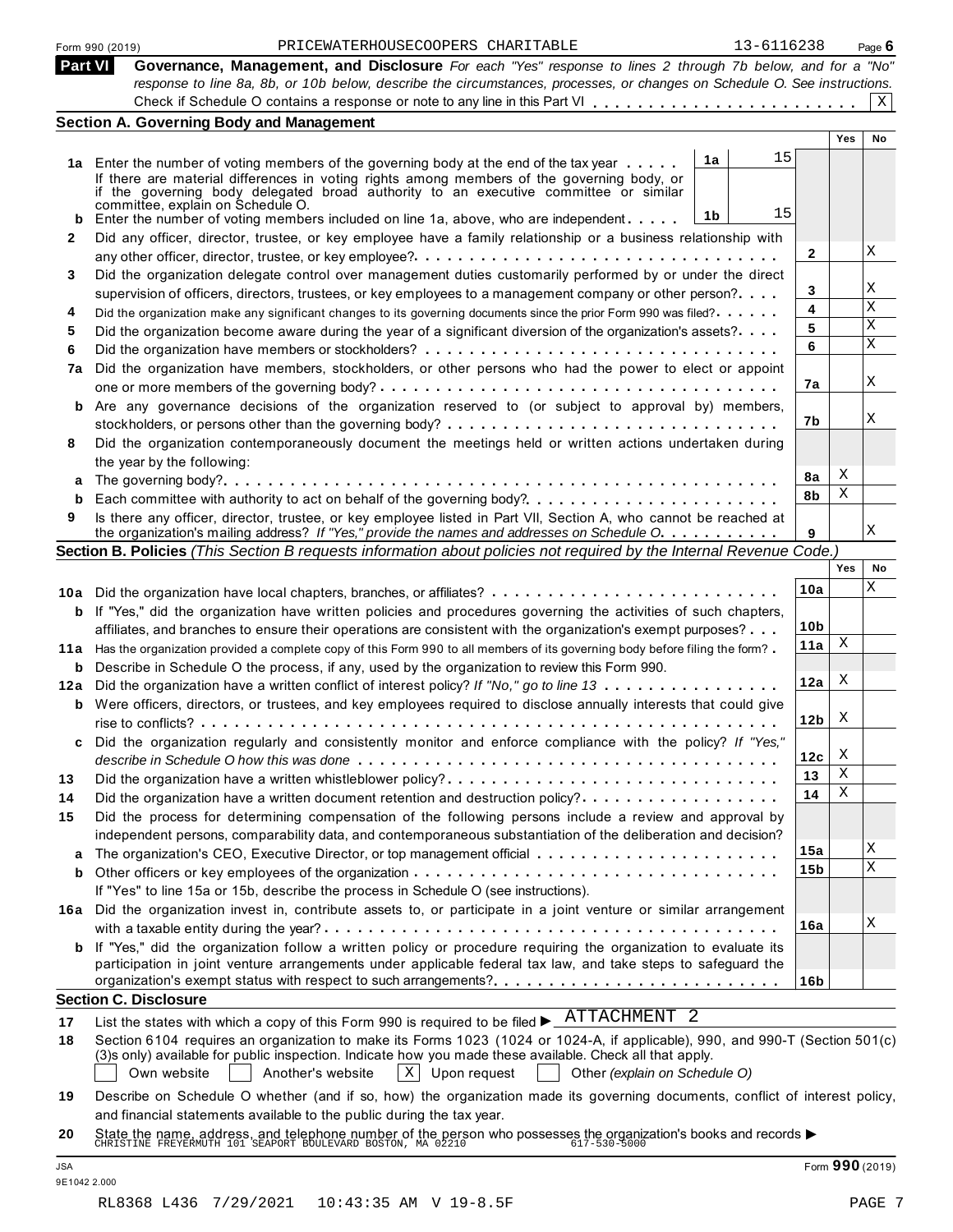Form 990 (2019) PRICEWATERHOUSECOOPERS CHARITABLE 13-6116238

## Part VI Governance, Management, and Disclosure

*For each "Yes" response to lines 2 through 7b below, and for a "No" response to line 8a, 8b, or 10b below, describe the circumstances, processes, or changes on Schedule O. See instructions.*

Check if Schedule O contains a response or note to any line in this Part VI . . . . . . . . . . . . . . . . . . . . . . . . [X]

### Section A. Governing Body and Management

| | | | | Yes | No |
|---|---|---|---|---|---|
| **1a** | Enter the number of voting members of the governing body at the end of the tax year . . . . . **1a** 15<br>If there are material differences in voting rights among members of the governing body, or if the governing body delegated broad authority to an executive committee or similar committee, explain on Schedule O. | | | | |
| **b** | Enter the number of voting members included on line 1a, above, who are independent . . . . . **1b** 15 | | | | |
| **2** | Did any officer, director, trustee, or key employee have a family relationship or a business relationship with any other officer, director, trustee, or key employee? | | **2** | | X |
| **3** | Did the organization delegate control over management duties customarily performed by or under the direct supervision of officers, directors, trustees, or key employees to a management company or other person? | | **3** | | X |
| **4** | Did the organization make any significant changes to its governing documents since the prior Form 990 was filed? | | **4** | | X |
| **5** | Did the organization become aware during the year of a significant diversion of the organization's assets? | | **5** | | X |
| **6** | Did the organization have members or stockholders? | | **6** | | X |
| **7a** | Did the organization have members, stockholders, or other persons who had the power to elect or appoint one or more members of the governing body? | | **7a** | | X |
| **b** | Are any governance decisions of the organization reserved to (or subject to approval by) members, stockholders, or persons other than the governing body? | | **7b** | | X |
| **8** | Did the organization contemporaneously document the meetings held or written actions undertaken during the year by the following: | | | | |
| **a** | The governing body? | | **8a** | X | |
| **b** | Each committee with authority to act on behalf of the governing body? | | **8b** | X | |
| **9** | Is there any officer, director, trustee, or key employee listed in Part VII, Section A, who cannot be reached at the organization's mailing address? *If "Yes," provide the names and addresses on Schedule O* | | **9** | | X |

### Section B. Policies *(This Section B requests information about policies not required by the Internal Revenue Code.)*

| | | | Yes | No |
|---|---|---|---|---|
| **10a** | Did the organization have local chapters, branches, or affiliates? | **10a** | | X |
| **b** | If "Yes," did the organization have written policies and procedures governing the activities of such chapters, affiliates, and branches to ensure their operations are consistent with the organization's exempt purposes? | **10b** | | |
| **11a** | Has the organization provided a complete copy of this Form 990 to all members of its governing body before filing the form? | **11a** | X | |
| **b** | Describe in Schedule O the process, if any, used by the organization to review this Form 990. | | | |
| **12a** | Did the organization have a written conflict of interest policy? *If "No," go to line 13* | **12a** | X | |
| **b** | Were officers, directors, or trustees, and key employees required to disclose annually interests that could give rise to conflicts? | **12b** | X | |
| **c** | Did the organization regularly and consistently monitor and enforce compliance with the policy? *If "Yes," describe in Schedule O how this was done* | **12c** | X | |
| **13** | Did the organization have a written whistleblower policy? | **13** | X | |
| **14** | Did the organization have a written document retention and destruction policy? | **14** | X | |
| **15** | Did the process for determining compensation of the following persons include a review and approval by independent persons, comparability data, and contemporaneous substantiation of the deliberation and decision? | | | |
| **a** | The organization's CEO, Executive Director, or top management official | **15a** | | X |
| **b** | Other officers or key employees of the organization | **15b** | | X |
| | If "Yes" to line 15a or 15b, describe the process in Schedule O (see instructions). | | | |
| **16a** | Did the organization invest in, contribute assets to, or participate in a joint venture or similar arrangement with a taxable entity during the year? | **16a** | | X |
| **b** | If "Yes," did the organization follow a written policy or procedure requiring the organization to evaluate its participation in joint venture arrangements under applicable federal tax law, and take steps to safeguard the organization's exempt status with respect to such arrangements? | **16b** | | |

### Section C. Disclosure

**17** List the states with which a copy of this Form 990 is required to be filed ▶ ATTACHMENT 2

**18** Section 6104 requires an organization to make its Forms 1023 (1024 or 1024-A, if applicable), 990, and 990-T (Section 501(c)(3)s only) available for public inspection. Indicate how you made these available. Check all that apply.

[ ] Own website [ ] Another's website [X] Upon request [ ] Other *(explain on Schedule O)*

**19** Describe on Schedule O whether (and if so, how) the organization made its governing documents, conflict of interest policy, and financial statements available to the public during the tax year.

**20** State the name, address, and telephone number of the person who possesses the organization's books and records ▶ CHRISTINE FREYERMUTH 101 SEAPORT BOULEVARD BOSTON, MA 02210 617-530-5000

Form **990** (2019)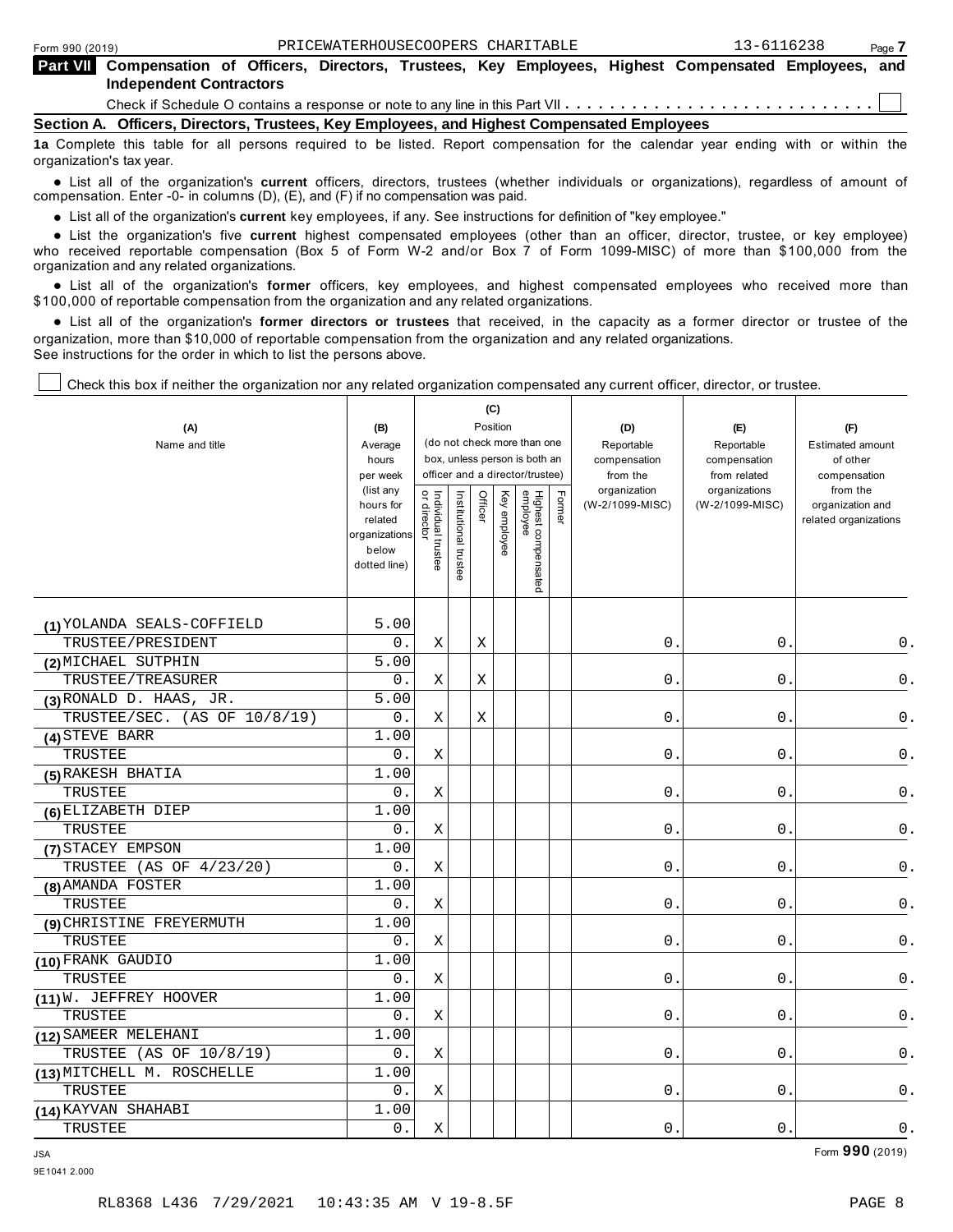## Part VII Compensation of Officers, Directors, Trustees, Key Employees, Highest Compensated Employees, and Independent Contractors

Check if Schedule O contains a response or note to any line in this Part VII . . . . . . . . . . . . . . . . . . . . . . . . . . . . ☐

### Section A. Officers, Directors, Trustees, Key Employees, and Highest Compensated Employees

**1a** Complete this table for all persons required to be listed. Report compensation for the calendar year ending with or within the organization's tax year.

- List all of the organization's **current** officers, directors, trustees (whether individuals or organizations), regardless of amount of compensation. Enter -0- in columns (D), (E), and (F) if no compensation was paid.
- List all of the organization's **current** key employees, if any. See instructions for definition of "key employee."
- List the organization's five **current** highest compensated employees (other than an officer, director, trustee, or key employee) who received reportable compensation (Box 5 of Form W-2 and/or Box 7 of Form 1099-MISC) of more than $100,000 from the organization and any related organizations.
- List all of the organization's **former** officers, key employees, and highest compensated employees who received more than $100,000 of reportable compensation from the organization and any related organizations.
- List all of the organization's **former directors or trustees** that received, in the capacity as a former director or trustee of the organization, more than $10,000 of reportable compensation from the organization and any related organizations.

See instructions for the order in which to list the persons above.

☐ Check this box if neither the organization nor any related organization compensated any current officer, director, or trustee.

| (A) Name and title | (B) Average hours per week (list any hours for related organizations below dotted line) | (C) Position: Individual trustee or director | Institutional trustee | Officer | Key employee | Highest compensated employee | Former | (D) Reportable compensation from the organization (W-2/1099-MISC) | (E) Reportable compensation from related organizations (W-2/1099-MISC) | (F) Estimated amount of other compensation from the organization and related organizations |
|---|---|---|---|---|---|---|---|---|---|---|
| (1) YOLANDA SEALS-COFFIELD<br>TRUSTEE/PRESIDENT | 5.00<br>0. | X | | X | | | | 0. | 0. | 0. |
| (2) MICHAEL SUTPHIN<br>TRUSTEE/TREASURER | 5.00<br>0. | X | | X | | | | 0. | 0. | 0. |
| (3) RONALD D. HAAS, JR.<br>TRUSTEE/SEC. (AS OF 10/8/19) | 5.00<br>0. | X | | X | | | | 0. | 0. | 0. |
| (4) STEVE BARR<br>TRUSTEE | 1.00<br>0. | X | | | | | | 0. | 0. | 0. |
| (5) RAKESH BHATIA<br>TRUSTEE | 1.00<br>0. | X | | | | | | 0. | 0. | 0. |
| (6) ELIZABETH DIEP<br>TRUSTEE | 1.00<br>0. | X | | | | | | 0. | 0. | 0. |
| (7) STACEY EMPSON<br>TRUSTEE (AS OF 4/23/20) | 1.00<br>0. | X | | | | | | 0. | 0. | 0. |
| (8) AMANDA FOSTER<br>TRUSTEE | 1.00<br>0. | X | | | | | | 0. | 0. | 0. |
| (9) CHRISTINE FREYERMUTH<br>TRUSTEE | 1.00<br>0. | X | | | | | | 0. | 0. | 0. |
| (10) FRANK GAUDIO<br>TRUSTEE | 1.00<br>0. | X | | | | | | 0. | 0. | 0. |
| (11) W. JEFFREY HOOVER<br>TRUSTEE | 1.00<br>0. | X | | | | | | 0. | 0. | 0. |
| (12) SAMEER MELEHANI<br>TRUSTEE (AS OF 10/8/19) | 1.00<br>0. | X | | | | | | 0. | 0. | 0. |
| (13) MITCHELL M. ROSCHELLE<br>TRUSTEE | 1.00<br>0. | X | | | | | | 0. | 0. | 0. |
| (14) KAYVAN SHAHABI<br>TRUSTEE | 1.00<br>0. | X | | | | | | 0. | 0. | 0. |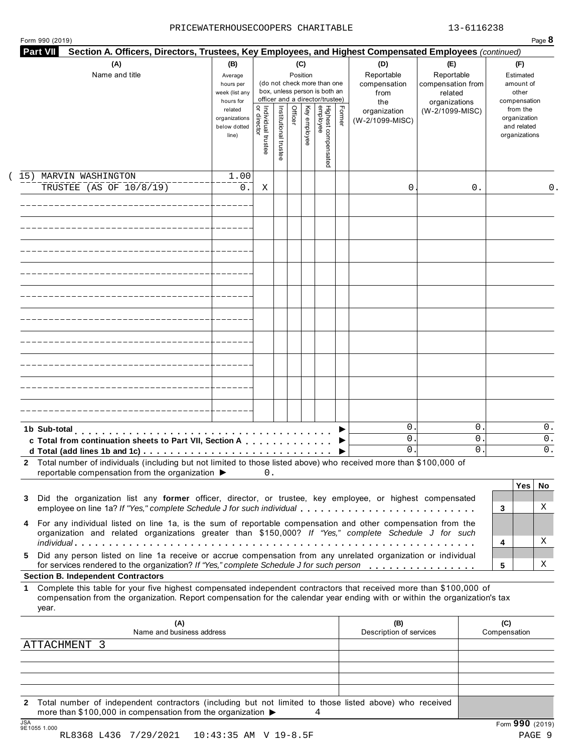PRICEWATERHOUSECOOPERS CHARITABLE 13-6116238

Form 990 (2019)

**Part VII** **Section A. Officers, Directors, Trustees, Key Employees, and Highest Compensated Employees** *(continued)*

| (A) Name and title | (B) Average hours per week (list any hours for related organizations below dotted line) | (C) Position: Individual trustee or director | Institutional trustee | Officer | Key employee | Highest compensated employee | Former | (D) Reportable compensation from the organization (W-2/1099-MISC) | (E) Reportable compensation from related organizations (W-2/1099-MISC) | (F) Estimated amount of other compensation from the organization and related organizations |
|---|---|---|---|---|---|---|---|---|---|---|
| (15) MARVIN WASHINGTON<br>TRUSTEE (AS OF 10/8/19) | 1.00<br>0. | X | | | | | | 0. | 0. | 0. |

| | (D) | (E) | (F) |
|---|---|---|---|
| **1b Sub-total** ▶ | 0. | 0. | 0. |
| **c Total from continuation sheets to Part VII, Section A** ▶ | 0. | 0. | 0. |
| **d Total (add lines 1b and 1c)** ▶ | 0. | 0. | 0. |

**2** Total number of individuals (including but not limited to those listed above) who received more than $100,000 of reportable compensation from the organization ▶ 0.

| | | Yes | No |
|---|---|---|---|
| **3** Did the organization list any **former** officer, director, or trustee, key employee, or highest compensated employee on line 1a? *If "Yes," complete Schedule J for such individual* | 3 | | X |
| **4** For any individual listed on line 1a, is the sum of reportable compensation and other compensation from the organization and related organizations greater than $150,000? *If "Yes," complete Schedule J for such individual* | 4 | | X |
| **5** Did any person listed on line 1a receive or accrue compensation from any unrelated organization or individual for services rendered to the organization? *If "Yes," complete Schedule J for such person* | 5 | | X |

**Section B. Independent Contractors**

**1** Complete this table for your five highest compensated independent contractors that received more than $100,000 of compensation from the organization. Report compensation for the calendar year ending with or within the organization's tax year.

| (A) Name and business address | (B) Description of services | (C) Compensation |
|---|---|---|
| ATTACHMENT 3 | | |

**2** Total number of independent contractors (including but not limited to those listed above) who received more than $100,000 in compensation from the organization ▶ 4

Form **990** (2019)

JSA 9E1055 1.000
RL8368 L436 7/29/2021 10:43:35 AM V 19-8.5F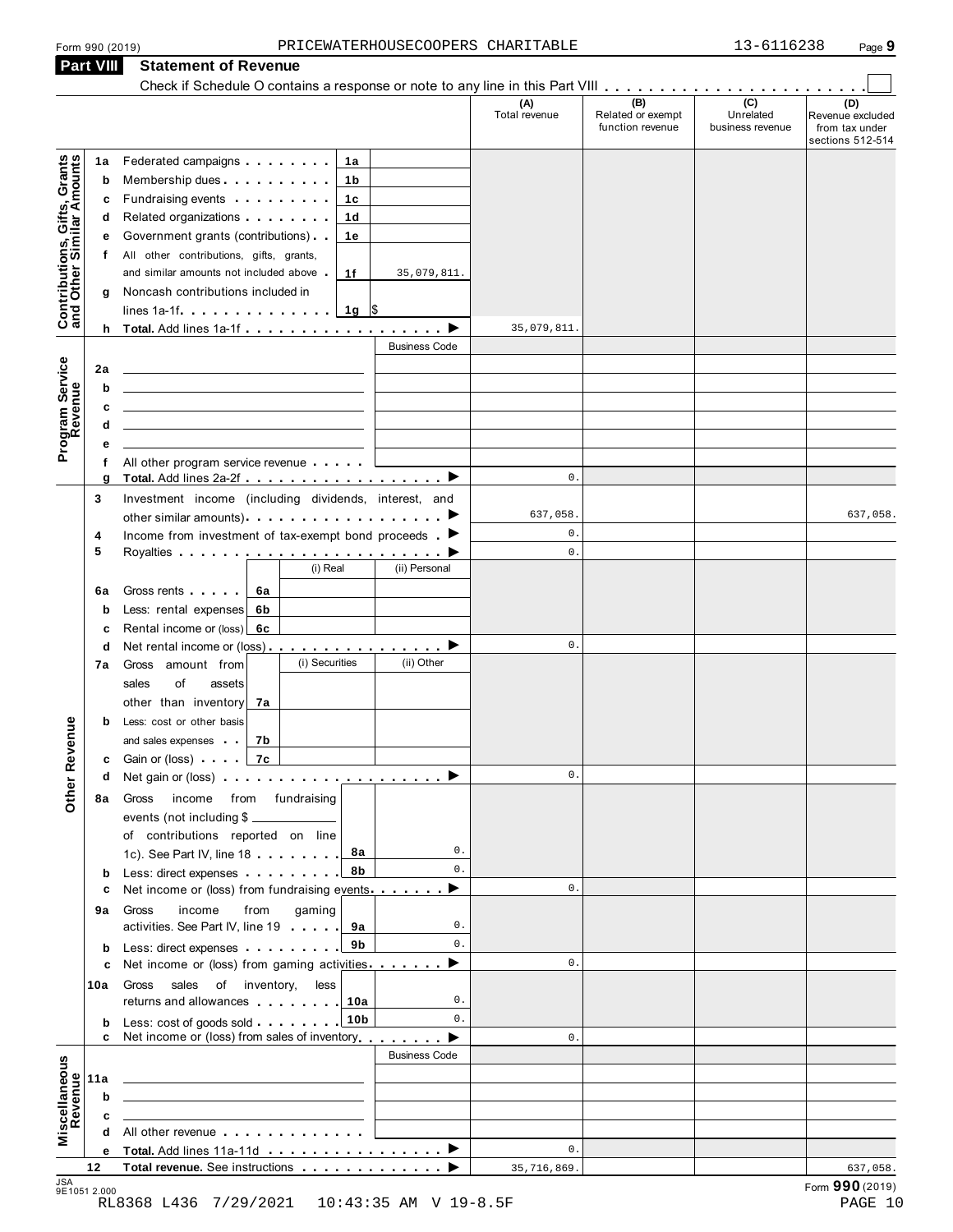Form 990 (2019) PRICEWATERHOUSECOOPERS CHARITABLE 13-6116238 Page **9**

## Part VIII Statement of Revenue

Check if Schedule O contains a response or note to any line in this Part VIII . . . . . . . . . . . . . . . . . . . . . . . ☐

| | | | | (A) Total revenue | (B) Related or exempt function revenue | (C) Unrelated business revenue | (D) Revenue excluded from tax under sections 512-514 |
|---|---|---|---|---|---|---|---|
| **Contributions, Gifts, Grants and Other Similar Amounts** | 1a | Federated campaigns | 1a | | | | |
| | b | Membership dues | 1b | | | | |
| | c | Fundraising events | 1c | | | | |
| | d | Related organizations | 1d | | | | |
| | e | Government grants (contributions) | 1e | | | | |
| | f | All other contributions, gifts, grants, and similar amounts not included above | 1f 35,079,811. | | | | |
| | g | Noncash contributions included in lines 1a-1f | 1g $ | | | | |
| | h | **Total.** Add lines 1a-1f | | 35,079,811. | | | |
| **Program Service Revenue** | | | Business Code | | | | |
| | 2a | | | | | | |
| | b | | | | | | |
| | c | | | | | | |
| | d | | | | | | |
| | e | | | | | | |
| | f | All other program service revenue | | | | | |
| | g | **Total.** Add lines 2a-2f | | 0. | | | |
| **Other Revenue** | 3 | Investment income (including dividends, interest, and other similar amounts) | | 637,058. | | | 637,058. |
| | 4 | Income from investment of tax-exempt bond proceeds | | 0. | | | |
| | 5 | Royalties | | 0. | | | |
| | | | (i) Real / (ii) Personal | | | | |
| | 6a | Gross rents | 6a | | | | |
| | b | Less: rental expenses | 6b | | | | |
| | c | Rental income or (loss) | 6c | | | | |
| | d | Net rental income or (loss) | | 0. | | | |
| | | | (i) Securities / (ii) Other | | | | |
| | 7a | Gross amount from sales of assets other than inventory | 7a | | | | |
| | b | Less: cost or other basis and sales expenses | 7b | | | | |
| | c | Gain or (loss) | 7c | | | | |
| | d | Net gain or (loss) | | 0. | | | |
| | 8a | Gross income from fundraising events (not including $ ____ of contributions reported on line 1c). See Part IV, line 18 | 8a 0. | | | | |
| | b | Less: direct expenses | 8b 0. | | | | |
| | c | Net income or (loss) from fundraising events | | 0. | | | |
| | 9a | Gross income from gaming activities. See Part IV, line 19 | 9a 0. | | | | |
| | b | Less: direct expenses | 9b 0. | | | | |
| | c | Net income or (loss) from gaming activities | | 0. | | | |
| | 10a | Gross sales of inventory, less returns and allowances | 10a 0. | | | | |
| | b | Less: cost of goods sold | 10b 0. | | | | |
| | c | Net income or (loss) from sales of inventory | | 0. | | | |
| **Miscellaneous Revenue** | | | Business Code | | | | |
| | 11a | | | | | | |
| | b | | | | | | |
| | c | | | | | | |
| | d | All other revenue | | | | | |
| | e | **Total.** Add lines 11a-11d | | 0. | | | |
| | 12 | **Total revenue.** See instructions | | 35,716,869. | | | 637,058. |

JSA 9E1051 2.000

Form **990** (2019)

RL8368 L436 7/29/2021 10:43:35 AM V 19-8.5F PAGE 10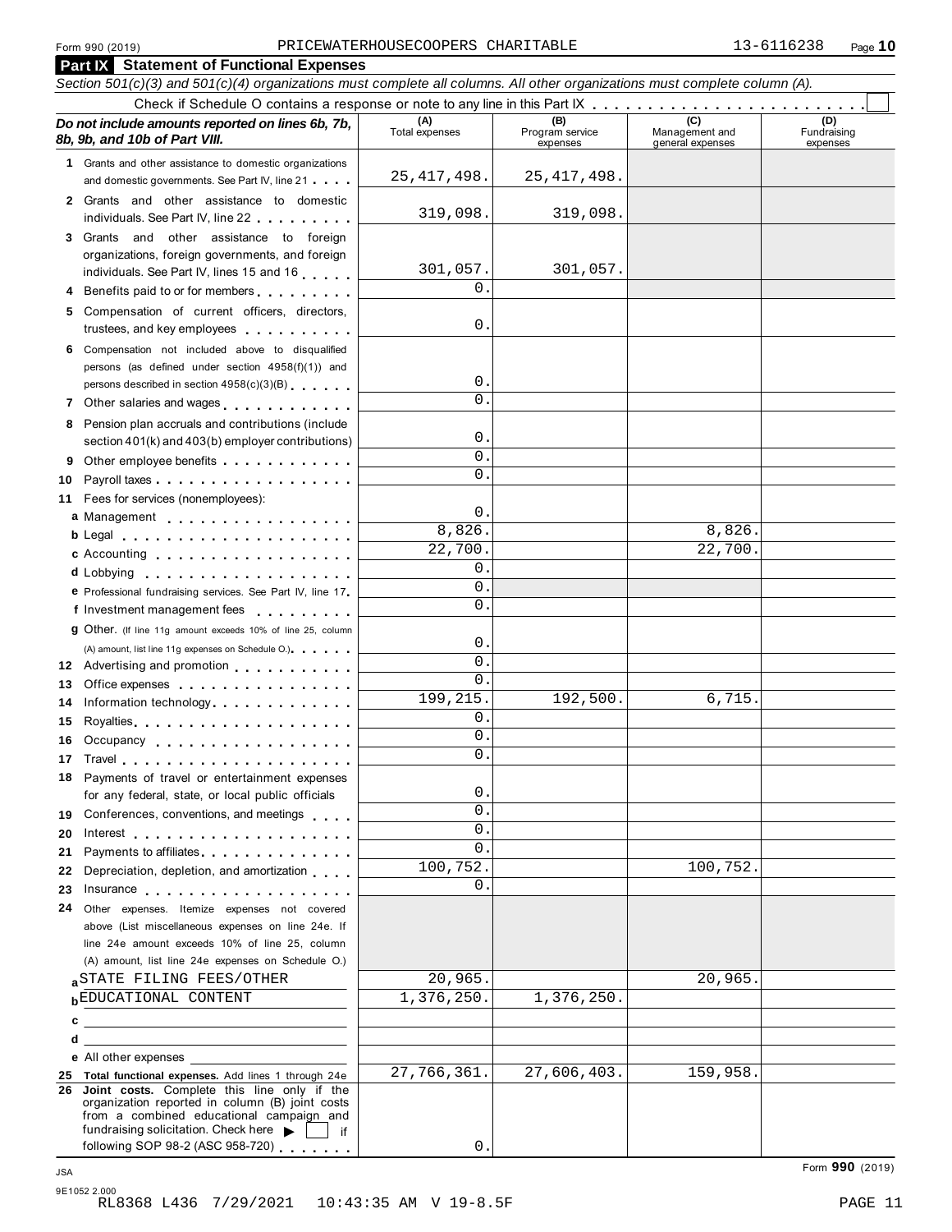Form 990 (2019) PRICEWATERHOUSECOOPERS CHARITABLE 13-6116238

## Part IX Statement of Functional Expenses

*Section 501(c)(3) and 501(c)(4) organizations must complete all columns. All other organizations must complete column (A).*

Check if Schedule O contains a response or note to any line in this Part IX . . . . . . . . . . . . . . . . . . . . . . . ☐

| *Do not include amounts reported on lines 6b, 7b, 8b, 9b, and 10b of Part VIII.* | (A) Total expenses | (B) Program service expenses | (C) Management and general expenses | (D) Fundraising expenses |
|---|---|---|---|---|
| 1 Grants and other assistance to domestic organizations and domestic governments. See Part IV, line 21 | 25,417,498. | 25,417,498. | | |
| 2 Grants and other assistance to domestic individuals. See Part IV, line 22 | 319,098. | 319,098. | | |
| 3 Grants and other assistance to foreign organizations, foreign governments, and foreign individuals. See Part IV, lines 15 and 16 | 301,057. | 301,057. | | |
| 4 Benefits paid to or for members | 0. | | | |
| 5 Compensation of current officers, directors, trustees, and key employees | 0. | | | |
| 6 Compensation not included above to disqualified persons (as defined under section 4958(f)(1)) and persons described in section 4958(c)(3)(B) | 0. | | | |
| 7 Other salaries and wages | 0. | | | |
| 8 Pension plan accruals and contributions (include section 401(k) and 403(b) employer contributions) | 0. | | | |
| 9 Other employee benefits | 0. | | | |
| 10 Payroll taxes | 0. | | | |
| 11 Fees for services (nonemployees): | | | | |
| a Management | 0. | | | |
| b Legal | 8,826. | | 8,826. | |
| c Accounting | 22,700. | | 22,700. | |
| d Lobbying | 0. | | | |
| e Professional fundraising services. See Part IV, line 17 | 0. | | | |
| f Investment management fees | 0. | | | |
| g Other. (If line 11g amount exceeds 10% of line 25, column (A) amount, list line 11g expenses on Schedule O.) | 0. | | | |
| 12 Advertising and promotion | 0. | | | |
| 13 Office expenses | 0. | | | |
| 14 Information technology | 199,215. | 192,500. | 6,715. | |
| 15 Royalties | 0. | | | |
| 16 Occupancy | 0. | | | |
| 17 Travel | 0. | | | |
| 18 Payments of travel or entertainment expenses for any federal, state, or local public officials | 0. | | | |
| 19 Conferences, conventions, and meetings | 0. | | | |
| 20 Interest | 0. | | | |
| 21 Payments to affiliates | 0. | | | |
| 22 Depreciation, depletion, and amortization | 100,752. | | 100,752. | |
| 23 Insurance | 0. | | | |
| 24 Other expenses. Itemize expenses not covered above (List miscellaneous expenses on line 24e. If line 24e amount exceeds 10% of line 25, column (A) amount, list line 24e expenses on Schedule O.) | | | | |
| a STATE FILING FEES/OTHER | 20,965. | | 20,965. | |
| b EDUCATIONAL CONTENT | 1,376,250. | 1,376,250. | | |
| c | | | | |
| d | | | | |
| e All other expenses | | | | |
| 25 **Total functional expenses.** Add lines 1 through 24e | 27,766,361. | 27,606,403. | 159,958. | |
| 26 **Joint costs.** Complete this line only if the organization reported in column (B) joint costs from a combined educational campaign and fundraising solicitation. Check here ▶ ☐ if following SOP 98-2 (ASC 958-720) | 0. | | | |

Form **990** (2019)

JSA 9E1052 2.000
RL8368 L436 7/29/2021 10:43:35 AM V 19-8.5F PAGE 11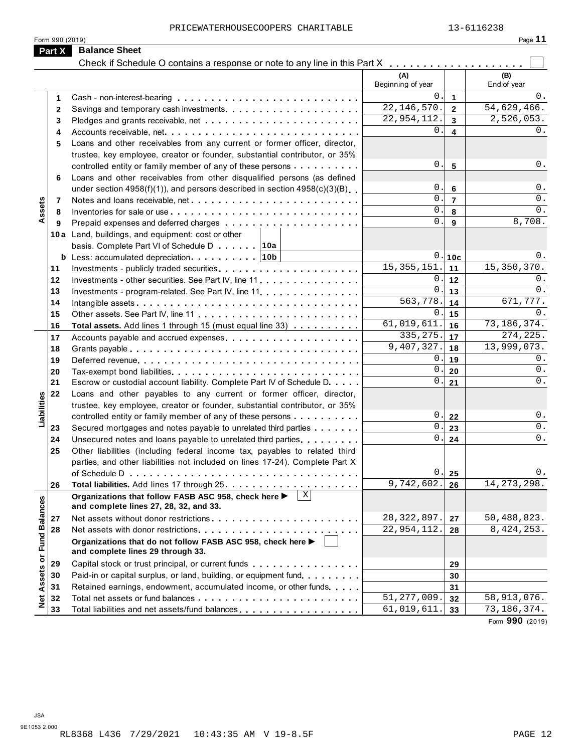PRICEWATERHOUSECOOPERS CHARITABLE 13-6116238

Form 990 (2019)

## Part X Balance Sheet

Check if Schedule O contains a response or note to any line in this Part X . . . . . . . . . . . . . . . . . . . ☐

| | | | (A) Beginning of year | | (B) End of year |
|---|---|---|---|---|---|
| Assets | 1 | Cash - non-interest-bearing | 0. | 1 | 0. |
| | 2 | Savings and temporary cash investments | 22,146,570. | 2 | 54,629,466. |
| | 3 | Pledges and grants receivable, net | 22,954,112. | 3 | 2,526,053. |
| | 4 | Accounts receivable, net | 0. | 4 | 0. |
| | 5 | Loans and other receivables from any current or former officer, director, trustee, key employee, creator or founder, substantial contributor, or 35% controlled entity or family member of any of these persons | 0. | 5 | 0. |
| | 6 | Loans and other receivables from other disqualified persons (as defined under section 4958(f)(1)), and persons described in section 4958(c)(3)(B) | 0. | 6 | 0. |
| | 7 | Notes and loans receivable, net | 0. | 7 | 0. |
| | 8 | Inventories for sale or use | 0. | 8 | 0. |
| | 9 | Prepaid expenses and deferred charges | 0. | 9 | 8,708. |
| | 10a | Land, buildings, and equipment: cost or other basis. Complete Part VI of Schedule D . . . . . . 10a | | | |
| | b | Less: accumulated depreciation . . . . . . . . . 10b | 0. | 10c | 0. |
| | 11 | Investments - publicly traded securities | 15,355,151. | 11 | 15,350,370. |
| | 12 | Investments - other securities. See Part IV, line 11 | 0. | 12 | 0. |
| | 13 | Investments - program-related. See Part IV, line 11 | 0. | 13 | 0. |
| | 14 | Intangible assets | 563,778. | 14 | 671,777. |
| | 15 | Other assets. See Part IV, line 11 | 0. | 15 | 0. |
| | 16 | **Total assets.** Add lines 1 through 15 (must equal line 33) | 61,019,611. | 16 | 73,186,374. |
| Liabilities | 17 | Accounts payable and accrued expenses | 335,275. | 17 | 274,225. |
| | 18 | Grants payable | 9,407,327. | 18 | 13,999,073. |
| | 19 | Deferred revenue | 0. | 19 | 0. |
| | 20 | Tax-exempt bond liabilities | 0. | 20 | 0. |
| | 21 | Escrow or custodial account liability. Complete Part IV of Schedule D | 0. | 21 | 0. |
| | 22 | Loans and other payables to any current or former officer, director, trustee, key employee, creator or founder, substantial contributor, or 35% controlled entity or family member of any of these persons | 0. | 22 | 0. |
| | 23 | Secured mortgages and notes payable to unrelated third parties | 0. | 23 | 0. |
| | 24 | Unsecured notes and loans payable to unrelated third parties | 0. | 24 | 0. |
| | 25 | Other liabilities (including federal income tax, payables to related third parties, and other liabilities not included on lines 17-24). Complete Part X of Schedule D | 0. | 25 | 0. |
| | 26 | **Total liabilities.** Add lines 17 through 25 | 9,742,602. | 26 | 14,273,298. |
| Net Assets or Fund Balances | | **Organizations that follow FASB ASC 958, check here ▶** ☒ **and complete lines 27, 28, 32, and 33.** | | | |
| | 27 | Net assets without donor restrictions | 28,322,897. | 27 | 50,488,823. |
| | 28 | Net assets with donor restrictions | 22,954,112. | 28 | 8,424,253. |
| | | **Organizations that do not follow FASB ASC 958, check here ▶** ☐ **and complete lines 29 through 33.** | | | |
| | 29 | Capital stock or trust principal, or current funds | | 29 | |
| | 30 | Paid-in or capital surplus, or land, building, or equipment fund | | 30 | |
| | 31 | Retained earnings, endowment, accumulated income, or other funds | | 31 | |
| | 32 | Total net assets or fund balances | 51,277,009. | 32 | 58,913,076. |
| | 33 | Total liabilities and net assets/fund balances | 61,019,611. | 33 | 73,186,374. |

Form **990** (2019)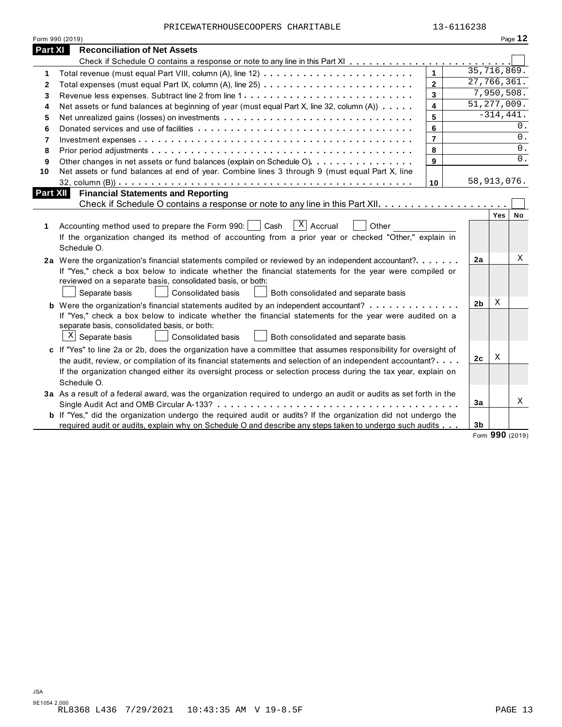PRICEWATERHOUSECOOPERS CHARITABLE 13-6116238

Form 990 (2019)

## Part XI Reconciliation of Net Assets

Check if Schedule O contains a response or note to any line in this Part XI . . . . . . . . . . . . . . . . . . . . . . . . ☐

| | | | |
|---|---|---|---|
| 1 | Total revenue (must equal Part VIII, column (A), line 12) | 1 | 35,716,869. |
| 2 | Total expenses (must equal Part IX, column (A), line 25) | 2 | 27,766,361. |
| 3 | Revenue less expenses. Subtract line 2 from line 1 | 3 | 7,950,508. |
| 4 | Net assets or fund balances at beginning of year (must equal Part X, line 32, column (A)) | 4 | 51,277,009. |
| 5 | Net unrealized gains (losses) on investments | 5 | -314,441. |
| 6 | Donated services and use of facilities | 6 | 0. |
| 7 | Investment expenses | 7 | 0. |
| 8 | Prior period adjustments | 8 | 0. |
| 9 | Other changes in net assets or fund balances (explain on Schedule O) | 9 | 0. |
| 10 | Net assets or fund balances at end of year. Combine lines 3 through 9 (must equal Part X, line 32, column (B)) | 10 | 58,913,076. |

## Part XII Financial Statements and Reporting

Check if Schedule O contains a response or note to any line in this Part XII . . . . . . . . . . . . . . . . . . . . ☐

| | | | Yes | No |
|---|---|---|---|---|
| **1** | Accounting method used to prepare the Form 990: ☐ Cash ☒ Accrual ☐ Other<br>If the organization changed its method of accounting from a prior year or checked "Other," explain in Schedule O. | | | |
| **2a** | Were the organization's financial statements compiled or reviewed by an independent accountant?<br>If "Yes," check a box below to indicate whether the financial statements for the year were compiled or reviewed on a separate basis, consolidated basis, or both:<br>☐ Separate basis ☐ Consolidated basis ☐ Both consolidated and separate basis | 2a | | X |
| **b** | Were the organization's financial statements audited by an independent accountant?<br>If "Yes," check a box below to indicate whether the financial statements for the year were audited on a separate basis, consolidated basis, or both:<br>☒ Separate basis ☐ Consolidated basis ☐ Both consolidated and separate basis | 2b | X | |
| **c** | If "Yes" to line 2a or 2b, does the organization have a committee that assumes responsibility for oversight of the audit, review, or compilation of its financial statements and selection of an independent accountant?<br>If the organization changed either its oversight process or selection process during the tax year, explain on Schedule O. | 2c | X | |
| **3a** | As a result of a federal award, was the organization required to undergo an audit or audits as set forth in the Single Audit Act and OMB Circular A-133? | 3a | | X |
| **b** | If "Yes," did the organization undergo the required audit or audits? If the organization did not undergo the required audit or audits, explain why on Schedule O and describe any steps taken to undergo such audits | 3b | | |

Form **990** (2019)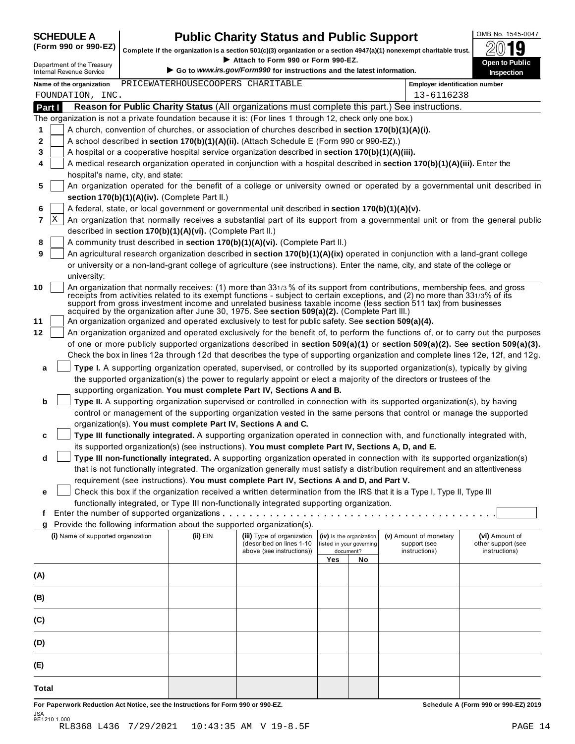**SCHEDULE A (Form 990 or 990-EZ)**

Department of the Treasury
Internal Revenue Service

# Public Charity Status and Public Support

**Complete if the organization is a section 501(c)(3) organization or a section 4947(a)(1) nonexempt charitable trust.**

▶ Attach to Form 990 or Form 990-EZ.

▶ Go to *www.irs.gov/Form990* for instructions and the latest information.

OMB No. 1545-0047

2019

**Open to Public Inspection**

**Name of the organization** PRICEWATERHOUSECOOPERS CHARITABLE FOUNDATION, INC.

**Employer identification number** 13-6116238

## Part I Reason for Public Charity Status (All organizations must complete this part.) See instructions.

The organization is not a private foundation because it is: (For lines 1 through 12, check only one box.)

1. [ ] A church, convention of churches, or association of churches described in **section 170(b)(1)(A)(i).**
2. [ ] A school described in **section 170(b)(1)(A)(ii).** (Attach Schedule E (Form 990 or 990-EZ).)
3. [ ] A hospital or a cooperative hospital service organization described in **section 170(b)(1)(A)(iii).**
4. [ ] A medical research organization operated in conjunction with a hospital described in **section 170(b)(1)(A)(iii).** Enter the hospital's name, city, and state:
5. [ ] An organization operated for the benefit of a college or university owned or operated by a governmental unit described in **section 170(b)(1)(A)(iv).** (Complete Part II.)
6. [ ] A federal, state, or local government or governmental unit described in **section 170(b)(1)(A)(v).**
7. [X] An organization that normally receives a substantial part of its support from a governmental unit or from the general public described in **section 170(b)(1)(A)(vi).** (Complete Part II.)
8. [ ] A community trust described in **section 170(b)(1)(A)(vi).** (Complete Part II.)
9. [ ] An agricultural research organization described in **section 170(b)(1)(A)(ix)** operated in conjunction with a land-grant college or university or a non-land-grant college of agriculture (see instructions). Enter the name, city, and state of the college or university:
10. [ ] An organization that normally receives: (1) more than 33 1/3 % of its support from contributions, membership fees, and gross receipts from activities related to its exempt functions - subject to certain exceptions, and (2) no more than 33 1/3% of its support from gross investment income and unrelated business taxable income (less section 511 tax) from businesses acquired by the organization after June 30, 1975. See **section 509(a)(2).** (Complete Part III.)
11. [ ] An organization organized and operated exclusively to test for public safety. See **section 509(a)(4).**
12. [ ] An organization organized and operated exclusively for the benefit of, to perform the functions of, or to carry out the purposes of one or more publicly supported organizations described in **section 509(a)(1)** or **section 509(a)(2).** See **section 509(a)(3).** Check the box in lines 12a through 12d that describes the type of supporting organization and complete lines 12e, 12f, and 12g.
   - **a** [ ] **Type I.** A supporting organization operated, supervised, or controlled by its supported organization(s), typically by giving the supported organization(s) the power to regularly appoint or elect a majority of the directors or trustees of the supporting organization. **You must complete Part IV, Sections A and B.**
   - **b** [ ] **Type II.** A supporting organization supervised or controlled in connection with its supported organization(s), by having control or management of the supporting organization vested in the same persons that control or manage the supported organization(s). **You must complete Part IV, Sections A and C.**
   - **c** [ ] **Type III functionally integrated.** A supporting organization operated in connection with, and functionally integrated with, its supported organization(s) (see instructions). **You must complete Part IV, Sections A, D, and E.**
   - **d** [ ] **Type III non-functionally integrated.** A supporting organization operated in connection with its supported organization(s) that is not functionally integrated. The organization generally must satisfy a distribution requirement and an attentiveness requirement (see instructions). **You must complete Part IV, Sections A and D, and Part V.**
   - **e** [ ] Check this box if the organization received a written determination from the IRS that it is a Type I, Type II, Type III functionally integrated, or Type III non-functionally integrated supporting organization.
   - **f** Enter the number of supported organizations . . . . . . . . . . . . . . . . . . . . . . . . . . . . . . . . . . . . . . . . .
   - **g** Provide the following information about the supported organization(s).

| (i) Name of supported organization | (ii) EIN | (iii) Type of organization (described on lines 1-10 above (see instructions)) | (iv) Is the organization listed in your governing document? Yes | No | (v) Amount of monetary support (see instructions) | (vi) Amount of other support (see instructions) |
|---|---|---|---|---|---|---|
| (A) | | | | | | |
| (B) | | | | | | |
| (C) | | | | | | |
| (D) | | | | | | |
| (E) | | | | | | |
| Total | | | | | | |

**For Paperwork Reduction Act Notice, see the Instructions for Form 990 or 990-EZ.** **Schedule A (Form 990 or 990-EZ) 2019**

JSA
9E1210 1.000
RL8368 L436 7/29/2021 10:43:35 AM V 19-8.5F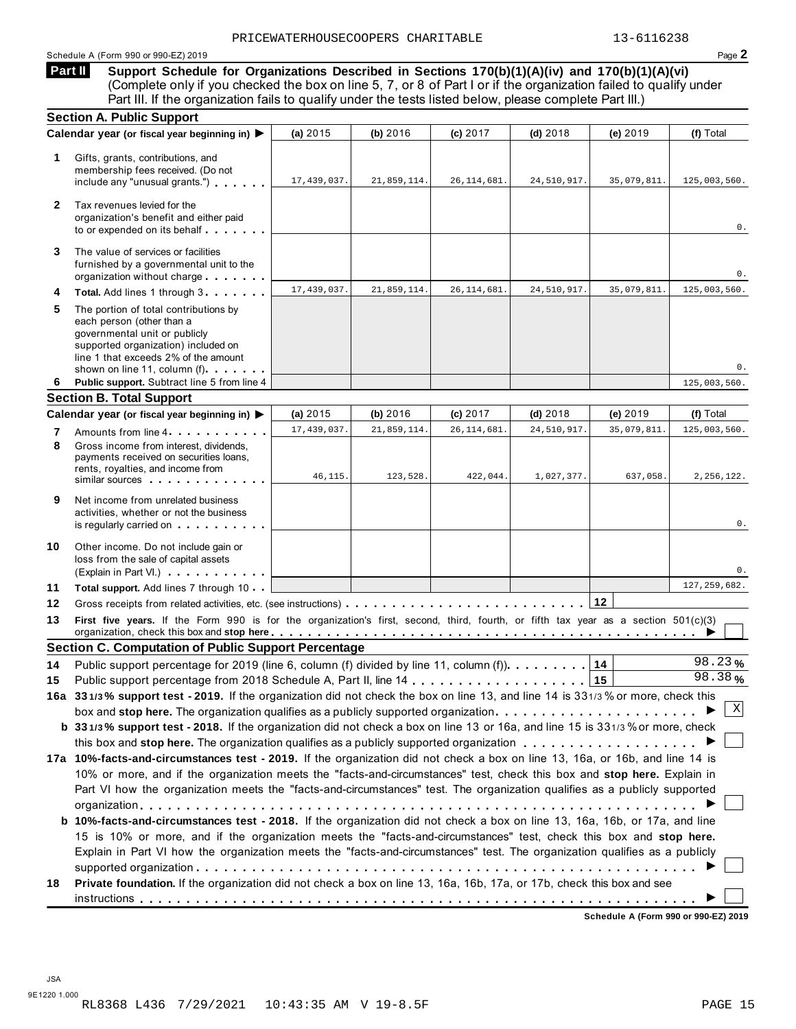PRICEWATERHOUSECOOPERS CHARITABLE 13-6116238

Schedule A (Form 990 or 990-EZ) 2019 Page **2**

## Part II Support Schedule for Organizations Described in Sections 170(b)(1)(A)(iv) and 170(b)(1)(A)(vi)

(Complete only if you checked the box on line 5, 7, or 8 of Part I or if the organization failed to qualify under Part III. If the organization fails to qualify under the tests listed below, please complete Part III.)

### Section A. Public Support

| Calendar year (or fiscal year beginning in) ▶ | (a) 2015 | (b) 2016 | (c) 2017 | (d) 2018 | (e) 2019 | (f) Total |
|---|---|---|---|---|---|---|
| **1** Gifts, grants, contributions, and membership fees received. (Do not include any "unusual grants.") | 17,439,037. | 21,859,114. | 26,114,681. | 24,510,917. | 35,079,811. | 125,003,560. |
| **2** Tax revenues levied for the organization's benefit and either paid to or expended on its behalf | | | | | | 0. |
| **3** The value of services or facilities furnished by a governmental unit to the organization without charge | | | | | | 0. |
| **4** **Total.** Add lines 1 through 3 | 17,439,037. | 21,859,114. | 26,114,681. | 24,510,917. | 35,079,811. | 125,003,560. |
| **5** The portion of total contributions by each person (other than a governmental unit or publicly supported organization) included on line 1 that exceeds 2% of the amount shown on line 11, column (f) | | | | | | 0. |
| **6** **Public support.** Subtract line 5 from line 4 | | | | | | 125,003,560. |

### Section B. Total Support

| Calendar year (or fiscal year beginning in) ▶ | (a) 2015 | (b) 2016 | (c) 2017 | (d) 2018 | (e) 2019 | (f) Total |
|---|---|---|---|---|---|---|
| **7** Amounts from line 4 | 17,439,037. | 21,859,114. | 26,114,681. | 24,510,917. | 35,079,811. | 125,003,560. |
| **8** Gross income from interest, dividends, payments received on securities loans, rents, royalties, and income from similar sources | 46,115. | 123,528. | 422,044. | 1,027,377. | 637,058. | 2,256,122. |
| **9** Net income from unrelated business activities, whether or not the business is regularly carried on | | | | | | 0. |
| **10** Other income. Do not include gain or loss from the sale of capital assets (Explain in Part VI.) | | | | | | 0. |
| **11** **Total support.** Add lines 7 through 10 | | | | | | 127,259,682. |

**12** Gross receipts from related activities, etc. (see instructions) **12**

**13** **First five years.** If the Form 990 is for the organization's first, second, third, fourth, or fifth tax year as a section 501(c)(3) organization, check this box and **stop here** ▶ ☐

### Section C. Computation of Public Support Percentage

**14** Public support percentage for 2019 (line 6, column (f) divided by line 11, column (f)) **14** 98.23 %

**15** Public support percentage from 2018 Schedule A, Part II, line 14 **15** 98.38 %

**16a** **33 1/3 % support test - 2019.** If the organization did not check the box on line 13, and line 14 is 33 1/3 % or more, check this box and **stop here.** The organization qualifies as a publicly supported organization ▶ ☒

**b** **33 1/3 % support test - 2018.** If the organization did not check a box on line 13 or 16a, and line 15 is 33 1/3 % or more, check this box and **stop here.** The organization qualifies as a publicly supported organization ▶ ☐

**17a** **10%-facts-and-circumstances test - 2019.** If the organization did not check a box on line 13, 16a, or 16b, and line 14 is 10% or more, and if the organization meets the "facts-and-circumstances" test, check this box and **stop here.** Explain in Part VI how the organization meets the "facts-and-circumstances" test. The organization qualifies as a publicly supported organization ▶ ☐

**b** **10%-facts-and-circumstances test - 2018.** If the organization did not check a box on line 13, 16a, 16b, or 17a, and line 15 is 10% or more, and if the organization meets the "facts-and-circumstances" test, check this box and **stop here.** Explain in Part VI how the organization meets the "facts-and-circumstances" test. The organization qualifies as a publicly supported organization ▶ ☐

**18** **Private foundation.** If the organization did not check a box on line 13, 16a, 16b, 17a, or 17b, check this box and see instructions ▶ ☐

**Schedule A (Form 990 or 990-EZ) 2019**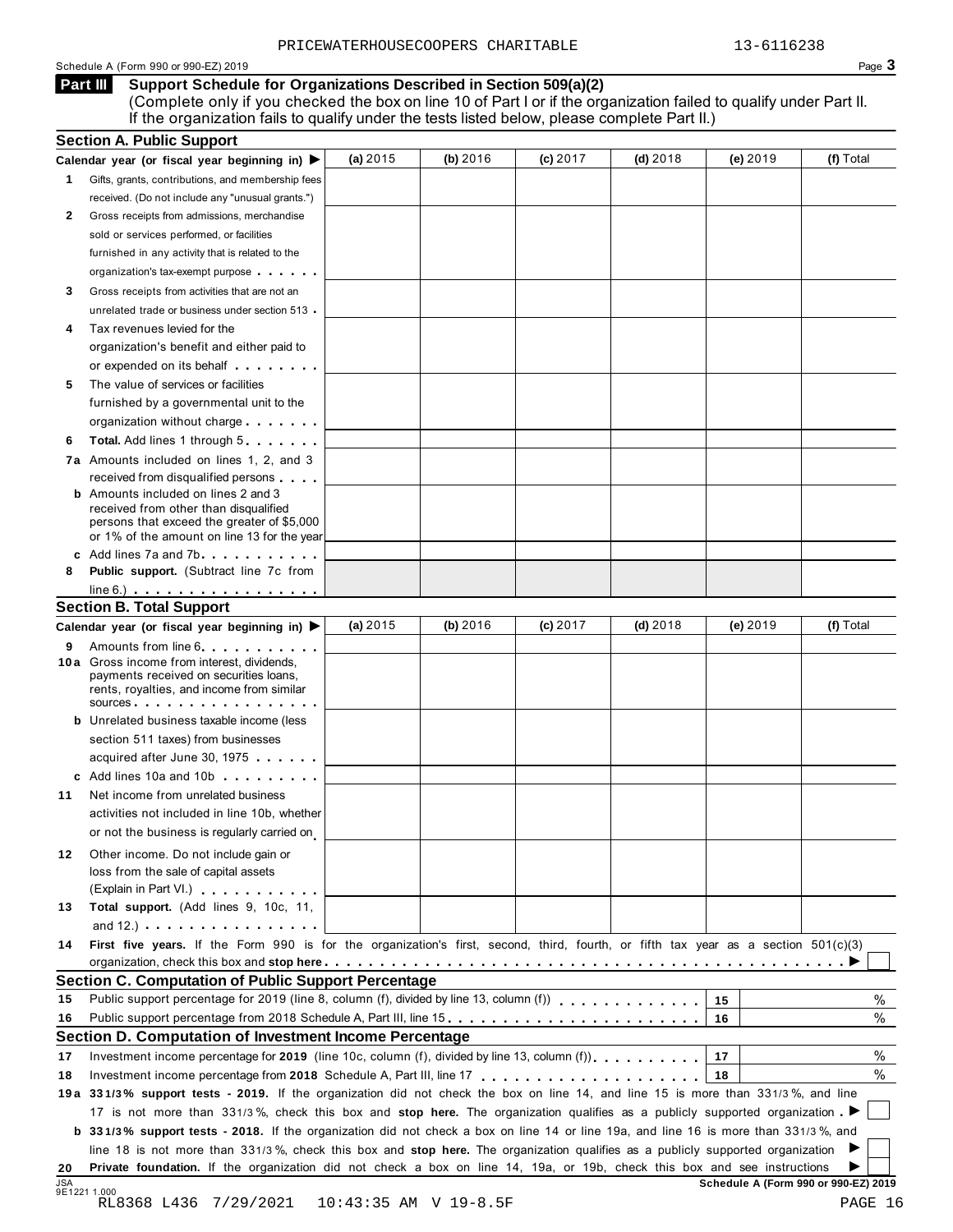PRICEWATERHOUSECOOPERS CHARITABLE 13-6116238

Schedule A (Form 990 or 990-EZ) 2019

## Part III Support Schedule for Organizations Described in Section 509(a)(2)

(Complete only if you checked the box on line 10 of Part I or if the organization failed to qualify under Part II. If the organization fails to qualify under the tests listed below, please complete Part II.)

### Section A. Public Support

| Calendar year (or fiscal year beginning in) ▶ | (a) 2015 | (b) 2016 | (c) 2017 | (d) 2018 | (e) 2019 | (f) Total |
|---|---|---|---|---|---|---|
| **1** Gifts, grants, contributions, and membership fees received. (Do not include any "unusual grants.") | | | | | | |
| **2** Gross receipts from admissions, merchandise sold or services performed, or facilities furnished in any activity that is related to the organization's tax-exempt purpose | | | | | | |
| **3** Gross receipts from activities that are not an unrelated trade or business under section 513 | | | | | | |
| **4** Tax revenues levied for the organization's benefit and either paid to or expended on its behalf | | | | | | |
| **5** The value of services or facilities furnished by a governmental unit to the organization without charge | | | | | | |
| **6** **Total.** Add lines 1 through 5 | | | | | | |
| **7a** Amounts included on lines 1, 2, and 3 received from disqualified persons | | | | | | |
| **b** Amounts included on lines 2 and 3 received from other than disqualified persons that exceed the greater of $5,000 or 1% of the amount on line 13 for the year | | | | | | |
| **c** Add lines 7a and 7b | | | | | | |
| **8** **Public support.** (Subtract line 7c from line 6.) | | | | | | |

### Section B. Total Support

| Calendar year (or fiscal year beginning in) ▶ | (a) 2015 | (b) 2016 | (c) 2017 | (d) 2018 | (e) 2019 | (f) Total |
|---|---|---|---|---|---|---|
| **9** Amounts from line 6 | | | | | | |
| **10a** Gross income from interest, dividends, payments received on securities loans, rents, royalties, and income from similar sources | | | | | | |
| **b** Unrelated business taxable income (less section 511 taxes) from businesses acquired after June 30, 1975 | | | | | | |
| **c** Add lines 10a and 10b | | | | | | |
| **11** Net income from unrelated business activities not included in line 10b, whether or not the business is regularly carried on | | | | | | |
| **12** Other income. Do not include gain or loss from the sale of capital assets (Explain in Part VI.) | | | | | | |
| **13** **Total support.** (Add lines 9, 10c, 11, and 12.) | | | | | | |

**14** **First five years.** If the Form 990 is for the organization's first, second, third, fourth, or fifth tax year as a section 501(c)(3) organization, check this box and **stop here** ▶ ☐

### Section C. Computation of Public Support Percentage

| | | | |
|---|---|---|---|
| **15** | Public support percentage for 2019 (line 8, column (f), divided by line 13, column (f)) | 15 | % |
| **16** | Public support percentage from 2018 Schedule A, Part III, line 15 | 16 | % |

### Section D. Computation of Investment Income Percentage

| | | | |
|---|---|---|---|
| **17** | Investment income percentage for **2019** (line 10c, column (f), divided by line 13, column (f)) | 17 | % |
| **18** | Investment income percentage from **2018** Schedule A, Part III, line 17 | 18 | % |

**19a** **33 1/3% support tests - 2019.** If the organization did not check the box on line 14, and line 15 is more than 33 1/3%, and line 17 is not more than 33 1/3%, check this box and **stop here.** The organization qualifies as a publicly supported organization ▶ ☐

**b** **33 1/3% support tests - 2018.** If the organization did not check a box on line 14 or line 19a, and line 16 is more than 33 1/3%, and line 18 is not more than 33 1/3%, check this box and **stop here.** The organization qualifies as a publicly supported organization ▶ ☐

**20** **Private foundation.** If the organization did not check a box on line 14, 19a, or 19b, check this box and see instructions ▶ ☐

JSA 9E1221 1.000

**Schedule A (Form 990 or 990-EZ) 2019**

RL8368 L436 7/29/2021 10:43:35 AM V 19-8.5F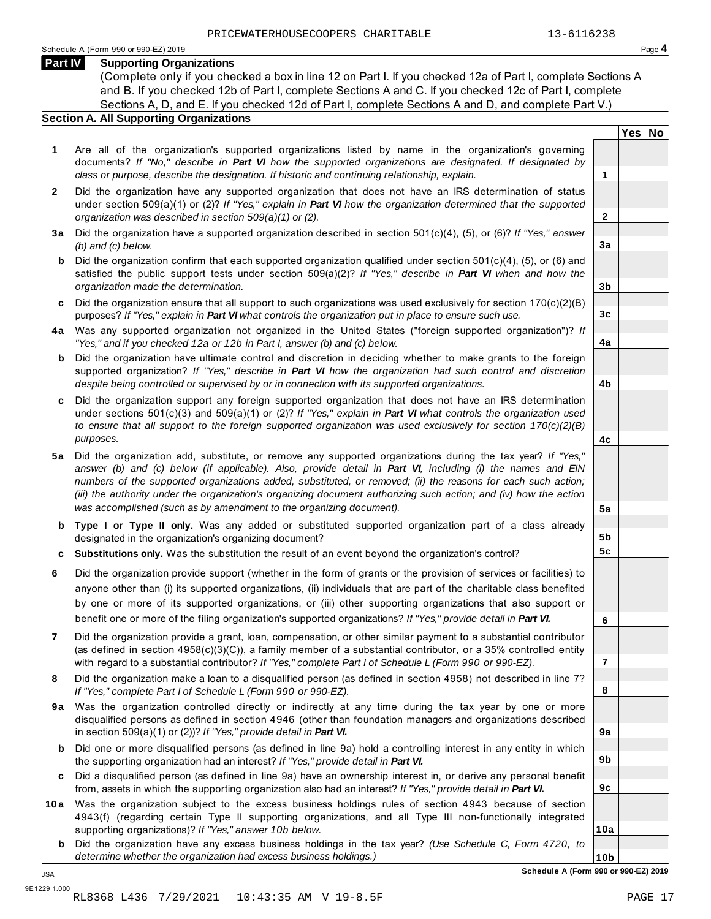PRICEWATERHOUSECOOPERS CHARITABLE 13-6116238

Schedule A (Form 990 or 990-EZ) 2019

## Part IV Supporting Organizations

(Complete only if you checked a box in line 12 on Part I. If you checked 12a of Part I, complete Sections A and B. If you checked 12b of Part I, complete Sections A and C. If you checked 12c of Part I, complete Sections A, D, and E. If you checked 12d of Part I, complete Sections A and D, and complete Part V.)

### Section A. All Supporting Organizations

| | | Line | Yes | No |
|---|---|---|---|---|
| **1** | Are all of the organization's supported organizations listed by name in the organization's governing documents? *If "No," describe in **Part VI** how the supported organizations are designated. If designated by class or purpose, describe the designation. If historic and continuing relationship, explain.* | 1 | | |
| **2** | Did the organization have any supported organization that does not have an IRS determination of status under section 509(a)(1) or (2)? *If "Yes," explain in **Part VI** how the organization determined that the supported organization was described in section 509(a)(1) or (2).* | 2 | | |
| **3a** | Did the organization have a supported organization described in section 501(c)(4), (5), or (6)? *If "Yes," answer (b) and (c) below.* | 3a | | |
| **b** | Did the organization confirm that each supported organization qualified under section 501(c)(4), (5), or (6) and satisfied the public support tests under section 509(a)(2)? *If "Yes," describe in **Part VI** when and how the organization made the determination.* | 3b | | |
| **c** | Did the organization ensure that all support to such organizations was used exclusively for section 170(c)(2)(B) purposes? *If "Yes," explain in **Part VI** what controls the organization put in place to ensure such use.* | 3c | | |
| **4a** | Was any supported organization not organized in the United States ("foreign supported organization")? *If "Yes," and if you checked 12a or 12b in Part I, answer (b) and (c) below.* | 4a | | |
| **b** | Did the organization have ultimate control and discretion in deciding whether to make grants to the foreign supported organization? *If "Yes," describe in **Part VI** how the organization had such control and discretion despite being controlled or supervised by or in connection with its supported organizations.* | 4b | | |
| **c** | Did the organization support any foreign supported organization that does not have an IRS determination under sections 501(c)(3) and 509(a)(1) or (2)? *If "Yes," explain in **Part VI** what controls the organization used to ensure that all support to the foreign supported organization was used exclusively for section 170(c)(2)(B) purposes.* | 4c | | |
| **5a** | Did the organization add, substitute, or remove any supported organizations during the tax year? *If "Yes," answer (b) and (c) below (if applicable). Also, provide detail in **Part VI**, including (i) the names and EIN numbers of the supported organizations added, substituted, or removed; (ii) the reasons for each such action; (iii) the authority under the organization's organizing document authorizing such action; and (iv) how the action was accomplished (such as by amendment to the organizing document).* | 5a | | |
| **b** | **Type I or Type II only.** Was any added or substituted supported organization part of a class already designated in the organization's organizing document? | 5b | | |
| **c** | **Substitutions only.** Was the substitution the result of an event beyond the organization's control? | 5c | | |
| **6** | Did the organization provide support (whether in the form of grants or the provision of services or facilities) to anyone other than (i) its supported organizations, (ii) individuals that are part of the charitable class benefited by one or more of its supported organizations, or (iii) other supporting organizations that also support or benefit one or more of the filing organization's supported organizations? *If "Yes," provide detail in **Part VI.*** | 6 | | |
| **7** | Did the organization provide a grant, loan, compensation, or other similar payment to a substantial contributor (as defined in section 4958(c)(3)(C)), a family member of a substantial contributor, or a 35% controlled entity with regard to a substantial contributor? *If "Yes," complete Part I of Schedule L (Form 990 or 990-EZ).* | 7 | | |
| **8** | Did the organization make a loan to a disqualified person (as defined in section 4958) not described in line 7? *If "Yes," complete Part I of Schedule L (Form 990 or 990-EZ).* | 8 | | |
| **9a** | Was the organization controlled directly or indirectly at any time during the tax year by one or more disqualified persons as defined in section 4946 (other than foundation managers and organizations described in section 509(a)(1) or (2))? *If "Yes," provide detail in **Part VI.*** | 9a | | |
| **b** | Did one or more disqualified persons (as defined in line 9a) hold a controlling interest in any entity in which the supporting organization had an interest? *If "Yes," provide detail in **Part VI.*** | 9b | | |
| **c** | Did a disqualified person (as defined in line 9a) have an ownership interest in, or derive any personal benefit from, assets in which the supporting organization also had an interest? *If "Yes," provide detail in **Part VI.*** | 9c | | |
| **10a** | Was the organization subject to the excess business holdings rules of section 4943 because of section 4943(f) (regarding certain Type II supporting organizations, and all Type III non-functionally integrated supporting organizations)? *If "Yes," answer 10b below.* | 10a | | |
| **b** | Did the organization have any excess business holdings in the tax year? *(Use Schedule C, Form 4720, to determine whether the organization had excess business holdings.)* | 10b | | |

**Schedule A (Form 990 or 990-EZ) 2019**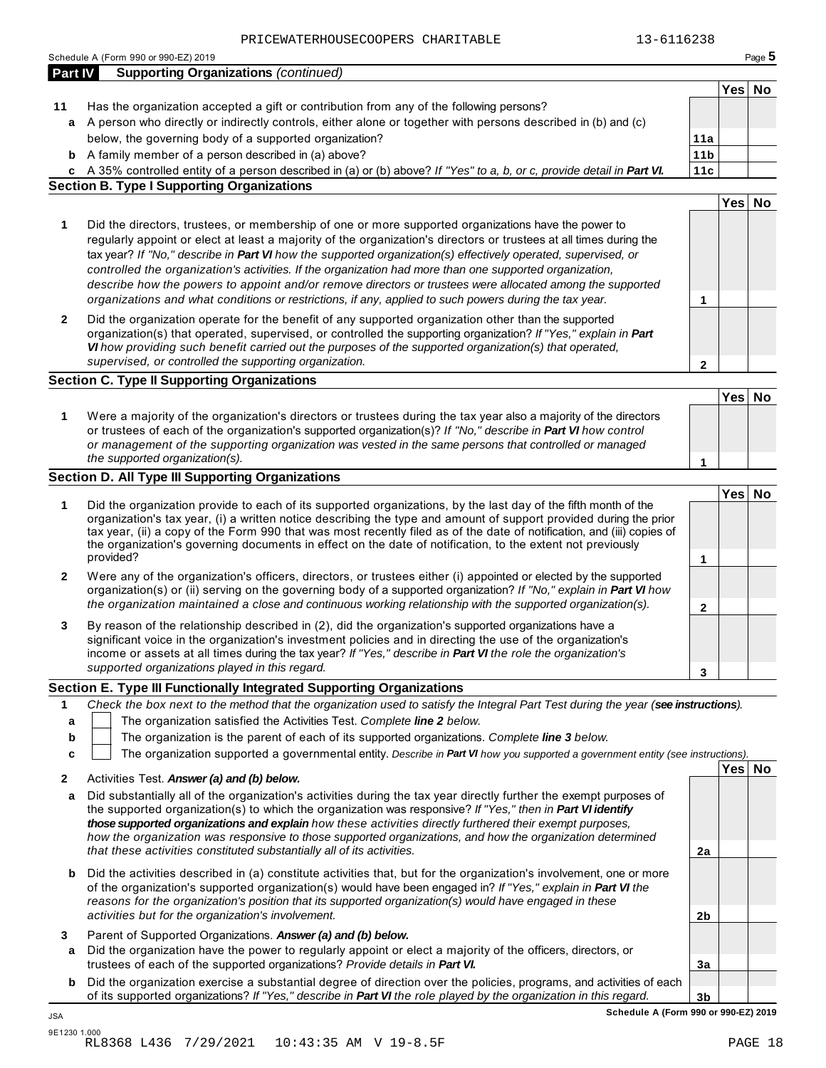PRICEWATERHOUSECOOPERS CHARITABLE 13-6116238

Schedule A (Form 990 or 990-EZ) 2019 Page **5**

## Part IV Supporting Organizations *(continued)*

| | | | Yes | No |
|---|---|---|---|---|
| **11** | Has the organization accepted a gift or contribution from any of the following persons? | | | |
| **a** | A person who directly or indirectly controls, either alone or together with persons described in (b) and (c) below, the governing body of a supported organization? | **11a** | | |
| **b** | A family member of a person described in (a) above? | **11b** | | |
| **c** | A 35% controlled entity of a person described in (a) or (b) above? *If "Yes" to a, b, or c, provide detail in **Part VI.*** | **11c** | | |

### Section B. Type I Supporting Organizations

| | | | Yes | No |
|---|---|---|---|---|
| **1** | Did the directors, trustees, or membership of one or more supported organizations have the power to regularly appoint or elect at least a majority of the organization's directors or trustees at all times during the tax year? *If "No," describe in **Part VI** how the supported organization(s) effectively operated, supervised, or controlled the organization's activities. If the organization had more than one supported organization, describe how the powers to appoint and/or remove directors or trustees were allocated among the supported organizations and what conditions or restrictions, if any, applied to such powers during the tax year.* | **1** | | |
| **2** | Did the organization operate for the benefit of any supported organization other than the supported organization(s) that operated, supervised, or controlled the supporting organization? *If "Yes," explain in **Part VI** how providing such benefit carried out the purposes of the supported organization(s) that operated, supervised, or controlled the supporting organization.* | **2** | | |

### Section C. Type II Supporting Organizations

| | | | Yes | No |
|---|---|---|---|---|
| **1** | Were a majority of the organization's directors or trustees during the tax year also a majority of the directors or trustees of each of the organization's supported organization(s)? *If "No," describe in **Part VI** how control or management of the supporting organization was vested in the same persons that controlled or managed the supported organization(s).* | **1** | | |

### Section D. All Type III Supporting Organizations

| | | | Yes | No |
|---|---|---|---|---|
| **1** | Did the organization provide to each of its supported organizations, by the last day of the fifth month of the organization's tax year, (i) a written notice describing the type and amount of support provided during the prior tax year, (ii) a copy of the Form 990 that was most recently filed as of the date of notification, and (iii) copies of the organization's governing documents in effect on the date of notification, to the extent not previously provided? | **1** | | |
| **2** | Were any of the organization's officers, directors, or trustees either (i) appointed or elected by the supported organization(s) or (ii) serving on the governing body of a supported organization? *If "No," explain in **Part VI** how the organization maintained a close and continuous working relationship with the supported organization(s).* | **2** | | |
| **3** | By reason of the relationship described in (2), did the organization's supported organizations have a significant voice in the organization's investment policies and in directing the use of the organization's income or assets at all times during the tax year? *If "Yes," describe in **Part VI** the role the organization's supported organizations played in this regard.* | **3** | | |

### Section E. Type III Functionally Integrated Supporting Organizations

**1** *Check the box next to the method that the organization used to satisfy the Integral Part Test during the year (**see instructions**).*

- **a** ☐ The organization satisfied the Activities Test. *Complete **line 2** below.*
- **b** ☐ The organization is the parent of each of its supported organizations. *Complete **line 3** below.*
- **c** ☐ The organization supported a governmental entity. *Describe in **Part VI** how you supported a government entity (see instructions).*

| | | | Yes | No |
|---|---|---|---|---|
| **2** | Activities Test. ***Answer (a) and (b) below.*** | | | |
| **a** | Did substantially all of the organization's activities during the tax year directly further the exempt purposes of the supported organization(s) to which the organization was responsive? *If "Yes," then in **Part VI identify those supported organizations and explain** how these activities directly furthered their exempt purposes, how the organization was responsive to those supported organizations, and how the organization determined that these activities constituted substantially all of its activities.* | **2a** | | |
| **b** | Did the activities described in (a) constitute activities that, but for the organization's involvement, one or more of the organization's supported organization(s) would have been engaged in? *If "Yes," explain in **Part VI** the reasons for the organization's position that its supported organization(s) would have engaged in these activities but for the organization's involvement.* | **2b** | | |
| **3** | Parent of Supported Organizations. ***Answer (a) and (b) below.*** | | | |
| **a** | Did the organization have the power to regularly appoint or elect a majority of the officers, directors, or trustees of each of the supported organizations? *Provide details in **Part VI.*** | **3a** | | |
| **b** | Did the organization exercise a substantial degree of direction over the policies, programs, and activities of each of its supported organizations? *If "Yes," describe in **Part VI** the role played by the organization in this regard.* | **3b** | | |

**Schedule A (Form 990 or 990-EZ) 2019**

JSA
9E1230 1.000
RL8368 L436 7/29/2021 10:43:35 AM V 19-8.5F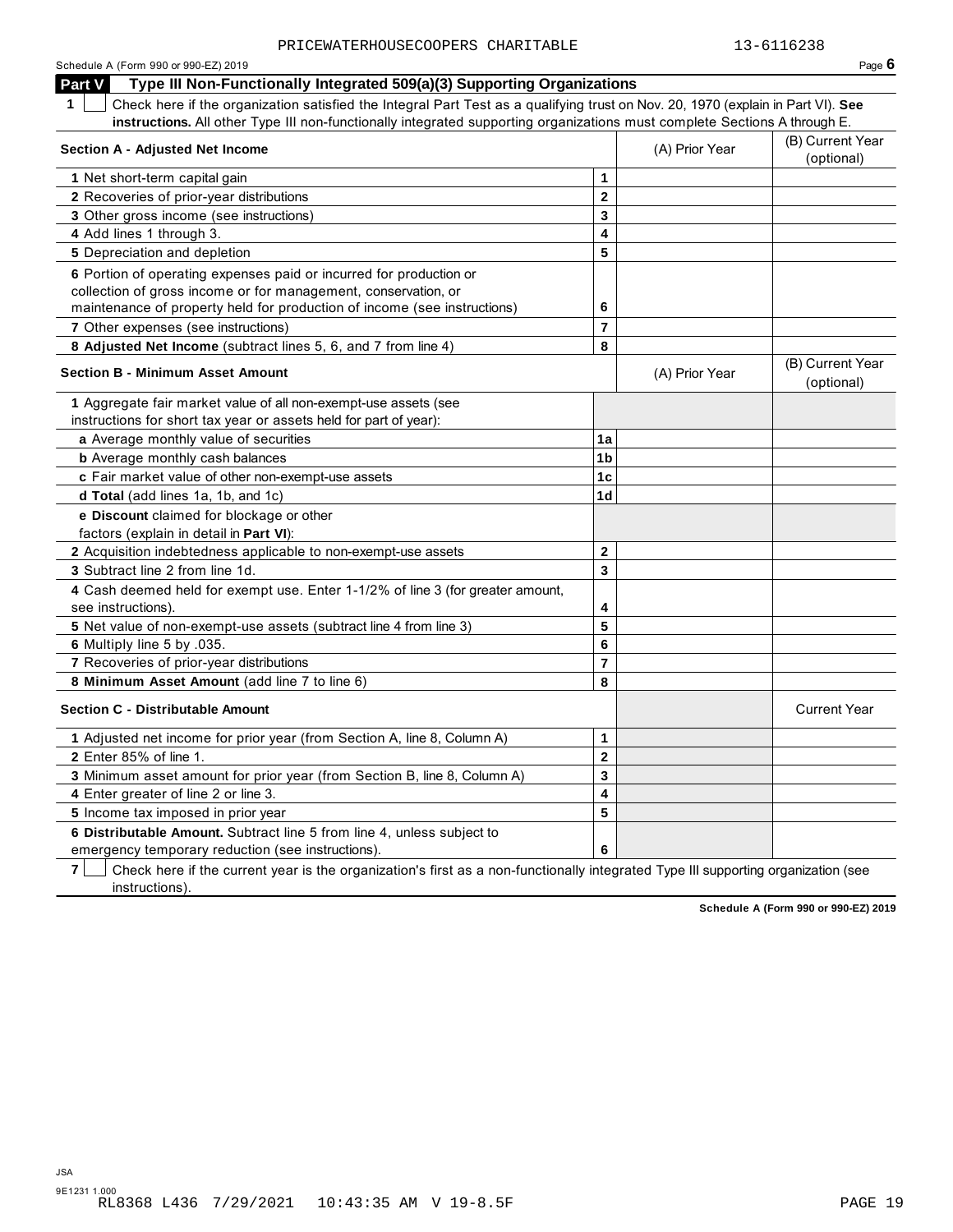PRICEWATERHOUSECOOPERS CHARITABLE 13-6116238

Schedule A (Form 990 or 990-EZ) 2019

## Part V Type III Non-Functionally Integrated 509(a)(3) Supporting Organizations

**1** ☐ Check here if the organization satisfied the Integral Part Test as a qualifying trust on Nov. 20, 1970 (explain in Part VI). **See instructions.** All other Type III non-functionally integrated supporting organizations must complete Sections A through E.

| **Section A - Adjusted Net Income** | | (A) Prior Year | (B) Current Year (optional) |
|---|---|---|---|
| **1** Net short-term capital gain | 1 | | |
| **2** Recoveries of prior-year distributions | 2 | | |
| **3** Other gross income (see instructions) | 3 | | |
| **4** Add lines 1 through 3. | 4 | | |
| **5** Depreciation and depletion | 5 | | |
| **6** Portion of operating expenses paid or incurred for production or collection of gross income or for management, conservation, or maintenance of property held for production of income (see instructions) | 6 | | |
| **7** Other expenses (see instructions) | 7 | | |
| **8 Adjusted Net Income** (subtract lines 5, 6, and 7 from line 4) | 8 | | |

| **Section B - Minimum Asset Amount** | | (A) Prior Year | (B) Current Year (optional) |
|---|---|---|---|
| **1** Aggregate fair market value of all non-exempt-use assets (see instructions for short tax year or assets held for part of year): | | | |
| **a** Average monthly value of securities | 1a | | |
| **b** Average monthly cash balances | 1b | | |
| **c** Fair market value of other non-exempt-use assets | 1c | | |
| **d Total** (add lines 1a, 1b, and 1c) | 1d | | |
| **e Discount** claimed for blockage or other factors (explain in detail in **Part VI**): | | | |
| **2** Acquisition indebtedness applicable to non-exempt-use assets | 2 | | |
| **3** Subtract line 2 from line 1d. | 3 | | |
| **4** Cash deemed held for exempt use. Enter 1-1/2% of line 3 (for greater amount, see instructions). | 4 | | |
| **5** Net value of non-exempt-use assets (subtract line 4 from line 3) | 5 | | |
| **6** Multiply line 5 by .035. | 6 | | |
| **7** Recoveries of prior-year distributions | 7 | | |
| **8 Minimum Asset Amount** (add line 7 to line 6) | 8 | | |

| **Section C - Distributable Amount** | | | Current Year |
|---|---|---|---|
| **1** Adjusted net income for prior year (from Section A, line 8, Column A) | 1 | | |
| **2** Enter 85% of line 1. | 2 | | |
| **3** Minimum asset amount for prior year (from Section B, line 8, Column A) | 3 | | |
| **4** Enter greater of line 2 or line 3. | 4 | | |
| **5** Income tax imposed in prior year | 5 | | |
| **6 Distributable Amount.** Subtract line 5 from line 4, unless subject to emergency temporary reduction (see instructions). | 6 | | |

**7** ☐ Check here if the current year is the organization's first as a non-functionally integrated Type III supporting organization (see instructions).

**Schedule A (Form 990 or 990-EZ) 2019**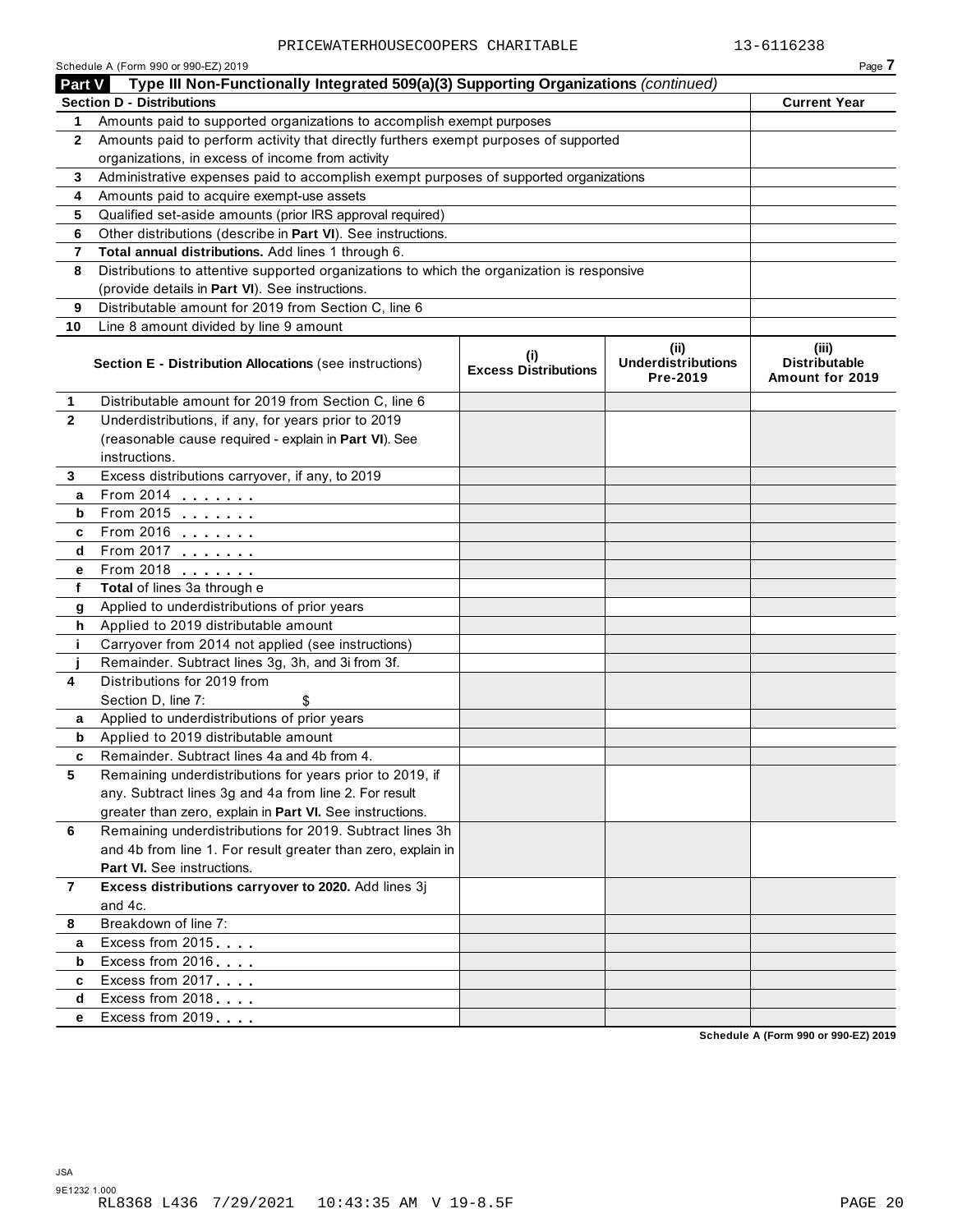PRICEWATERHOUSECOOPERS CHARITABLE 13-6116238

Schedule A (Form 990 or 990-EZ) 2019

## Part V Type III Non-Functionally Integrated 509(a)(3) Supporting Organizations *(continued)*

| **Section D - Distributions** | | **Current Year** |
|---|---|---|
| 1 | Amounts paid to supported organizations to accomplish exempt purposes | |
| 2 | Amounts paid to perform activity that directly furthers exempt purposes of supported organizations, in excess of income from activity | |
| 3 | Administrative expenses paid to accomplish exempt purposes of supported organizations | |
| 4 | Amounts paid to acquire exempt-use assets | |
| 5 | Qualified set-aside amounts (prior IRS approval required) | |
| 6 | Other distributions (describe in **Part VI**). See instructions. | |
| 7 | **Total annual distributions.** Add lines 1 through 6. | |
| 8 | Distributions to attentive supported organizations to which the organization is responsive (provide details in **Part VI**). See instructions. | |
| 9 | Distributable amount for 2019 from Section C, line 6 | |
| 10 | Line 8 amount divided by line 9 amount | |

| | **Section E - Distribution Allocations** (see instructions) | **(i) Excess Distributions** | **(ii) Underdistributions Pre-2019** | **(iii) Distributable Amount for 2019** |
|---|---|---|---|---|
| 1 | Distributable amount for 2019 from Section C, line 6 | | | |
| 2 | Underdistributions, if any, for years prior to 2019 (reasonable cause required - explain in **Part VI**). See instructions. | | | |
| 3 | Excess distributions carryover, if any, to 2019 | | | |
| a | From 2014 | | | |
| b | From 2015 | | | |
| c | From 2016 | | | |
| d | From 2017 | | | |
| e | From 2018 | | | |
| f | **Total** of lines 3a through e | | | |
| g | Applied to underdistributions of prior years | | | |
| h | Applied to 2019 distributable amount | | | |
| i | Carryover from 2014 not applied (see instructions) | | | |
| j | Remainder. Subtract lines 3g, 3h, and 3i from 3f. | | | |
| 4 | Distributions for 2019 from Section D, line 7: $ | | | |
| a | Applied to underdistributions of prior years | | | |
| b | Applied to 2019 distributable amount | | | |
| c | Remainder. Subtract lines 4a and 4b from 4. | | | |
| 5 | Remaining underdistributions for years prior to 2019, if any. Subtract lines 3g and 4a from line 2. For result greater than zero, explain in **Part VI.** See instructions. | | | |
| 6 | Remaining underdistributions for 2019. Subtract lines 3h and 4b from line 1. For result greater than zero, explain in **Part VI.** See instructions. | | | |
| 7 | **Excess distributions carryover to 2020.** Add lines 3j and 4c. | | | |
| 8 | Breakdown of line 7: | | | |
| a | Excess from 2015 | | | |
| b | Excess from 2016 | | | |
| c | Excess from 2017 | | | |
| d | Excess from 2018 | | | |
| e | Excess from 2019 | | | |

Schedule A (Form 990 or 990-EZ) 2019

JSA
9E1232 1.000
RL8368 L436 7/29/2021 10:43:35 AM V 19-8.5F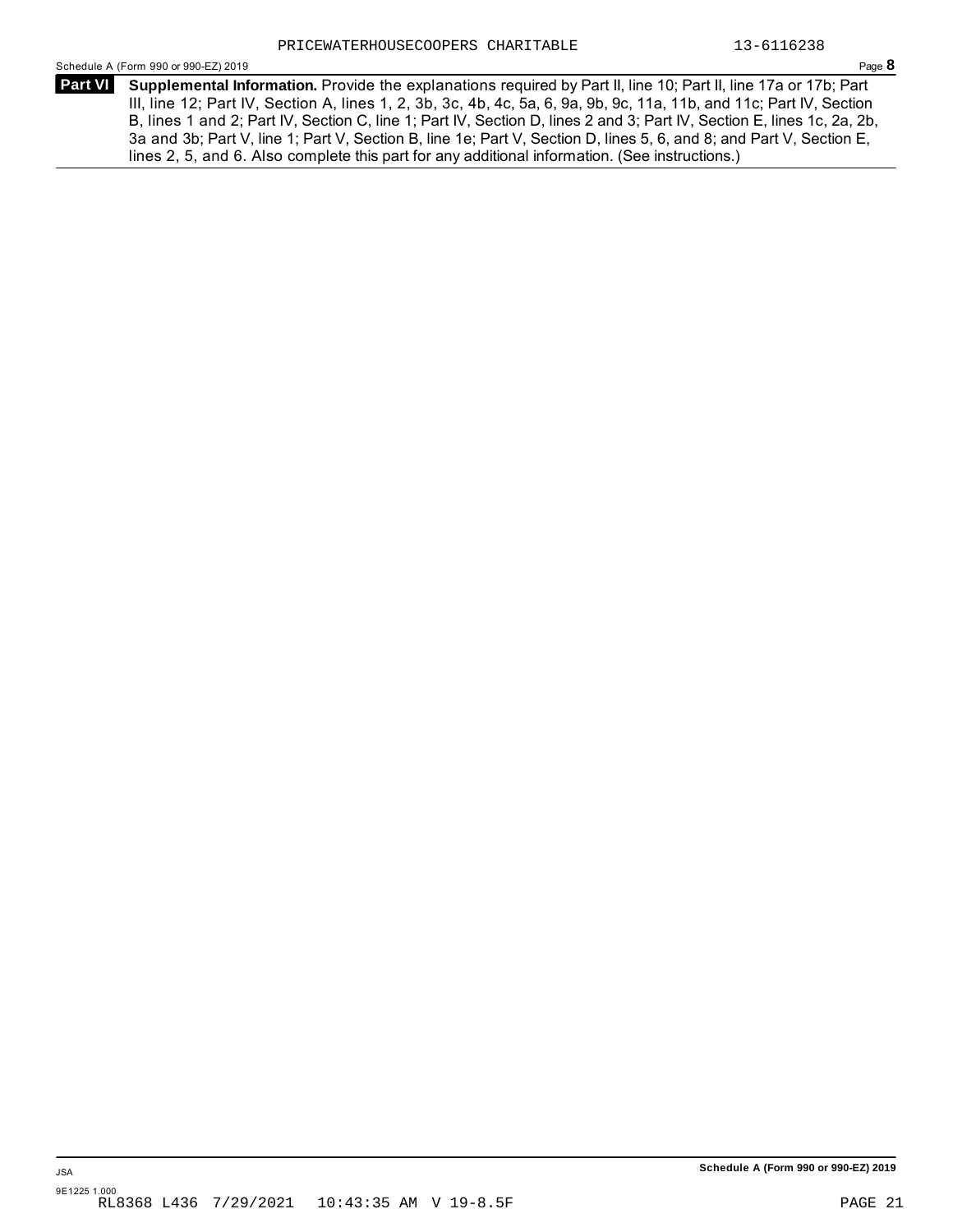**Part VI** **Supplemental Information.** Provide the explanations required by Part II, line 10; Part II, line 17a or 17b; Part III, line 12; Part IV, Section A, lines 1, 2, 3b, 3c, 4b, 4c, 5a, 6, 9a, 9b, 9c, 11a, 11b, and 11c; Part IV, Section B, lines 1 and 2; Part IV, Section C, line 1; Part IV, Section D, lines 2 and 3; Part IV, Section E, lines 1c, 2a, 2b, 3a and 3b; Part V, line 1; Part V, Section B, line 1e; Part V, Section D, lines 5, 6, and 8; and Part V, Section E, lines 2, 5, and 6. Also complete this part for any additional information. (See instructions.)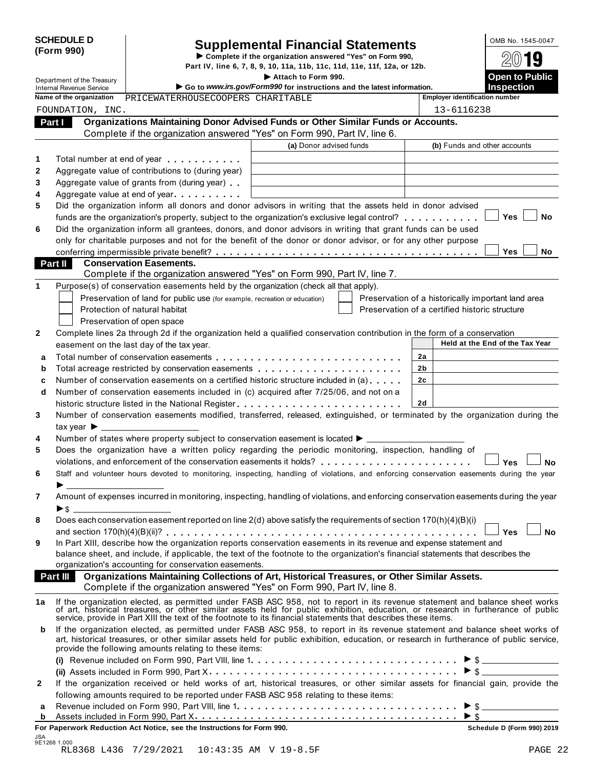**SCHEDULE D (Form 990)**

# Supplemental Financial Statements

▶ **Complete if the organization answered "Yes" on Form 990, Part IV, line 6, 7, 8, 9, 10, 11a, 11b, 11c, 11d, 11e, 11f, 12a, or 12b.**

▶ **Attach to Form 990.**

▶ **Go to *www.irs.gov/Form990* for instructions and the latest information.**

OMB No. 1545-0047

2019

**Open to Public Inspection**

Department of the Treasury
Internal Revenue Service

**Name of the organization** PRICEWATERHOUSECOOPERS CHARITABLE FOUNDATION, INC.

**Employer identification number** 13-6116238

## Part I Organizations Maintaining Donor Advised Funds or Other Similar Funds or Accounts.

Complete if the organization answered "Yes" on Form 990, Part IV, line 6.

| | | (a) Donor advised funds | (b) Funds and other accounts |
|---|---|---|---|
| 1 | Total number at end of year | | |
| 2 | Aggregate value of contributions to (during year) | | |
| 3 | Aggregate value of grants from (during year) | | |
| 4 | Aggregate value at end of year | | |

5 Did the organization inform all donors and donor advisors in writing that the assets held in donor advised funds are the organization's property, subject to the organization's exclusive legal control? ☐ Yes ☐ No

6 Did the organization inform all grantees, donors, and donor advisors in writing that grant funds can be used only for charitable purposes and not for the benefit of the donor or donor advisor, or for any other purpose conferring impermissible private benefit? ☐ Yes ☐ No

## Part II Conservation Easements.

Complete if the organization answered "Yes" on Form 990, Part IV, line 7.

1 Purpose(s) of conservation easements held by the organization (check all that apply).

- ☐ Preservation of land for public use (for example, recreation or education)
- ☐ Preservation of a historically important land area
- ☐ Protection of natural habitat
- ☐ Preservation of a certified historic structure
- ☐ Preservation of open space

2 Complete lines 2a through 2d if the organization held a qualified conservation contribution in the form of a conservation easement on the last day of the tax year.

| | | | Held at the End of the Tax Year |
|---|---|---|---|
| a | Total number of conservation easements | 2a | |
| b | Total acreage restricted by conservation easements | 2b | |
| c | Number of conservation easements on a certified historic structure included in (a) | 2c | |
| d | Number of conservation easements included in (c) acquired after 7/25/06, and not on a historic structure listed in the National Register | 2d | |

3 Number of conservation easements modified, transferred, released, extinguished, or terminated by the organization during the tax year ▶

4 Number of states where property subject to conservation easement is located ▶

5 Does the organization have a written policy regarding the periodic monitoring, inspection, handling of violations, and enforcement of the conservation easements it holds? ☐ Yes ☐ No

6 Staff and volunteer hours devoted to monitoring, inspecting, handling of violations, and enforcing conservation easements during the year ▶

7 Amount of expenses incurred in monitoring, inspecting, handling of violations, and enforcing conservation easements during the year ▶ $

8 Does each conservation easement reported on line 2(d) above satisfy the requirements of section 170(h)(4)(B)(i) and section 170(h)(4)(B)(ii)? ☐ Yes ☐ No

9 In Part XIII, describe how the organization reports conservation easements in its revenue and expense statement and balance sheet, and include, if applicable, the text of the footnote to the organization's financial statements that describes the organization's accounting for conservation easements.

## Part III Organizations Maintaining Collections of Art, Historical Treasures, or Other Similar Assets.

Complete if the organization answered "Yes" on Form 990, Part IV, line 8.

1a If the organization elected, as permitted under FASB ASC 958, not to report in its revenue statement and balance sheet works of art, historical treasures, or other similar assets held for public exhibition, education, or research in furtherance of public service, provide in Part XIII the text of the footnote to its financial statements that describes these items.

b If the organization elected, as permitted under FASB ASC 958, to report in its revenue statement and balance sheet works of art, historical treasures, or other similar assets held for public exhibition, education, or research in furtherance of public service, provide the following amounts relating to these items:

(i) Revenue included on Form 990, Part VIII, line 1 ▶ $

(ii) Assets included in Form 990, Part X ▶ $

2 If the organization received or held works of art, historical treasures, or other similar assets for financial gain, provide the following amounts required to be reported under FASB ASC 958 relating to these items:

a Revenue included on Form 990, Part VIII, line 1 ▶ $

b Assets included in Form 990, Part X ▶ $

**For Paperwork Reduction Act Notice, see the Instructions for Form 990.** **Schedule D (Form 990) 2019**

JSA
9E1268 1.000
RL8368 L436 7/29/2021 10:43:35 AM V 19-8.5F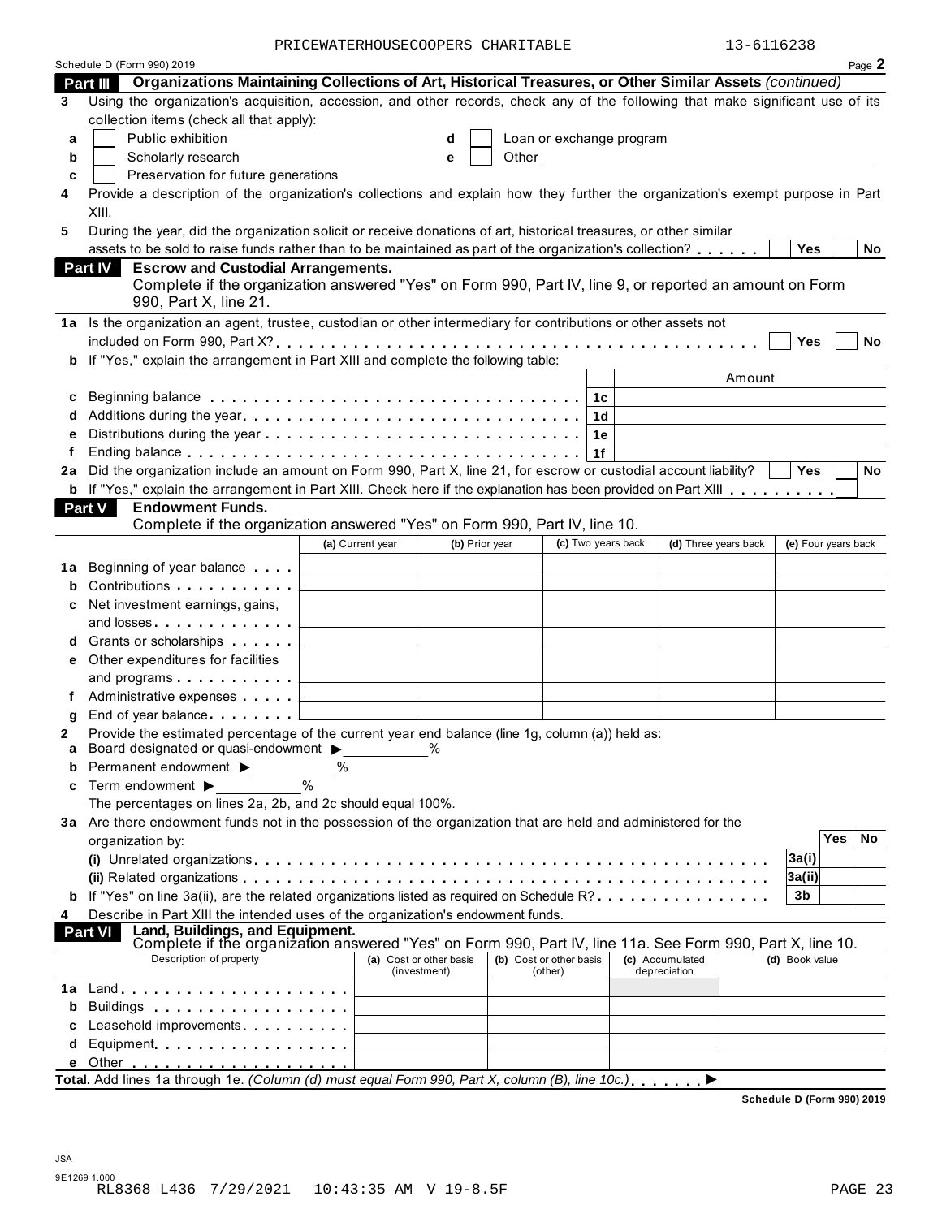PRICEWATERHOUSECOOPERS CHARITABLE 13-6116238

Schedule D (Form 990) 2019 Page **2**

**Part III Organizations Maintaining Collections of Art, Historical Treasures, or Other Similar Assets** *(continued)*

**3** Using the organization's acquisition, accession, and other records, check any of the following that make significant use of its collection items (check all that apply):

- **a** ☐ Public exhibition
- **b** ☐ Scholarly research
- **c** ☐ Preservation for future generations
- **d** ☐ Loan or exchange program
- **e** ☐ Other

**4** Provide a description of the organization's collections and explain how they further the organization's exempt purpose in Part XIII.

**5** During the year, did the organization solicit or receive donations of art, historical treasures, or other similar assets to be sold to raise funds rather than to be maintained as part of the organization's collection? ☐ Yes ☐ No

**Part IV Escrow and Custodial Arrangements.**
Complete if the organization answered "Yes" on Form 990, Part IV, line 9, or reported an amount on Form 990, Part X, line 21.

**1a** Is the organization an agent, trustee, custodian or other intermediary for contributions or other assets not included on Form 990, Part X? ☐ Yes ☐ No

**b** If "Yes," explain the arrangement in Part XIII and complete the following table:

| | | Amount |
|---|---|---|
| **c** Beginning balance | 1c | |
| **d** Additions during the year | 1d | |
| **e** Distributions during the year | 1e | |
| **f** Ending balance | 1f | |

**2a** Did the organization include an amount on Form 990, Part X, line 21, for escrow or custodial account liability? ☐ Yes ☐ No

**b** If "Yes," explain the arrangement in Part XIII. Check here if the explanation has been provided on Part XIII ☐

**Part V Endowment Funds.**
Complete if the organization answered "Yes" on Form 990, Part IV, line 10.

| | (a) Current year | (b) Prior year | (c) Two years back | (d) Three years back | (e) Four years back |
|---|---|---|---|---|---|
| **1a** Beginning of year balance | | | | | |
| **b** Contributions | | | | | |
| **c** Net investment earnings, gains, and losses | | | | | |
| **d** Grants or scholarships | | | | | |
| **e** Other expenditures for facilities and programs | | | | | |
| **f** Administrative expenses | | | | | |
| **g** End of year balance | | | | | |

**2** Provide the estimated percentage of the current year end balance (line 1g, column (a)) held as:

- **a** Board designated or quasi-endowment ▶ ______ %
- **b** Permanent endowment ▶ ______ %
- **c** Term endowment ▶ ______ %

The percentages on lines 2a, 2b, and 2c should equal 100%.

**3a** Are there endowment funds not in the possession of the organization that are held and administered for the organization by:

| | | Yes | No |
|---|---|---|---|
| **(i)** Unrelated organizations | 3a(i) | | |
| **(ii)** Related organizations | 3a(ii) | | |
| **b** If "Yes" on line 3a(ii), are the related organizations listed as required on Schedule R? | 3b | | |

**4** Describe in Part XIII the intended uses of the organization's endowment funds.

**Part VI Land, Buildings, and Equipment.**
Complete if the organization answered "Yes" on Form 990, Part IV, line 11a. See Form 990, Part X, line 10.

| Description of property | (a) Cost or other basis (investment) | (b) Cost or other basis (other) | (c) Accumulated depreciation | (d) Book value |
|---|---|---|---|---|
| **1a** Land | | | | |
| **b** Buildings | | | | |
| **c** Leasehold improvements | | | | |
| **d** Equipment | | | | |
| **e** Other | | | | |

**Total.** Add lines 1a through 1e. *(Column (d) must equal Form 990, Part X, column (B), line 10c.)* ▶

**Schedule D (Form 990) 2019**

JSA
9E1269 1.000
RL8368 L436 7/29/2021 10:43:35 AM V 19-8.5F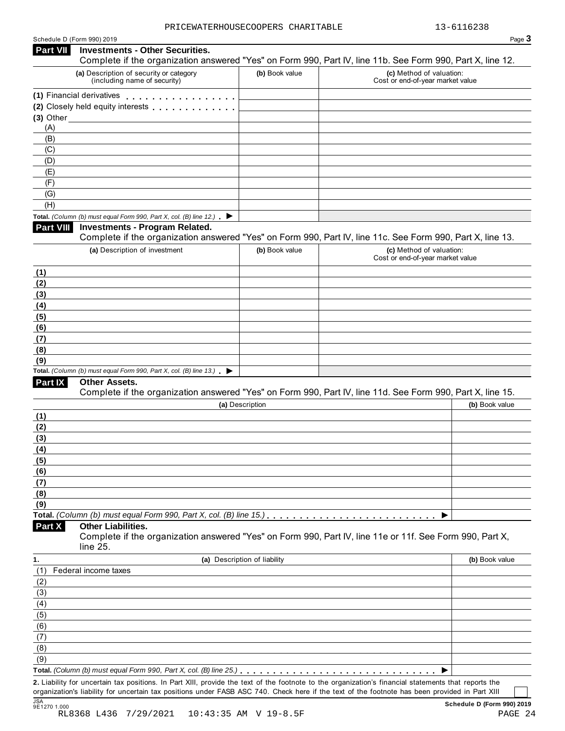PRICEWATERHOUSECOOPERS CHARITABLE 13-6116238

Schedule D (Form 990) 2019

## Part VII Investments - Other Securities.

Complete if the organization answered "Yes" on Form 990, Part IV, line 11b. See Form 990, Part X, line 12.

| (a) Description of security or category (including name of security) | (b) Book value | (c) Method of valuation: Cost or end-of-year market value |
|---|---|---|
| (1) Financial derivatives | | |
| (2) Closely held equity interests | | |
| (3) Other | | |
| (A) | | |
| (B) | | |
| (C) | | |
| (D) | | |
| (E) | | |
| (F) | | |
| (G) | | |
| (H) | | |
| **Total.** *(Column (b) must equal Form 990, Part X, col. (B) line 12.)* ▶ | | |

## Part VIII Investments - Program Related.

Complete if the organization answered "Yes" on Form 990, Part IV, line 11c. See Form 990, Part X, line 13.

| (a) Description of investment | (b) Book value | (c) Method of valuation: Cost or end-of-year market value |
|---|---|---|
| (1) | | |
| (2) | | |
| (3) | | |
| (4) | | |
| (5) | | |
| (6) | | |
| (7) | | |
| (8) | | |
| (9) | | |
| **Total.** *(Column (b) must equal Form 990, Part X, col. (B) line 13.)* ▶ | | |

## Part IX Other Assets.

Complete if the organization answered "Yes" on Form 990, Part IV, line 11d. See Form 990, Part X, line 15.

| (a) Description | (b) Book value |
|---|---|
| (1) | |
| (2) | |
| (3) | |
| (4) | |
| (5) | |
| (6) | |
| (7) | |
| (8) | |
| (9) | |
| **Total.** *(Column (b) must equal Form 990, Part X, col. (B) line 15.)* ▶ | |

## Part X Other Liabilities.

Complete if the organization answered "Yes" on Form 990, Part IV, line 11e or 11f. See Form 990, Part X, line 25.

| 1. (a) Description of liability | (b) Book value |
|---|---|
| (1) Federal income taxes | |
| (2) | |
| (3) | |
| (4) | |
| (5) | |
| (6) | |
| (7) | |
| (8) | |
| (9) | |
| **Total.** *(Column (b) must equal Form 990, Part X, col. (B) line 25.)* ▶ | |

**2.** Liability for uncertain tax positions. In Part XIII, provide the text of the footnote to the organization's financial statements that reports the organization's liability for uncertain tax positions under FASB ASC 740. Check here if the text of the footnote has been provided in Part XIII ☐

JSA 9E1270 1.000

**Schedule D (Form 990) 2019**

RL8368 L436 7/29/2021 10:43:35 AM V 19-8.5F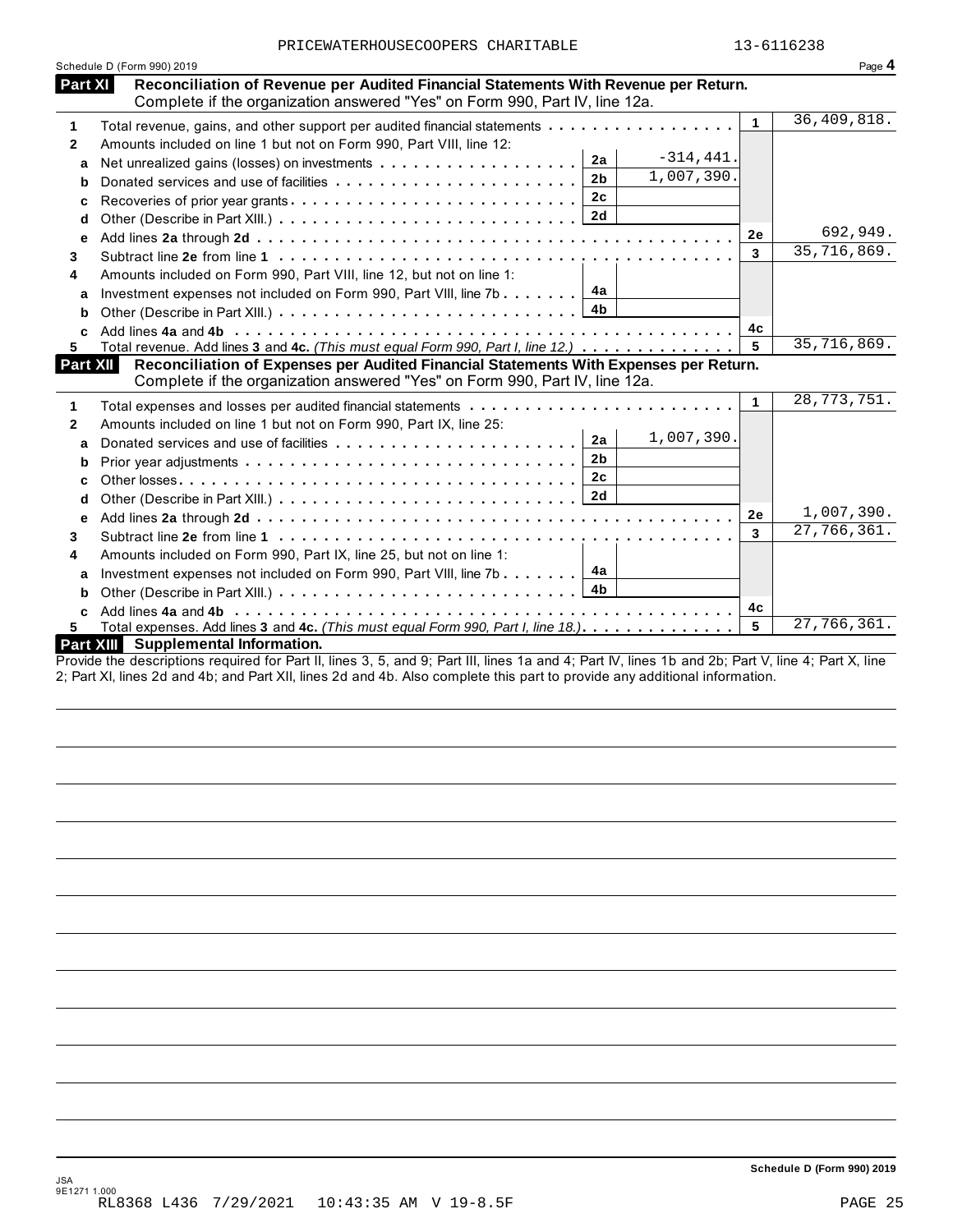PRICEWATERHOUSECOOPERS CHARITABLE 13-6116238

Schedule D (Form 990) 2019 Page **4**

## Part XI Reconciliation of Revenue per Audited Financial Statements With Revenue per Return.

Complete if the organization answered "Yes" on Form 990, Part IV, line 12a.

| | | | | | |
|---|---|---|---|---|---|
| **1** | Total revenue, gains, and other support per audited financial statements | | | 1 | 36,409,818. |
| **2** | Amounts included on line 1 but not on Form 990, Part VIII, line 12: | | | | |
| **a** | Net unrealized gains (losses) on investments | 2a | -314,441. | | |
| **b** | Donated services and use of facilities | 2b | 1,007,390. | | |
| **c** | Recoveries of prior year grants | 2c | | | |
| **d** | Other (Describe in Part XIII.) | 2d | | | |
| **e** | Add lines **2a** through **2d** | | | 2e | 692,949. |
| **3** | Subtract line **2e** from line **1** | | | 3 | 35,716,869. |
| **4** | Amounts included on Form 990, Part VIII, line 12, but not on line 1: | | | | |
| **a** | Investment expenses not included on Form 990, Part VIII, line 7b | 4a | | | |
| **b** | Other (Describe in Part XIII.) | 4b | | | |
| **c** | Add lines **4a** and **4b** | | | 4c | |
| **5** | Total revenue. Add lines **3** and **4c.** *(This must equal Form 990, Part I, line 12.)* | | | 5 | 35,716,869. |

## Part XII Reconciliation of Expenses per Audited Financial Statements With Expenses per Return.

Complete if the organization answered "Yes" on Form 990, Part IV, line 12a.

| | | | | | |
|---|---|---|---|---|---|
| **1** | Total expenses and losses per audited financial statements | | | 1 | 28,773,751. |
| **2** | Amounts included on line 1 but not on Form 990, Part IX, line 25: | | | | |
| **a** | Donated services and use of facilities | 2a | 1,007,390. | | |
| **b** | Prior year adjustments | 2b | | | |
| **c** | Other losses | 2c | | | |
| **d** | Other (Describe in Part XIII.) | 2d | | | |
| **e** | Add lines **2a** through **2d** | | | 2e | 1,007,390. |
| **3** | Subtract line **2e** from line **1** | | | 3 | 27,766,361. |
| **4** | Amounts included on Form 990, Part IX, line 25, but not on line 1: | | | | |
| **a** | Investment expenses not included on Form 990, Part VIII, line 7b | 4a | | | |
| **b** | Other (Describe in Part XIII.) | 4b | | | |
| **c** | Add lines **4a** and **4b** | | | 4c | |
| **5** | Total expenses. Add lines **3** and **4c.** *(This must equal Form 990, Part I, line 18.)* | | | 5 | 27,766,361. |

## Part XIII Supplemental Information.

Provide the descriptions required for Part II, lines 3, 5, and 9; Part III, lines 1a and 4; Part IV, lines 1b and 2b; Part V, line 4; Part X, line 2; Part XI, lines 2d and 4b; and Part XII, lines 2d and 4b. Also complete this part to provide any additional information.

**Schedule D (Form 990) 2019**

JSA
9E1271 1.000
RL8368 L436 7/29/2021 10:43:35 AM V 19-8.5F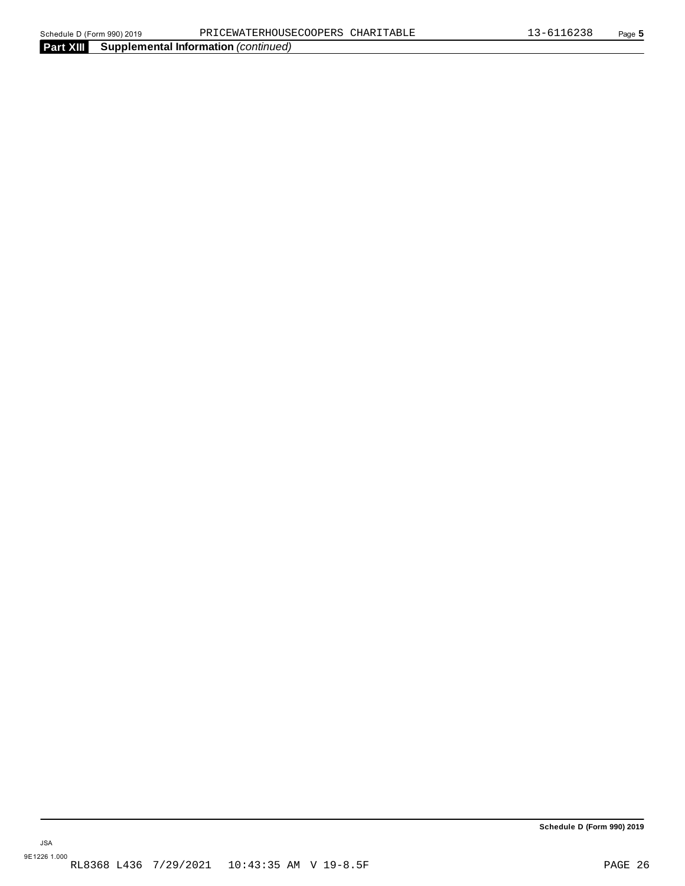**Part XIII** **Supplemental Information** *(continued)*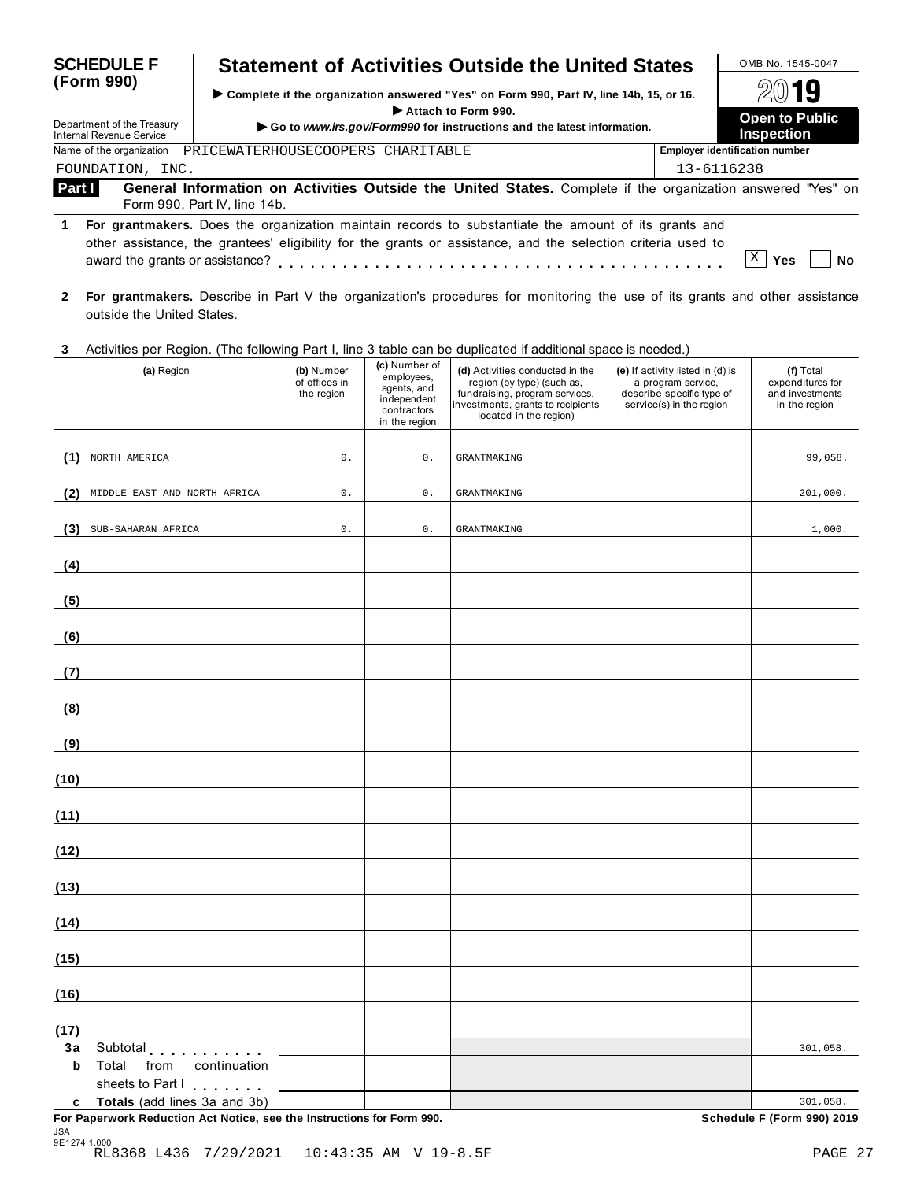# SCHEDULE F (Form 990)

## Statement of Activities Outside the United States

► Complete if the organization answered "Yes" on Form 990, Part IV, line 14b, 15, or 16.
► Attach to Form 990.
► Go to *www.irs.gov/Form990* for instructions and the latest information.

OMB No. 1545-0047

2019

**Open to Public Inspection**

Department of the Treasury
Internal Revenue Service

Name of the organization: PRICEWATERHOUSECOOPERS CHARITABLE FOUNDATION, INC.

Employer identification number: 13-6116238

**Part I** **General Information on Activities Outside the United States.** Complete if the organization answered "Yes" on Form 990, Part IV, line 14b.

**1** **For grantmakers.** Does the organization maintain records to substantiate the amount of its grants and other assistance, the grantees' eligibility for the grants or assistance, and the selection criteria used to award the grants or assistance? . . . . . [X] Yes [ ] No

**2** **For grantmakers.** Describe in Part V the organization's procedures for monitoring the use of its grants and other assistance outside the United States.

**3** Activities per Region. (The following Part I, line 3 table can be duplicated if additional space is needed.)

| | (a) Region | (b) Number of offices in the region | (c) Number of employees, agents, and independent contractors in the region | (d) Activities conducted in the region (by type) (such as, fundraising, program services, investments, grants to recipients located in the region) | (e) If activity listed in (d) is a program service, describe specific type of service(s) in the region | (f) Total expenditures for and investments in the region |
|---|---|---|---|---|---|---|
| (1) | NORTH AMERICA | 0. | 0. | GRANTMAKING | | 99,058. |
| (2) | MIDDLE EAST AND NORTH AFRICA | 0. | 0. | GRANTMAKING | | 201,000. |
| (3) | SUB-SAHARAN AFRICA | 0. | 0. | GRANTMAKING | | 1,000. |
| (4) | | | | | | |
| (5) | | | | | | |
| (6) | | | | | | |
| (7) | | | | | | |
| (8) | | | | | | |
| (9) | | | | | | |
| (10) | | | | | | |
| (11) | | | | | | |
| (12) | | | | | | |
| (13) | | | | | | |
| (14) | | | | | | |
| (15) | | | | | | |
| (16) | | | | | | |
| (17) | | | | | | |
| 3a | Subtotal | | | | | 301,058. |
| b | Total from continuation sheets to Part I | | | | | |
| c | **Totals** (add lines 3a and 3b) | | | | | 301,058. |

**For Paperwork Reduction Act Notice, see the Instructions for Form 990.** **Schedule F (Form 990) 2019**

JSA
9E1274 1.000
RL8368 L436 7/29/2021 10:43:35 AM V 19-8.5F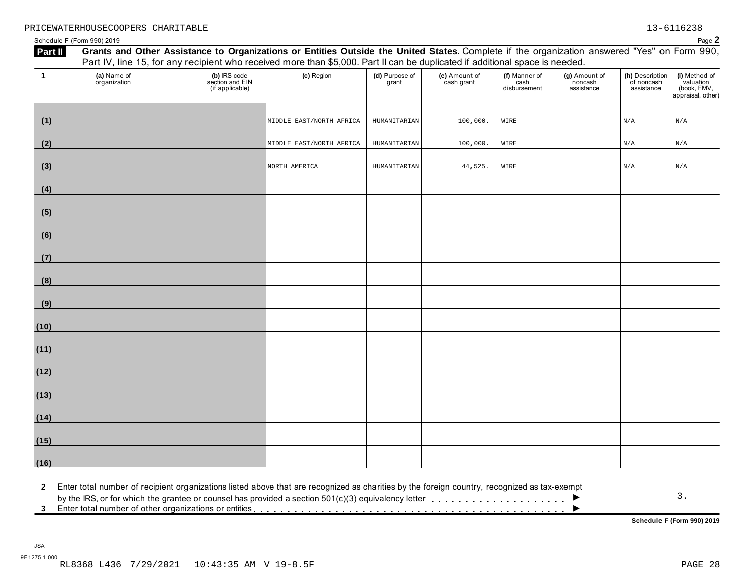PRICEWATERHOUSECOOPERS CHARITABLE 13-6116238

Schedule F (Form 990) 2019 Page **2**

**Part II** **Grants and Other Assistance to Organizations or Entities Outside the United States.** Complete if the organization answered "Yes" on Form 990, Part IV, line 15, for any recipient who received more than $5,000. Part II can be duplicated if additional space is needed.

| 1 | (a) Name of organization | (b) IRS code section and EIN (if applicable) | (c) Region | (d) Purpose of grant | (e) Amount of cash grant | (f) Manner of cash disbursement | (g) Amount of noncash assistance | (h) Description of noncash assistance | (i) Method of valuation (book, FMV, appraisal, other) |
|---|---|---|---|---|---|---|---|---|---|
| (1) | | | MIDDLE EAST/NORTH AFRICA | HUMANITARIAN | 100,000. | WIRE | | N/A | N/A |
| (2) | | | MIDDLE EAST/NORTH AFRICA | HUMANITARIAN | 100,000. | WIRE | | N/A | N/A |
| (3) | | | NORTH AMERICA | HUMANITARIAN | 44,525. | WIRE | | N/A | N/A |
| (4) | | | | | | | | | |
| (5) | | | | | | | | | |
| (6) | | | | | | | | | |
| (7) | | | | | | | | | |
| (8) | | | | | | | | | |
| (9) | | | | | | | | | |
| (10) | | | | | | | | | |
| (11) | | | | | | | | | |
| (12) | | | | | | | | | |
| (13) | | | | | | | | | |
| (14) | | | | | | | | | |
| (15) | | | | | | | | | |
| (16) | | | | | | | | | |

**2** Enter total number of recipient organizations listed above that are recognized as charities by the foreign country, recognized as tax-exempt by the IRS, or for which the grantee or counsel has provided a section 501(c)(3) equivalency letter . . . . . . . . . . . . . . . . . . . . ▶ 3.

**3** Enter total number of other organizations or entities . . . . . . . . . . . . . . . . . . . . . . . . . . . . . . . . . . . . . . . . . . . . ▶

**Schedule F (Form 990) 2019**

JSA
9E1275 1.000
RL8368 L436 7/29/2021 10:43:35 AM V 19-8.5F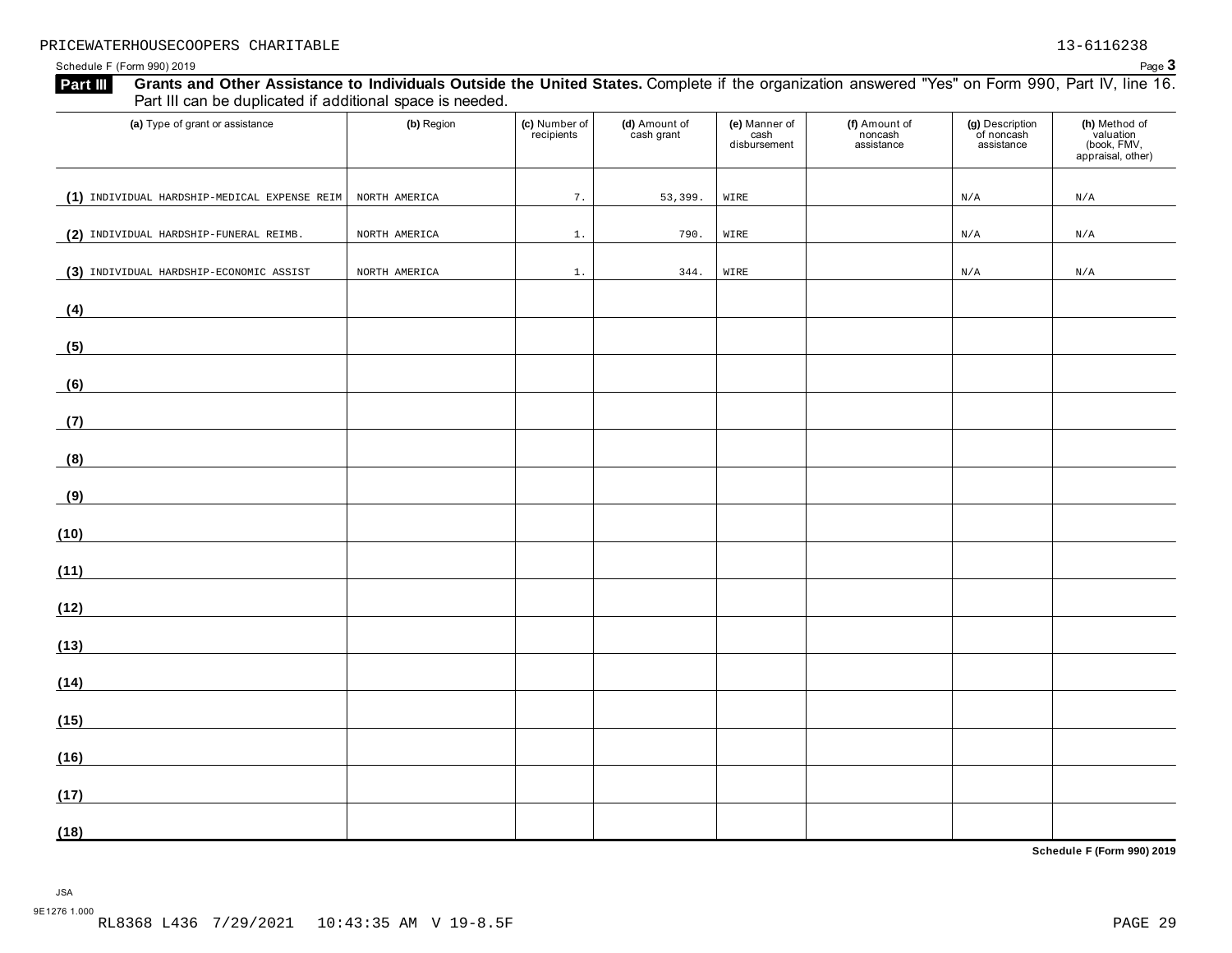PRICEWATERHOUSECOOPERS CHARITABLE 13-6116238

Schedule F (Form 990) 2019 Page **3**

## Part III Grants and Other Assistance to Individuals Outside the United States.

Complete if the organization answered "Yes" on Form 990, Part IV, line 16. Part III can be duplicated if additional space is needed.

| (a) Type of grant or assistance | (b) Region | (c) Number of recipients | (d) Amount of cash grant | (e) Manner of cash disbursement | (f) Amount of noncash assistance | (g) Description of noncash assistance | (h) Method of valuation (book, FMV, appraisal, other) |
|---|---|---|---|---|---|---|---|
| (1) INDIVIDUAL HARDSHIP-MEDICAL EXPENSE REIM | NORTH AMERICA | 7. | 53,399. | WIRE | | N/A | N/A |
| (2) INDIVIDUAL HARDSHIP-FUNERAL REIMB. | NORTH AMERICA | 1. | 790. | WIRE | | N/A | N/A |
| (3) INDIVIDUAL HARDSHIP-ECONOMIC ASSIST | NORTH AMERICA | 1. | 344. | WIRE | | N/A | N/A |
| (4) | | | | | | | |
| (5) | | | | | | | |
| (6) | | | | | | | |
| (7) | | | | | | | |
| (8) | | | | | | | |
| (9) | | | | | | | |
| (10) | | | | | | | |
| (11) | | | | | | | |
| (12) | | | | | | | |
| (13) | | | | | | | |
| (14) | | | | | | | |
| (15) | | | | | | | |
| (16) | | | | | | | |
| (17) | | | | | | | |
| (18) | | | | | | | |

**Schedule F (Form 990) 2019**

JSA
9E1276 1.000
RL8368 L436 7/29/2021 10:43:35 AM V 19-8.5F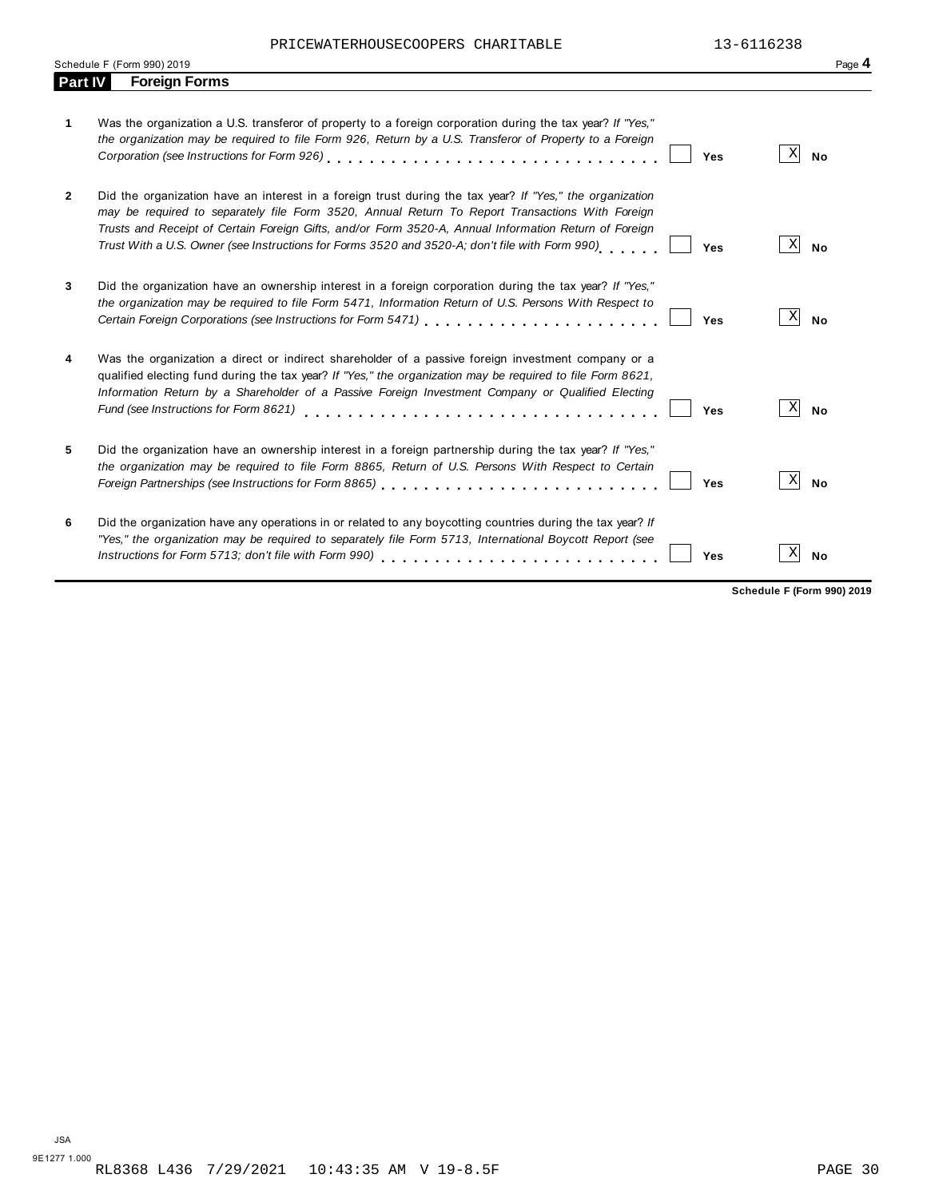PRICEWATERHOUSECOOPERS CHARITABLE 13-6116238

Schedule F (Form 990) 2019

## Part IV Foreign Forms

| | | Yes | No |
|---|---|---|---|
| **1** | Was the organization a U.S. transferor of property to a foreign corporation during the tax year? *If "Yes," the organization may be required to file Form 926, Return by a U.S. Transferor of Property to a Foreign Corporation (see Instructions for Form 926)* | | X |
| **2** | Did the organization have an interest in a foreign trust during the tax year? *If "Yes," the organization may be required to separately file Form 3520, Annual Return To Report Transactions With Foreign Trusts and Receipt of Certain Foreign Gifts, and/or Form 3520-A, Annual Information Return of Foreign Trust With a U.S. Owner (see Instructions for Forms 3520 and 3520-A; don't file with Form 990)* | | X |
| **3** | Did the organization have an ownership interest in a foreign corporation during the tax year? *If "Yes," the organization may be required to file Form 5471, Information Return of U.S. Persons With Respect to Certain Foreign Corporations (see Instructions for Form 5471)* | | X |
| **4** | Was the organization a direct or indirect shareholder of a passive foreign investment company or a qualified electing fund during the tax year? *If "Yes," the organization may be required to file Form 8621, Information Return by a Shareholder of a Passive Foreign Investment Company or Qualified Electing Fund (see Instructions for Form 8621)* | | X |
| **5** | Did the organization have an ownership interest in a foreign partnership during the tax year? *If "Yes," the organization may be required to file Form 8865, Return of U.S. Persons With Respect to Certain Foreign Partnerships (see Instructions for Form 8865)* | | X |
| **6** | Did the organization have any operations in or related to any boycotting countries during the tax year? *If "Yes," the organization may be required to separately file Form 5713, International Boycott Report (see Instructions for Form 5713; don't file with Form 990)* | | X |

**Schedule F (Form 990) 2019**

JSA
9E1277 1.000
RL8368 L436 7/29/2021 10:43:35 AM V 19-8.5F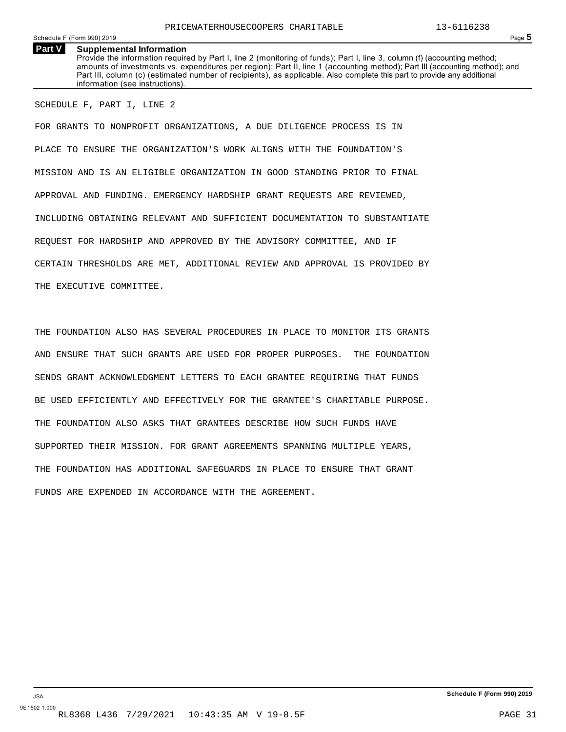## Part V Supplemental Information

Provide the information required by Part I, line 2 (monitoring of funds); Part I, line 3, column (f) (accounting method; amounts of investments vs. expenditures per region); Part II, line 1 (accounting method); Part III (accounting method); and Part III, column (c) (estimated number of recipients), as applicable. Also complete this part to provide any additional information (see instructions).

SCHEDULE F, PART I, LINE 2

FOR GRANTS TO NONPROFIT ORGANIZATIONS, A DUE DILIGENCE PROCESS IS IN PLACE TO ENSURE THE ORGANIZATION'S WORK ALIGNS WITH THE FOUNDATION'S MISSION AND IS AN ELIGIBLE ORGANIZATION IN GOOD STANDING PRIOR TO FINAL APPROVAL AND FUNDING. EMERGENCY HARDSHIP GRANT REQUESTS ARE REVIEWED, INCLUDING OBTAINING RELEVANT AND SUFFICIENT DOCUMENTATION TO SUBSTANTIATE REQUEST FOR HARDSHIP AND APPROVED BY THE ADVISORY COMMITTEE, AND IF CERTAIN THRESHOLDS ARE MET, ADDITIONAL REVIEW AND APPROVAL IS PROVIDED BY THE EXECUTIVE COMMITTEE.

THE FOUNDATION ALSO HAS SEVERAL PROCEDURES IN PLACE TO MONITOR ITS GRANTS AND ENSURE THAT SUCH GRANTS ARE USED FOR PROPER PURPOSES. THE FOUNDATION SENDS GRANT ACKNOWLEDGMENT LETTERS TO EACH GRANTEE REQUIRING THAT FUNDS BE USED EFFICIENTLY AND EFFECTIVELY FOR THE GRANTEE'S CHARITABLE PURPOSE. THE FOUNDATION ALSO ASKS THAT GRANTEES DESCRIBE HOW SUCH FUNDS HAVE SUPPORTED THEIR MISSION. FOR GRANT AGREEMENTS SPANNING MULTIPLE YEARS, THE FOUNDATION HAS ADDITIONAL SAFEGUARDS IN PLACE TO ENSURE THAT GRANT FUNDS ARE EXPENDED IN ACCORDANCE WITH THE AGREEMENT.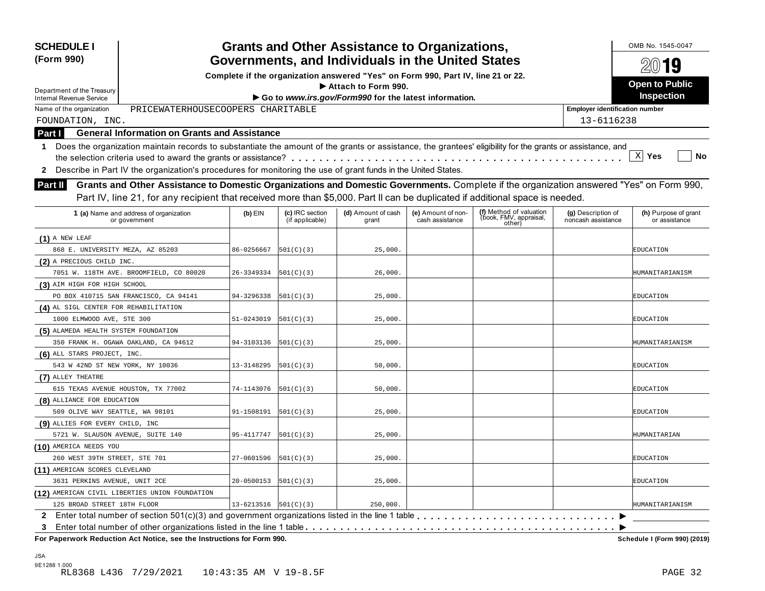**SCHEDULE I (Form 990)**

Department of the Treasury
Internal Revenue Service

# Grants and Other Assistance to Organizations, Governments, and Individuals in the United States

**Complete if the organization answered "Yes" on Form 990, Part IV, line 21 or 22.**
**▶ Attach to Form 990.**
**▶ Go to *www.irs.gov/Form990* for the latest information.**

OMB No. 1545-0047

2019

**Open to Public Inspection**

Name of the organization: PRICEWATERHOUSECOOPERS CHARITABLE FOUNDATION, INC.

Employer identification number: 13-6116238

## Part I General Information on Grants and Assistance

**1** Does the organization maintain records to substantiate the amount of the grants or assistance, the grantees' eligibility for the grants or assistance, and the selection criteria used to award the grants or assistance? . . . . . . [X] Yes [ ] No

**2** Describe in Part IV the organization's procedures for monitoring the use of grant funds in the United States.

## Part II Grants and Other Assistance to Domestic Organizations and Domestic Governments.

Complete if the organization answered "Yes" on Form 990, Part IV, line 21, for any recipient that received more than $5,000. Part II can be duplicated if additional space is needed.

| 1 (a) Name and address of organization or government | (b) EIN | (c) IRC section (if applicable) | (d) Amount of cash grant | (e) Amount of non-cash assistance | (f) Method of valuation (book, FMV, appraisal, other) | (g) Description of noncash assistance | (h) Purpose of grant or assistance |
|---|---|---|---|---|---|---|---|
| (1) A NEW LEAF<br>868 E. UNIVERSITY MEZA, AZ 85203 | 86-0256667 | 501(C)(3) | 25,000. | | | | EDUCATION |
| (2) A PRECIOUS CHILD INC.<br>7051 W. 118TH AVE. BROOMFIELD, CO 80020 | 26-3349334 | 501(C)(3) | 26,000. | | | | HUMANITARIANISM |
| (3) AIM HIGH FOR HIGH SCHOOL<br>PO BOX 410715 SAN FRANCISCO, CA 94141 | 94-3296338 | 501(C)(3) | 25,000. | | | | EDUCATION |
| (4) AL SIGL CENTER FOR REHABILITATION<br>1000 ELMWOOD AVE, STE 300 | 51-0243019 | 501(C)(3) | 25,000. | | | | EDUCATION |
| (5) ALAMEDA HEALTH SYSTEM FOUNDATION<br>350 FRANK H. OGAWA OAKLAND, CA 94612 | 94-3103136 | 501(C)(3) | 25,000. | | | | HUMANITARIANISM |
| (6) ALL STARS PROJECT, INC.<br>543 W 42ND ST NEW YORK, NY 10036 | 13-3148295 | 501(C)(3) | 50,000. | | | | EDUCATION |
| (7) ALLEY THEATRE<br>615 TEXAS AVENUE HOUSTON, TX 77002 | 74-1143076 | 501(C)(3) | 50,000. | | | | EDUCATION |
| (8) ALLIANCE FOR EDUCATION<br>509 OLIVE WAY SEATTLE, WA 98101 | 91-1508191 | 501(C)(3) | 25,000. | | | | EDUCATION |
| (9) ALLIES FOR EVERY CHILD, INC<br>5721 W. SLAUSON AVENUE, SUITE 140 | 95-4117747 | 501(C)(3) | 25,000. | | | | HUMANITARIAN |
| (10) AMERICA NEEDS YOU<br>260 WEST 39TH STREET, STE 701 | 27-0601596 | 501(C)(3) | 25,000. | | | | EDUCATION |
| (11) AMERICAN SCORES CLEVELAND<br>3631 PERKINS AVENUE, UNIT 2CE | 20-0500153 | 501(C)(3) | 25,000. | | | | EDUCATION |
| (12) AMERICAN CIVIL LIBERTIES UNION FOUNDATION<br>125 BROAD STREET 18TH FLOOR | 13-6213516 | 501(C)(3) | 250,000. | | | | HUMANITARIANISM |

**2** Enter total number of section 501(c)(3) and government organizations listed in the line 1 table . . . . . . ▶

**3** Enter total number of other organizations listed in the line 1 table . . . . . . ▶

**For Paperwork Reduction Act Notice, see the Instructions for Form 990.** **Schedule I (Form 990) (2019)**

JSA
9E1288 1.000
RL8368 L436 7/29/2021 10:43:35 AM V 19-8.5F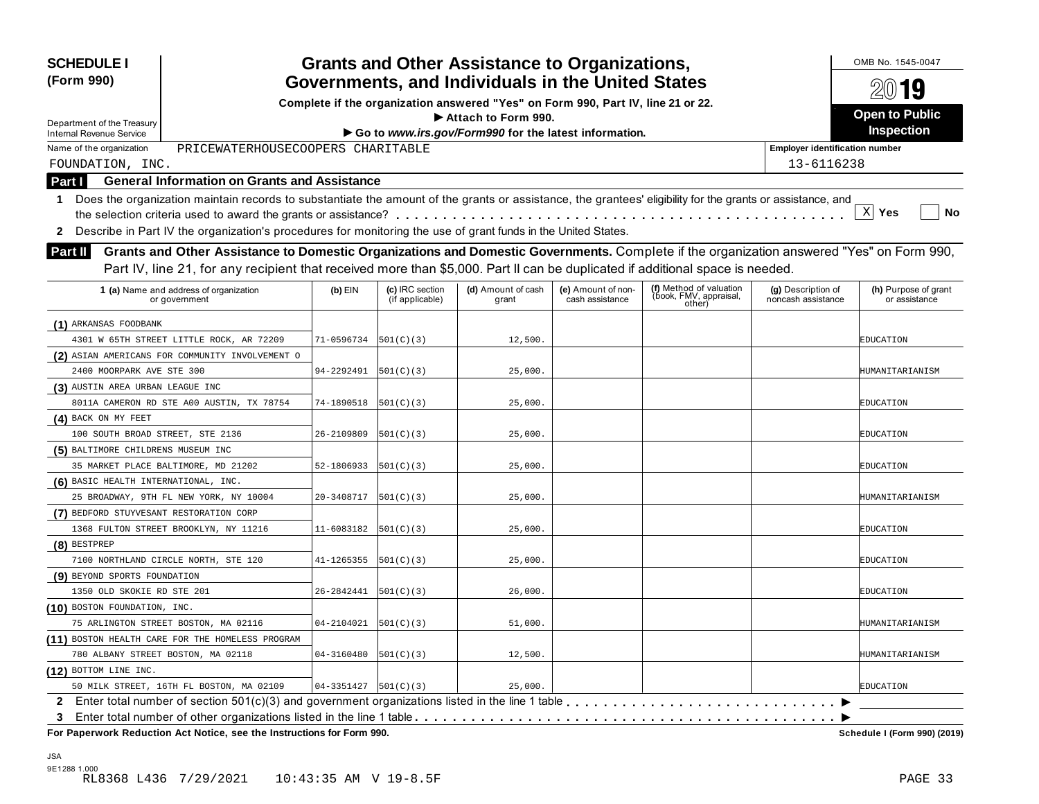**SCHEDULE I (Form 990)**

Department of the Treasury
Internal Revenue Service

# Grants and Other Assistance to Organizations, Governments, and Individuals in the United States

**Complete if the organization answered "Yes" on Form 990, Part IV, line 21 or 22.**

**▶ Attach to Form 990.**

**▶ Go to *www.irs.gov/Form990* for the latest information.**

OMB No. 1545-0047

**2019**

**Open to Public Inspection**

Name of the organization: PRICEWATERHOUSECOOPERS CHARITABLE FOUNDATION, INC.

Employer identification number: 13-6116238

## Part I General Information on Grants and Assistance

**1** Does the organization maintain records to substantiate the amount of the grants or assistance, the grantees' eligibility for the grants or assistance, and the selection criteria used to award the grants or assistance? . . . . . [X] Yes [ ] No

**2** Describe in Part IV the organization's procedures for monitoring the use of grant funds in the United States.

## Part II Grants and Other Assistance to Domestic Organizations and Domestic Governments.

Complete if the organization answered "Yes" on Form 990, Part IV, line 21, for any recipient that received more than $5,000. Part II can be duplicated if additional space is needed.

| 1 (a) Name and address of organization or government | (b) EIN | (c) IRC section (if applicable) | (d) Amount of cash grant | (e) Amount of non-cash assistance | (f) Method of valuation (book, FMV, appraisal, other) | (g) Description of noncash assistance | (h) Purpose of grant or assistance |
|---|---|---|---|---|---|---|---|
| (1) ARKANSAS FOODBANK 4301 W 65TH STREET LITTLE ROCK, AR 72209 | 71-0596734 | 501(C)(3) | 12,500. | | | | EDUCATION |
| (2) ASIAN AMERICANS FOR COMMUNITY INVOLVEMENT O 2400 MOORPARK AVE STE 300 | 94-2292491 | 501(C)(3) | 25,000. | | | | HUMANITARIANISM |
| (3) AUSTIN AREA URBAN LEAGUE INC 8011A CAMERON RD STE A00 AUSTIN, TX 78754 | 74-1890518 | 501(C)(3) | 25,000. | | | | EDUCATION |
| (4) BACK ON MY FEET 100 SOUTH BROAD STREET, STE 2136 | 26-2109809 | 501(C)(3) | 25,000. | | | | EDUCATION |
| (5) BALTIMORE CHILDRENS MUSEUM INC 35 MARKET PLACE BALTIMORE, MD 21202 | 52-1806933 | 501(C)(3) | 25,000. | | | | EDUCATION |
| (6) BASIC HEALTH INTERNATIONAL, INC. 25 BROADWAY, 9TH FL NEW YORK, NY 10004 | 20-3408717 | 501(C)(3) | 25,000. | | | | HUMANITARIANISM |
| (7) BEDFORD STUYVESANT RESTORATION CORP 1368 FULTON STREET BROOKLYN, NY 11216 | 11-6083182 | 501(C)(3) | 25,000. | | | | EDUCATION |
| (8) BESTPREP 7100 NORTHLAND CIRCLE NORTH, STE 120 | 41-1265355 | 501(C)(3) | 25,000. | | | | EDUCATION |
| (9) BEYOND SPORTS FOUNDATION 1350 OLD SKOKIE RD STE 201 | 26-2842441 | 501(C)(3) | 26,000. | | | | EDUCATION |
| (10) BOSTON FOUNDATION, INC. 75 ARLINGTON STREET BOSTON, MA 02116 | 04-2104021 | 501(C)(3) | 51,000. | | | | HUMANITARIANISM |
| (11) BOSTON HEALTH CARE FOR THE HOMELESS PROGRAM 780 ALBANY STREET BOSTON, MA 02118 | 04-3160480 | 501(C)(3) | 12,500. | | | | HUMANITARIANISM |
| (12) BOTTOM LINE INC. 50 MILK STREET, 16TH FL BOSTON, MA 02109 | 04-3351427 | 501(C)(3) | 25,000. | | | | EDUCATION |

**2** Enter total number of section 501(c)(3) and government organizations listed in the line 1 table . . . . . ▶

**3** Enter total number of other organizations listed in the line 1 table . . . . . ▶

**For Paperwork Reduction Act Notice, see the Instructions for Form 990.** **Schedule I (Form 990) (2019)**

JSA
9E1288 1.000
RL8368 L436 7/29/2021 10:43:35 AM V 19-8.5F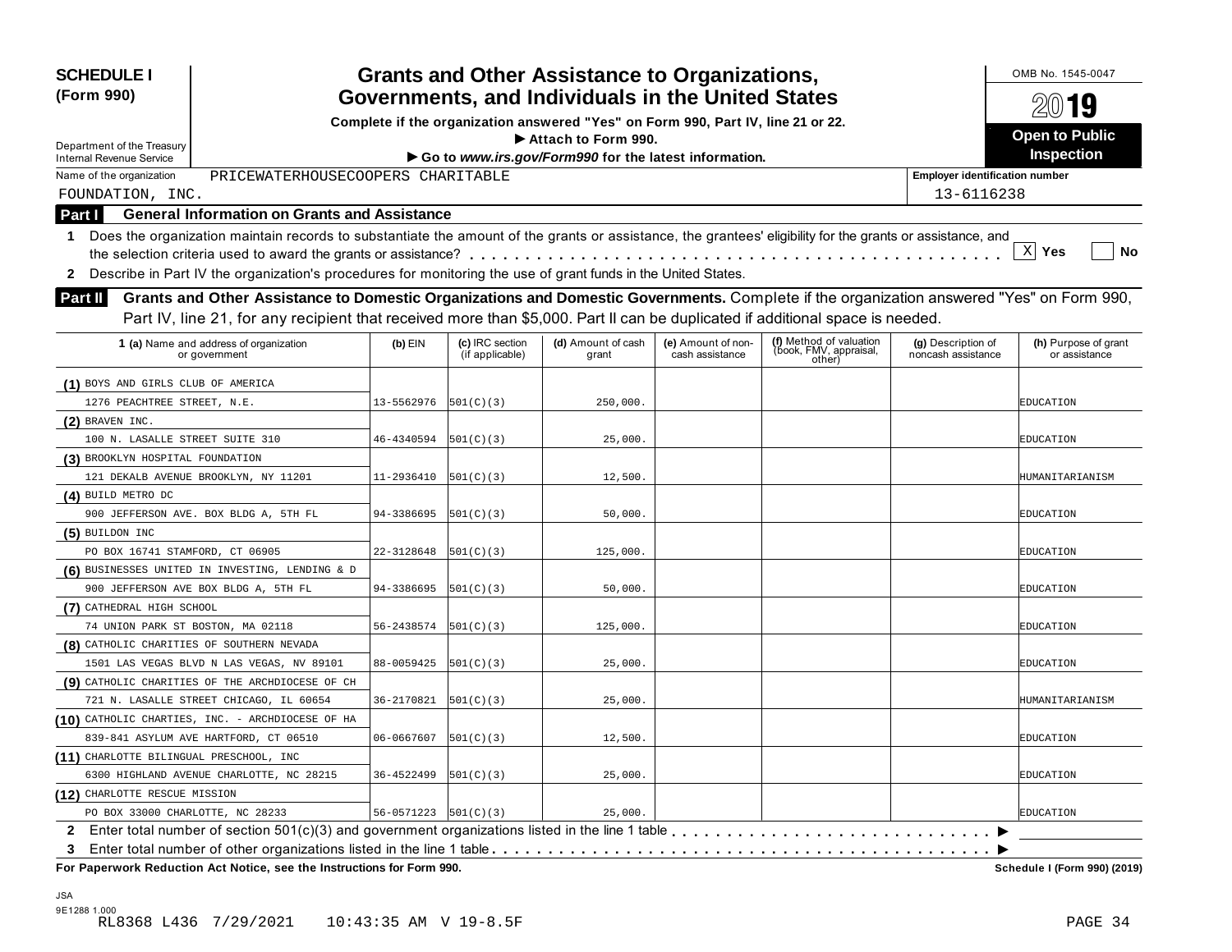**SCHEDULE I**
**(Form 990)**

Department of the Treasury
Internal Revenue Service

# Grants and Other Assistance to Organizations, Governments, and Individuals in the United States

**Complete if the organization answered "Yes" on Form 990, Part IV, line 21 or 22.**
**▶ Attach to Form 990.**
**▶ Go to *www.irs.gov/Form990* for the latest information.**

OMB No. 1545-0047

**2019**

**Open to Public Inspection**

Name of the organization: PRICEWATERHOUSECOOPERS CHARITABLE FOUNDATION, INC.

Employer identification number: 13-6116238

## Part I General Information on Grants and Assistance

**1** Does the organization maintain records to substantiate the amount of the grants or assistance, the grantees' eligibility for the grants or assistance, and the selection criteria used to award the grants or assistance? [X] **Yes** [ ] **No**

**2** Describe in Part IV the organization's procedures for monitoring the use of grant funds in the United States.

## Part II Grants and Other Assistance to Domestic Organizations and Domestic Governments.

Complete if the organization answered "Yes" on Form 990, Part IV, line 21, for any recipient that received more than $5,000. Part II can be duplicated if additional space is needed.

| 1 (a) Name and address of organization or government | (b) EIN | (c) IRC section (if applicable) | (d) Amount of cash grant | (e) Amount of non-cash assistance | (f) Method of valuation (book, FMV, appraisal, other) | (g) Description of noncash assistance | (h) Purpose of grant or assistance |
|---|---|---|---|---|---|---|---|
| (1) BOYS AND GIRLS CLUB OF AMERICA<br>1276 PEACHTREE STREET, N.E. | 13-5562976 | 501(C)(3) | 250,000. | | | | EDUCATION |
| (2) BRAVEN INC.<br>100 N. LASALLE STREET SUITE 310 | 46-4340594 | 501(C)(3) | 25,000. | | | | EDUCATION |
| (3) BROOKLYN HOSPITAL FOUNDATION<br>121 DEKALB AVENUE BROOKLYN, NY 11201 | 11-2936410 | 501(C)(3) | 12,500. | | | | HUMANITARIANISM |
| (4) BUILD METRO DC<br>900 JEFFERSON AVE. BOX BLDG A, 5TH FL | 94-3386695 | 501(C)(3) | 50,000. | | | | EDUCATION |
| (5) BUILDON INC<br>PO BOX 16741 STAMFORD, CT 06905 | 22-3128648 | 501(C)(3) | 125,000. | | | | EDUCATION |
| (6) BUSINESSES UNITED IN INVESTING, LENDING & D<br>900 JEFFERSON AVE BOX BLDG A, 5TH FL | 94-3386695 | 501(C)(3) | 50,000. | | | | EDUCATION |
| (7) CATHEDRAL HIGH SCHOOL<br>74 UNION PARK ST BOSTON, MA 02118 | 56-2438574 | 501(C)(3) | 125,000. | | | | EDUCATION |
| (8) CATHOLIC CHARITIES OF SOUTHERN NEVADA<br>1501 LAS VEGAS BLVD N LAS VEGAS, NV 89101 | 88-0059425 | 501(C)(3) | 25,000. | | | | EDUCATION |
| (9) CATHOLIC CHARITIES OF THE ARCHDIOCESE OF CH<br>721 N. LASALLE STREET CHICAGO, IL 60654 | 36-2170821 | 501(C)(3) | 25,000. | | | | HUMANITARIANISM |
| (10) CATHOLIC CHARTIES, INC. - ARCHDIOCESE OF HA<br>839-841 ASYLUM AVE HARTFORD, CT 06510 | 06-0667607 | 501(C)(3) | 12,500. | | | | EDUCATION |
| (11) CHARLOTTE BILINGUAL PRESCHOOL, INC<br>6300 HIGHLAND AVENUE CHARLOTTE, NC 28215 | 36-4522499 | 501(C)(3) | 25,000. | | | | EDUCATION |
| (12) CHARLOTTE RESCUE MISSION<br>PO BOX 33000 CHARLOTTE, NC 28233 | 56-0571223 | 501(C)(3) | 25,000. | | | | EDUCATION |

**2** Enter total number of section 501(c)(3) and government organizations listed in the line 1 table . . . ▶

**3** Enter total number of other organizations listed in the line 1 table . . . ▶

**For Paperwork Reduction Act Notice, see the Instructions for Form 990.** **Schedule I (Form 990) (2019)**

JSA
9E1288 1.000
RL8368 L436 7/29/2021 10:43:35 AM V 19-8.5F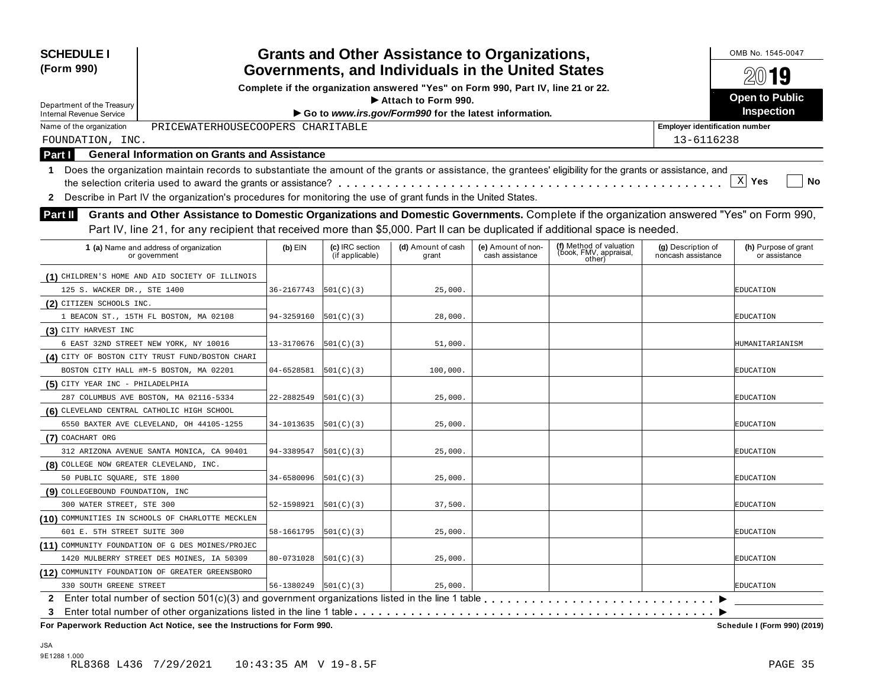**SCHEDULE I (Form 990)**

Department of the Treasury
Internal Revenue Service

# Grants and Other Assistance to Organizations, Governments, and Individuals in the United States

**Complete if the organization answered "Yes" on Form 990, Part IV, line 21 or 22.**
**▶ Attach to Form 990.**
**▶ Go to *www.irs.gov/Form990* for the latest information.**

OMB No. 1545-0047

2019

**Open to Public Inspection**

Name of the organization: PRICEWATERHOUSECOOPERS CHARITABLE FOUNDATION, INC.

Employer identification number: 13-6116238

## Part I General Information on Grants and Assistance

**1** Does the organization maintain records to substantiate the amount of the grants or assistance, the grantees' eligibility for the grants or assistance, and the selection criteria used to award the grants or assistance? . . . . . [X] **Yes** [ ] **No**

**2** Describe in Part IV the organization's procedures for monitoring the use of grant funds in the United States.

## Part II Grants and Other Assistance to Domestic Organizations and Domestic Governments.

Complete if the organization answered "Yes" on Form 990, Part IV, line 21, for any recipient that received more than $5,000. Part II can be duplicated if additional space is needed.

| | 1 (a) Name and address of organization or government | (b) EIN | (c) IRC section (if applicable) | (d) Amount of cash grant | (e) Amount of non-cash assistance | (f) Method of valuation (book, FMV, appraisal, other) | (g) Description of noncash assistance | (h) Purpose of grant or assistance |
|---|---|---|---|---|---|---|---|---|
| (1) | CHILDREN'S HOME AND AID SOCIETY OF ILLINOIS 125 S. WACKER DR., STE 1400 | 36-2167743 | 501(C)(3) | 25,000. | | | | EDUCATION |
| (2) | CITIZEN SCHOOLS INC. 1 BEACON ST., 15TH FL BOSTON, MA 02108 | 94-3259160 | 501(C)(3) | 28,000. | | | | EDUCATION |
| (3) | CITY HARVEST INC 6 EAST 32ND STREET NEW YORK, NY 10016 | 13-3170676 | 501(C)(3) | 51,000. | | | | HUMANITARIANISM |
| (4) | CITY OF BOSTON CITY TRUST FUND/BOSTON CHARI BOSTON CITY HALL #M-5 BOSTON, MA 02201 | 04-6528581 | 501(C)(3) | 100,000. | | | | EDUCATION |
| (5) | CITY YEAR INC - PHILADELPHIA 287 COLUMBUS AVE BOSTON, MA 02116-5334 | 22-2882549 | 501(C)(3) | 25,000. | | | | EDUCATION |
| (6) | CLEVELAND CENTRAL CATHOLIC HIGH SCHOOL 6550 BAXTER AVE CLEVELAND, OH 44105-1255 | 34-1013635 | 501(C)(3) | 25,000. | | | | EDUCATION |
| (7) | COACHART ORG 312 ARIZONA AVENUE SANTA MONICA, CA 90401 | 94-3389547 | 501(C)(3) | 25,000. | | | | EDUCATION |
| (8) | COLLEGE NOW GREATER CLEVELAND, INC. 50 PUBLIC SQUARE, STE 1800 | 34-6580096 | 501(C)(3) | 25,000. | | | | EDUCATION |
| (9) | COLLEGEBOUND FOUNDATION, INC 300 WATER STREET, STE 300 | 52-1598921 | 501(C)(3) | 37,500. | | | | EDUCATION |
| (10) | COMMUNITIES IN SCHOOLS OF CHARLOTTE MECKLEN 601 E. 5TH STREET SUITE 300 | 58-1661795 | 501(C)(3) | 25,000. | | | | EDUCATION |
| (11) | COMMUNITY FOUNDATION OF G DES MOINES/PROJEC 1420 MULBERRY STREET DES MOINES, IA 50309 | 80-0731028 | 501(C)(3) | 25,000. | | | | EDUCATION |
| (12) | COMMUNITY FOUNDATION OF GREATER GREENSBORO 330 SOUTH GREENE STREET | 56-1380249 | 501(C)(3) | 25,000. | | | | EDUCATION |

**2** Enter total number of section 501(c)(3) and government organizations listed in the line 1 table . . . . . ▶

**3** Enter total number of other organizations listed in the line 1 table . . . . . ▶

**For Paperwork Reduction Act Notice, see the Instructions for Form 990.** **Schedule I (Form 990) (2019)**

JSA
9E1288 1.000
RL8368 L436 7/29/2021 10:43:35 AM V 19-8.5F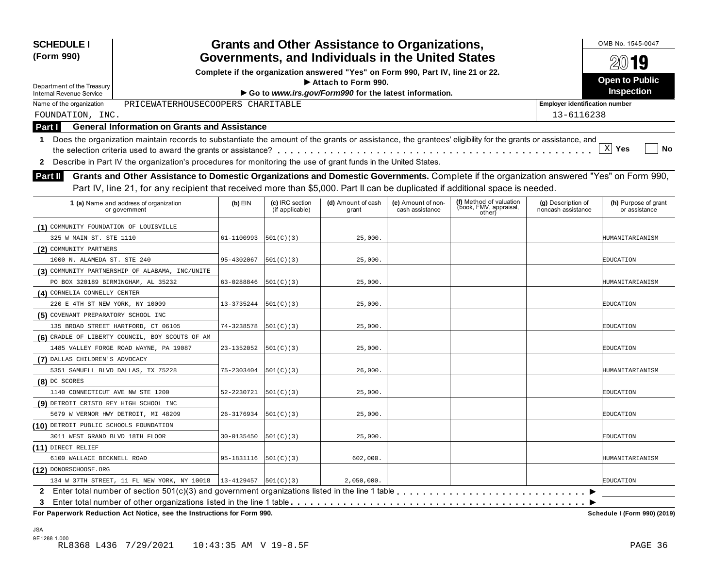**SCHEDULE I (Form 990)**

Department of the Treasury
Internal Revenue Service

# Grants and Other Assistance to Organizations, Governments, and Individuals in the United States

**Complete if the organization answered "Yes" on Form 990, Part IV, line 21 or 22.**
**▶ Attach to Form 990.**
**▶ Go to *www.irs.gov/Form990* for the latest information.**

OMB No. 1545-0047

**2019**

**Open to Public Inspection**

Name of the organization: PRICEWATERHOUSECOOPERS CHARITABLE FOUNDATION, INC.

Employer identification number: 13-6116238

## Part I General Information on Grants and Assistance

**1** Does the organization maintain records to substantiate the amount of the grants or assistance, the grantees' eligibility for the grants or assistance, and the selection criteria used to award the grants or assistance? . . . . . . . . . . [X] Yes [ ] No

**2** Describe in Part IV the organization's procedures for monitoring the use of grant funds in the United States.

## Part II Grants and Other Assistance to Domestic Organizations and Domestic Governments.

Complete if the organization answered "Yes" on Form 990, Part IV, line 21, for any recipient that received more than $5,000. Part II can be duplicated if additional space is needed.

| 1 (a) Name and address of organization or government | (b) EIN | (c) IRC section (if applicable) | (d) Amount of cash grant | (e) Amount of non-cash assistance | (f) Method of valuation (book, FMV, appraisal, other) | (g) Description of noncash assistance | (h) Purpose of grant or assistance |
|---|---|---|---|---|---|---|---|
| (1) COMMUNITY FOUNDATION OF LOUISVILLE 325 W MAIN ST. STE 1110 | 61-1100993 | 501(C)(3) | 25,000. | | | | HUMANITARIANISM |
| (2) COMMUNITY PARTNERS 1000 N. ALAMEDA ST. STE 240 | 95-4302067 | 501(C)(3) | 25,000. | | | | EDUCATION |
| (3) COMMUNITY PARTNERSHIP OF ALABAMA, INC/UNITE PO BOX 320189 BIRMINGHAM, AL 35232 | 63-0288846 | 501(C)(3) | 25,000. | | | | HUMANITARIANISM |
| (4) CORNELIA CONNELLY CENTER 220 E 4TH ST NEW YORK, NY 10009 | 13-3735244 | 501(C)(3) | 25,000. | | | | EDUCATION |
| (5) COVENANT PREPARATORY SCHOOL INC 135 BROAD STREET HARTFORD, CT 06105 | 74-3238578 | 501(C)(3) | 25,000. | | | | EDUCATION |
| (6) CRADLE OF LIBERTY COUNCIL, BOY SCOUTS OF AM 1485 VALLEY FORGE ROAD WAYNE, PA 19087 | 23-1352052 | 501(C)(3) | 25,000. | | | | EDUCATION |
| (7) DALLAS CHILDREN'S ADVOCACY 5351 SAMUELL BLVD DALLAS, TX 75228 | 75-2303404 | 501(C)(3) | 26,000. | | | | HUMANITARIANISM |
| (8) DC SCORES 1140 CONNECTICUT AVE NW STE 1200 | 52-2230721 | 501(C)(3) | 25,000. | | | | EDUCATION |
| (9) DETROIT CRISTO REY HIGH SCHOOL INC 5679 W VERNOR HWY DETROIT, MI 48209 | 26-3176934 | 501(C)(3) | 25,000. | | | | EDUCATION |
| (10) DETROIT PUBLIC SCHOOLS FOUNDATION 3011 WEST GRAND BLVD 18TH FLOOR | 30-0135450 | 501(C)(3) | 25,000. | | | | EDUCATION |
| (11) DIRECT RELIEF 6100 WALLACE BECKNELL ROAD | 95-1831116 | 501(C)(3) | 602,000. | | | | HUMANITARIANISM |
| (12) DONORSCHOOSE.ORG 134 W 37TH STREET, 11 FL NEW YORK, NY 10018 | 13-4129457 | 501(C)(3) | 2,050,000. | | | | EDUCATION |

**2** Enter total number of section 501(c)(3) and government organizations listed in the line 1 table . . . . . . . . ▶

**3** Enter total number of other organizations listed in the line 1 table . . . . . . . . ▶

**For Paperwork Reduction Act Notice, see the Instructions for Form 990.** **Schedule I (Form 990) (2019)**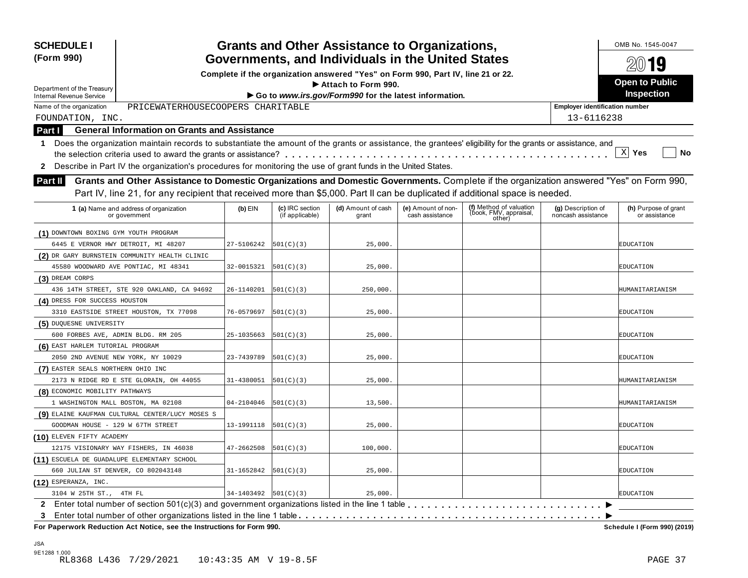**SCHEDULE I (Form 990)**

Department of the Treasury
Internal Revenue Service

# Grants and Other Assistance to Organizations, Governments, and Individuals in the United States

**Complete if the organization answered "Yes" on Form 990, Part IV, line 21 or 22.**
**▶ Attach to Form 990.**
**▶ Go to *www.irs.gov/Form990* for the latest information.**

OMB No. 1545-0047

**2019**

**Open to Public Inspection**

Name of the organization: PRICEWATERHOUSECOOPERS CHARITABLE FOUNDATION, INC.

Employer identification number: 13-6116238

**Part I — General Information on Grants and Assistance**

1 Does the organization maintain records to substantiate the amount of the grants or assistance, the grantees' eligibility for the grants or assistance, and the selection criteria used to award the grants or assistance? . . . . . [X] Yes [ ] No

2 Describe in Part IV the organization's procedures for monitoring the use of grant funds in the United States.

**Part II — Grants and Other Assistance to Domestic Organizations and Domestic Governments.** Complete if the organization answered "Yes" on Form 990, Part IV, line 21, for any recipient that received more than $5,000. Part II can be duplicated if additional space is needed.

| 1 (a) Name and address of organization or government | (b) EIN | (c) IRC section (if applicable) | (d) Amount of cash grant | (e) Amount of non-cash assistance | (f) Method of valuation (book, FMV, appraisal, other) | (g) Description of noncash assistance | (h) Purpose of grant or assistance |
|---|---|---|---|---|---|---|---|
| (1) DOWNTOWN BOXING GYM YOUTH PROGRAM 6445 E VERNOR HWY DETROIT, MI 48207 | 27-5106242 | 501(C)(3) | 25,000. | | | | EDUCATION |
| (2) DR GARY BURNSTEIN COMMUNITY HEALTH CLINIC 45580 WOODWARD AVE PONTIAC, MI 48341 | 32-0015321 | 501(C)(3) | 25,000. | | | | EDUCATION |
| (3) DREAM CORPS 436 14TH STREET, STE 920 OAKLAND, CA 94692 | 26-1140201 | 501(C)(3) | 250,000. | | | | HUMANITARIANISM |
| (4) DRESS FOR SUCCESS HOUSTON 3310 EASTSIDE STREET HOUSTON, TX 77098 | 76-0579697 | 501(C)(3) | 25,000. | | | | EDUCATION |
| (5) DUQUESNE UNIVERSITY 600 FORBES AVE, ADMIN BLDG. RM 205 | 25-1035663 | 501(C)(3) | 25,000. | | | | EDUCATION |
| (6) EAST HARLEM TUTORIAL PROGRAM 2050 2ND AVENUE NEW YORK, NY 10029 | 23-7439789 | 501(C)(3) | 25,000. | | | | EDUCATION |
| (7) EASTER SEALS NORTHERN OHIO INC 2173 N RIDGE RD E STE GLORAIN, OH 44055 | 31-4380051 | 501(C)(3) | 25,000. | | | | HUMANITARIANISM |
| (8) ECONOMIC MOBILITY PATHWAYS 1 WASHINGTON MALL BOSTON, MA 02108 | 04-2104046 | 501(C)(3) | 13,500. | | | | HUMANITARIANISM |
| (9) ELAINE KAUFMAN CULTURAL CENTER/LUCY MOSES S GOODMAN HOUSE - 129 W 67TH STREET | 13-1991118 | 501(C)(3) | 25,000. | | | | EDUCATION |
| (10) ELEVEN FIFTY ACADEMY 12175 VISIONARY WAY FISHERS, IN 46038 | 47-2662508 | 501(C)(3) | 100,000. | | | | EDUCATION |
| (11) ESCUELA DE GUADALUPE ELEMENTARY SCHOOL 660 JULIAN ST DENVER, CO 802043148 | 31-1652842 | 501(C)(3) | 25,000. | | | | EDUCATION |
| (12) ESPERANZA, INC. 3104 W 25TH ST., 4TH FL | 34-1403492 | 501(C)(3) | 25,000. | | | | EDUCATION |

2 Enter total number of section 501(c)(3) and government organizations listed in the line 1 table . . . . . ▶

3 Enter total number of other organizations listed in the line 1 table . . . . . ▶

**For Paperwork Reduction Act Notice, see the Instructions for Form 990.** **Schedule I (Form 990) (2019)**

JSA
9E1288 1.000
RL8368 L436 7/29/2021 10:43:35 AM V 19-8.5F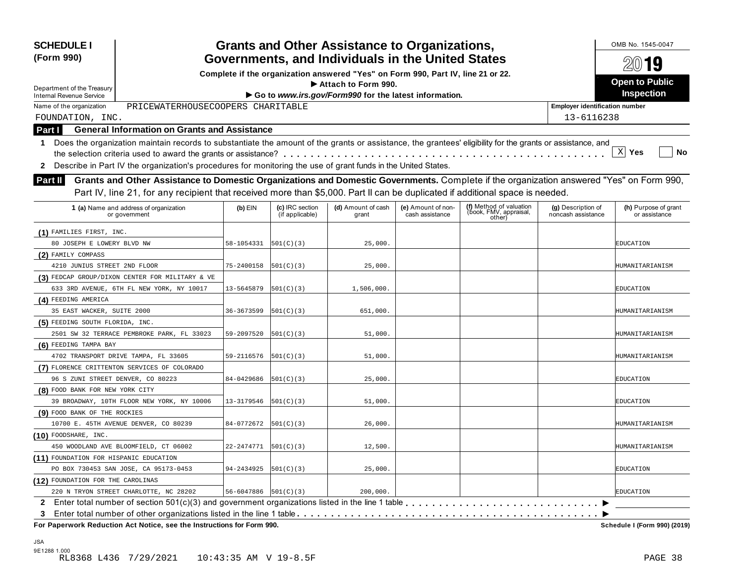**SCHEDULE I (Form 990)**

# Grants and Other Assistance to Organizations, Governments, and Individuals in the United States

**Complete if the organization answered "Yes" on Form 990, Part IV, line 21 or 22.**
**▶ Attach to Form 990.**
**▶ Go to *www.irs.gov/Form990* for the latest information.**

Department of the Treasury
Internal Revenue Service

OMB No. 1545-0047

2019

**Open to Public Inspection**

Name of the organization: PRICEWATERHOUSECOOPERS CHARITABLE FOUNDATION, INC.

Employer identification number: 13-6116238

**Part I General Information on Grants and Assistance**

**1** Does the organization maintain records to substantiate the amount of the grants or assistance, the grantees' eligibility for the grants or assistance, and the selection criteria used to award the grants or assistance? . . . . . . . . . . [X] Yes [ ] No

**2** Describe in Part IV the organization's procedures for monitoring the use of grant funds in the United States.

**Part II Grants and Other Assistance to Domestic Organizations and Domestic Governments.** Complete if the organization answered "Yes" on Form 990, Part IV, line 21, for any recipient that received more than $5,000. Part II can be duplicated if additional space is needed.

| 1 (a) Name and address of organization or government | (b) EIN | (c) IRC section (if applicable) | (d) Amount of cash grant | (e) Amount of non-cash assistance | (f) Method of valuation (book, FMV, appraisal, other) | (g) Description of noncash assistance | (h) Purpose of grant or assistance |
|---|---|---|---|---|---|---|---|
| (1) FAMILIES FIRST, INC. 80 JOSEPH E LOWERY BLVD NW | 58-1054331 | 501(C)(3) | 25,000. | | | | EDUCATION |
| (2) FAMILY COMPASS 4210 JUNIUS STREET 2ND FLOOR | 75-2400158 | 501(C)(3) | 25,000. | | | | HUMANITARIANISM |
| (3) FEDCAP GROUP/DIXON CENTER FOR MILITARY & VE 633 3RD AVENUE, 6TH FL NEW YORK, NY 10017 | 13-5645879 | 501(C)(3) | 1,506,000. | | | | EDUCATION |
| (4) FEEDING AMERICA 35 EAST WACKER, SUITE 2000 | 36-3673599 | 501(C)(3) | 651,000. | | | | HUMANITARIANISM |
| (5) FEEDING SOUTH FLORIDA, INC. 2501 SW 32 TERRACE PEMBROKE PARK, FL 33023 | 59-2097520 | 501(C)(3) | 51,000. | | | | HUMANITARIANISM |
| (6) FEEDING TAMPA BAY 4702 TRANSPORT DRIVE TAMPA, FL 33605 | 59-2116576 | 501(C)(3) | 51,000. | | | | HUMANITARIANISM |
| (7) FLORENCE CRITTENTON SERVICES OF COLORADO 96 S ZUNI STREET DENVER, CO 80223 | 84-0429686 | 501(C)(3) | 25,000. | | | | EDUCATION |
| (8) FOOD BANK FOR NEW YORK CITY 39 BROADWAY, 10TH FLOOR NEW YORK, NY 10006 | 13-3179546 | 501(C)(3) | 51,000. | | | | EDUCATION |
| (9) FOOD BANK OF THE ROCKIES 10700 E. 45TH AVENUE DENVER, CO 80239 | 84-0772672 | 501(C)(3) | 26,000. | | | | HUMANITARIANISM |
| (10) FOODSHARE, INC. 450 WOODLAND AVE BLOOMFIELD, CT 06002 | 22-2474771 | 501(C)(3) | 12,500. | | | | HUMANITARIANISM |
| (11) FOUNDATION FOR HISPANIC EDUCATION PO BOX 730453 SAN JOSE, CA 95173-0453 | 94-2434925 | 501(C)(3) | 25,000. | | | | EDUCATION |
| (12) FOUNDATION FOR THE CAROLINAS 220 N TRYON STREET CHARLOTTE, NC 28202 | 56-6047886 | 501(C)(3) | 200,000. | | | | EDUCATION |

**2** Enter total number of section 501(c)(3) and government organizations listed in the line 1 table . . . . . . . . ▶

**3** Enter total number of other organizations listed in the line 1 table . . . . . . . . ▶

**For Paperwork Reduction Act Notice, see the Instructions for Form 990.** **Schedule I (Form 990) (2019)**

JSA
9E1288 1.000
RL8368 L436 7/29/2021 10:43:35 AM V 19-8.5F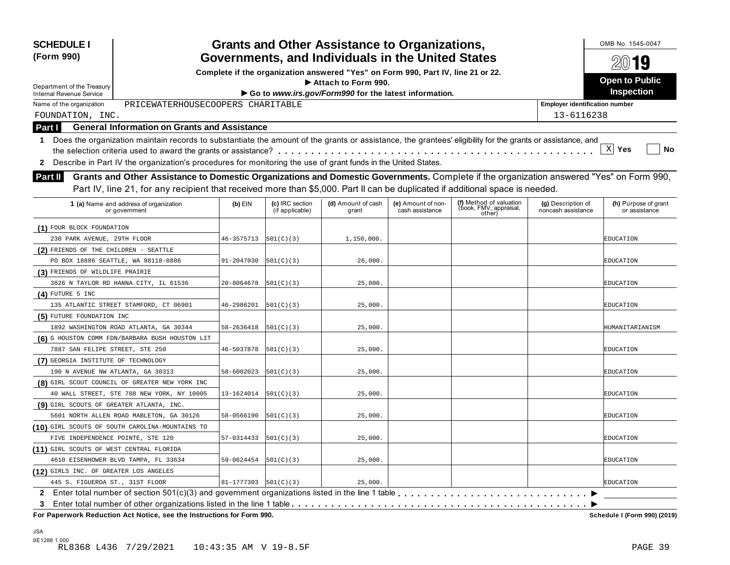**SCHEDULE I (Form 990)**

Department of the Treasury
Internal Revenue Service

# Grants and Other Assistance to Organizations, Governments, and Individuals in the United States

**Complete if the organization answered "Yes" on Form 990, Part IV, line 21 or 22.**
**▶ Attach to Form 990.**
**▶ Go to *www.irs.gov/Form990* for the latest information.**

OMB No. 1545-0047

**2019**

**Open to Public Inspection**

Name of the organization: PRICEWATERHOUSECOOPERS CHARITABLE FOUNDATION, INC.

Employer identification number: 13-6116238

## Part I General Information on Grants and Assistance

1 Does the organization maintain records to substantiate the amount of the grants or assistance, the grantees' eligibility for the grants or assistance, and the selection criteria used to award the grants or assistance? . . . . . [X] Yes [ ] No

2 Describe in Part IV the organization's procedures for monitoring the use of grant funds in the United States.

## Part II Grants and Other Assistance to Domestic Organizations and Domestic Governments.

Complete if the organization answered "Yes" on Form 990, Part IV, line 21, for any recipient that received more than $5,000. Part II can be duplicated if additional space is needed.

| 1 (a) Name and address of organization or government | (b) EIN | (c) IRC section (if applicable) | (d) Amount of cash grant | (e) Amount of non-cash assistance | (f) Method of valuation (book, FMV, appraisal, other) | (g) Description of noncash assistance | (h) Purpose of grant or assistance |
|---|---|---|---|---|---|---|---|
| (1) FOUR BLOCK FOUNDATION<br>230 PARK AVENUE, 29TH FLOOR | 46-3575713 | 501(C)(3) | 1,150,000. | | | | EDUCATION |
| (2) FRIENDS OF THE CHILDREN - SEATTLE<br>PO BOX 18886 SEATTLE, WA 98118-0886 | 91-2047030 | 501(C)(3) | 26,000. | | | | EDUCATION |
| (3) FRIENDS OF WILDLIFE PRAIRIE<br>3826 N TAYLOR RD HANNA CITY, IL 61536 | 20-8064678 | 501(C)(3) | 25,000. | | | | EDUCATION |
| (4) FUTURE 5 INC<br>135 ATLANTIC STREET STAMFORD, CT 06901 | 46-2986201 | 501(C)(3) | 25,000. | | | | EDUCATION |
| (5) FUTURE FOUNDATION INC<br>1892 WASHINGTON ROAD ATLANTA, GA 30344 | 58-2636418 | 501(C)(3) | 25,000. | | | | HUMANITARIANISM |
| (6) G HOUSTON COMM FDN/BARBARA BUSH HOUSTON LIT<br>7887 SAN FELIPE STREET, STE 250 | 46-5037878 | 501(C)(3) | 25,000. | | | | EDUCATION |
| (7) GEORGIA INSTITUTE OF TECHNOLOGY<br>190 N AVENUE NW ATLANTA, GA 30313 | 58-6002023 | 501(C)(3) | 25,000. | | | | EDUCATION |
| (8) GIRL SCOUT COUNCIL OF GREATER NEW YORK INC<br>40 WALL STREET, STE 708 NEW YORK, NY 10005 | 13-1624014 | 501(C)(3) | 25,000. | | | | EDUCATION |
| (9) GIRL SCOUTS OF GREATER ATLANTA, INC.<br>5601 NORTH ALLEN ROAD MABLETON, GA 30126 | 58-0566190 | 501(C)(3) | 25,000. | | | | EDUCATION |
| (10) GIRL SCOUTS OF SOUTH CAROLINA-MOUNTAINS TO<br>FIVE INDEPENDENCE POINTE, STE 120 | 57-0314433 | 501(C)(3) | 25,000. | | | | EDUCATION |
| (11) GIRL SCOUTS OF WEST CENTRAL FLORIDA<br>4610 EISENHOWER BLVD TAMPA, FL 33634 | 59-0624454 | 501(C)(3) | 25,000. | | | | EDUCATION |
| (12) GIRLS INC. OF GREATER LOS ANGELES<br>445 S. FIGUEROA ST., 31ST FLOOR | 81-1777303 | 501(C)(3) | 25,000. | | | | EDUCATION |

2 Enter total number of section 501(c)(3) and government organizations listed in the line 1 table . . . . . ▶

3 Enter total number of other organizations listed in the line 1 table . . . . . ▶

**For Paperwork Reduction Act Notice, see the Instructions for Form 990.** **Schedule I (Form 990) (2019)**

JSA
9E1288 1.000
RL8368 L436 7/29/2021 10:43:35 AM V 19-8.5F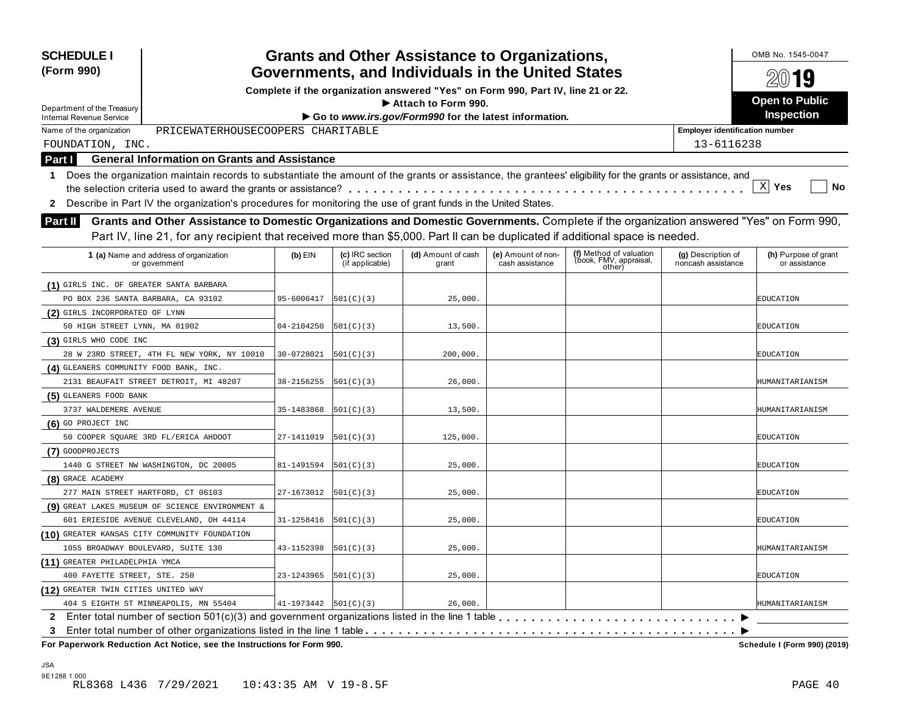**SCHEDULE I (Form 990)**

Department of the Treasury
Internal Revenue Service

# Grants and Other Assistance to Organizations, Governments, and Individuals in the United States

**Complete if the organization answered "Yes" on Form 990, Part IV, line 21 or 22.**
**▶ Attach to Form 990.**
**▶ Go to *www.irs.gov/Form990* for the latest information.**

OMB No. 1545-0047

2019

**Open to Public Inspection**

Name of the organization: PRICEWATERHOUSECOOPERS CHARITABLE FOUNDATION, INC.

Employer identification number: 13-6116238

## Part I General Information on Grants and Assistance

**1** Does the organization maintain records to substantiate the amount of the grants or assistance, the grantees' eligibility for the grants or assistance, and the selection criteria used to award the grants or assistance? . . . . . . . [X] Yes [ ] No

**2** Describe in Part IV the organization's procedures for monitoring the use of grant funds in the United States.

## Part II Grants and Other Assistance to Domestic Organizations and Domestic Governments.

Complete if the organization answered "Yes" on Form 990, Part IV, line 21, for any recipient that received more than $5,000. Part II can be duplicated if additional space is needed.

| 1 (a) Name and address of organization or government | (b) EIN | (c) IRC section (if applicable) | (d) Amount of cash grant | (e) Amount of non-cash assistance | (f) Method of valuation (book, FMV, appraisal, other) | (g) Description of noncash assistance | (h) Purpose of grant or assistance |
|---|---|---|---|---|---|---|---|
| (1) GIRLS INC. OF GREATER SANTA BARBARA<br>PO BOX 236 SANTA BARBARA, CA 93102 | 95-6006417 | 501(C)(3) | 25,000. | | | | EDUCATION |
| (2) GIRLS INCORPORATED OF LYNN<br>50 HIGH STREET LYNN, MA 01902 | 04-2104250 | 501(C)(3) | 13,500. | | | | EDUCATION |
| (3) GIRLS WHO CODE INC<br>28 W 23RD STREET, 4TH FL NEW YORK, NY 10010 | 30-0728021 | 501(C)(3) | 200,000. | | | | EDUCATION |
| (4) GLEANERS COMMUNITY FOOD BANK, INC.<br>2131 BEAUFAIT STREET DETROIT, MI 48207 | 38-2156255 | 501(C)(3) | 26,000. | | | | HUMANITARIANISM |
| (5) GLEANERS FOOD BANK<br>3737 WALDEMERE AVENUE | 35-1483868 | 501(C)(3) | 13,500. | | | | HUMANITARIANISM |
| (6) GO PROJECT INC<br>50 COOPER SQUARE 3RD FL/ERICA AHDOOT | 27-1411019 | 501(C)(3) | 125,000. | | | | EDUCATION |
| (7) GOODPROJECTS<br>1440 G STREET NW WASHINGTON, DC 20005 | 81-1491594 | 501(C)(3) | 25,000. | | | | EDUCATION |
| (8) GRACE ACADEMY<br>277 MAIN STREET HARTFORD, CT 06103 | 27-1673012 | 501(C)(3) | 25,000. | | | | EDUCATION |
| (9) GREAT LAKES MUSEUM OF SCIENCE ENVIRONMENT &<br>601 ERIESIDE AVENUE CLEVELAND, OH 44114 | 31-1258416 | 501(C)(3) | 25,000. | | | | EDUCATION |
| (10) GREATER KANSAS CITY COMMUNITY FOUNDATION<br>1055 BROADWAY BOULEVARD, SUITE 130 | 43-1152398 | 501(C)(3) | 25,000. | | | | HUMANITARIANISM |
| (11) GREATER PHILADELPHIA YMCA<br>400 FAYETTE STREET, STE. 250 | 23-1243965 | 501(C)(3) | 25,000. | | | | EDUCATION |
| (12) GREATER TWIN CITIES UNITED WAY<br>404 S EIGHTH ST MINNEAPOLIS, MN 55404 | 41-1973442 | 501(C)(3) | 26,000. | | | | HUMANITARIANISM |

**2** Enter total number of section 501(c)(3) and government organizations listed in the line 1 table . . . . . . . ▶

**3** Enter total number of other organizations listed in the line 1 table . . . . . . . ▶

**For Paperwork Reduction Act Notice, see the Instructions for Form 990.** **Schedule I (Form 990) (2019)**

JSA
9E1288 1.000
RL8368 L436 7/29/2021 10:43:35 AM V 19-8.5F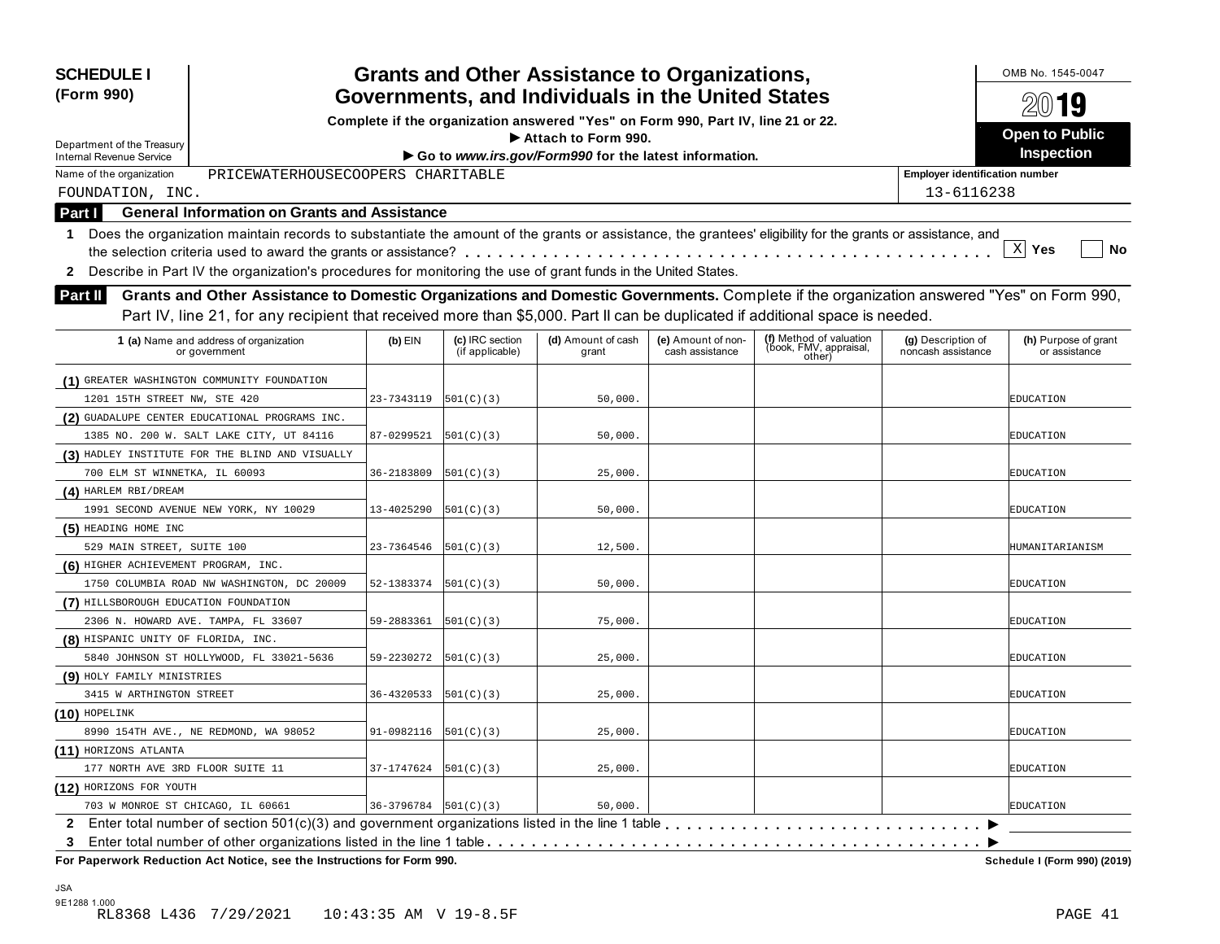**SCHEDULE I (Form 990)**

# Grants and Other Assistance to Organizations, Governments, and Individuals in the United States

**Complete if the organization answered "Yes" on Form 990, Part IV, line 21 or 22.**
**▶ Attach to Form 990.**
**▶ Go to *www.irs.gov/Form990* for the latest information.**

Department of the Treasury
Internal Revenue Service

OMB No. 1545-0047
2019
**Open to Public Inspection**

Name of the organization: PRICEWATERHOUSECOOPERS CHARITABLE FOUNDATION, INC.

Employer identification number: 13-6116238

**Part I — General Information on Grants and Assistance**

1 Does the organization maintain records to substantiate the amount of the grants or assistance, the grantees' eligibility for the grants or assistance, and the selection criteria used to award the grants or assistance? . . . [X] Yes [ ] No

2 Describe in Part IV the organization's procedures for monitoring the use of grant funds in the United States.

**Part II — Grants and Other Assistance to Domestic Organizations and Domestic Governments.** Complete if the organization answered "Yes" on Form 990, Part IV, line 21, for any recipient that received more than $5,000. Part II can be duplicated if additional space is needed.

| 1 (a) Name and address of organization or government | (b) EIN | (c) IRC section (if applicable) | (d) Amount of cash grant | (e) Amount of non-cash assistance | (f) Method of valuation (book, FMV, appraisal, other) | (g) Description of noncash assistance | (h) Purpose of grant or assistance |
|---|---|---|---|---|---|---|---|
| (1) GREATER WASHINGTON COMMUNITY FOUNDATION 1201 15TH STREET NW, STE 420 | 23-7343119 | 501(C)(3) | 50,000. | | | | EDUCATION |
| (2) GUADALUPE CENTER EDUCATIONAL PROGRAMS INC. 1385 NO. 200 W. SALT LAKE CITY, UT 84116 | 87-0299521 | 501(C)(3) | 50,000. | | | | EDUCATION |
| (3) HADLEY INSTITUTE FOR THE BLIND AND VISUALLY 700 ELM ST WINNETKA, IL 60093 | 36-2183809 | 501(C)(3) | 25,000. | | | | EDUCATION |
| (4) HARLEM RBI/DREAM 1991 SECOND AVENUE NEW YORK, NY 10029 | 13-4025290 | 501(C)(3) | 50,000. | | | | EDUCATION |
| (5) HEADING HOME INC 529 MAIN STREET, SUITE 100 | 23-7364546 | 501(C)(3) | 12,500. | | | | HUMANITARIANISM |
| (6) HIGHER ACHIEVEMENT PROGRAM, INC. 1750 COLUMBIA ROAD NW WASHINGTON, DC 20009 | 52-1383374 | 501(C)(3) | 50,000. | | | | EDUCATION |
| (7) HILLSBOROUGH EDUCATION FOUNDATION 2306 N. HOWARD AVE. TAMPA, FL 33607 | 59-2883361 | 501(C)(3) | 75,000. | | | | EDUCATION |
| (8) HISPANIC UNITY OF FLORIDA, INC. 5840 JOHNSON ST HOLLYWOOD, FL 33021-5636 | 59-2230272 | 501(C)(3) | 25,000. | | | | EDUCATION |
| (9) HOLY FAMILY MINISTRIES 3415 W ARTHINGTON STREET | 36-4320533 | 501(C)(3) | 25,000. | | | | EDUCATION |
| (10) HOPELINK 8990 154TH AVE., NE REDMOND, WA 98052 | 91-0982116 | 501(C)(3) | 25,000. | | | | EDUCATION |
| (11) HORIZONS ATLANTA 177 NORTH AVE 3RD FLOOR SUITE 11 | 37-1747624 | 501(C)(3) | 25,000. | | | | EDUCATION |
| (12) HORIZONS FOR YOUTH 703 W MONROE ST CHICAGO, IL 60661 | 36-3796784 | 501(C)(3) | 50,000. | | | | EDUCATION |

2 Enter total number of section 501(c)(3) and government organizations listed in the line 1 table . . . ▶

3 Enter total number of other organizations listed in the line 1 table . . . ▶

**For Paperwork Reduction Act Notice, see the Instructions for Form 990.** **Schedule I (Form 990) (2019)**

JSA
9E1288 1.000
RL8368 L436 7/29/2021 10:43:35 AM V 19-8.5F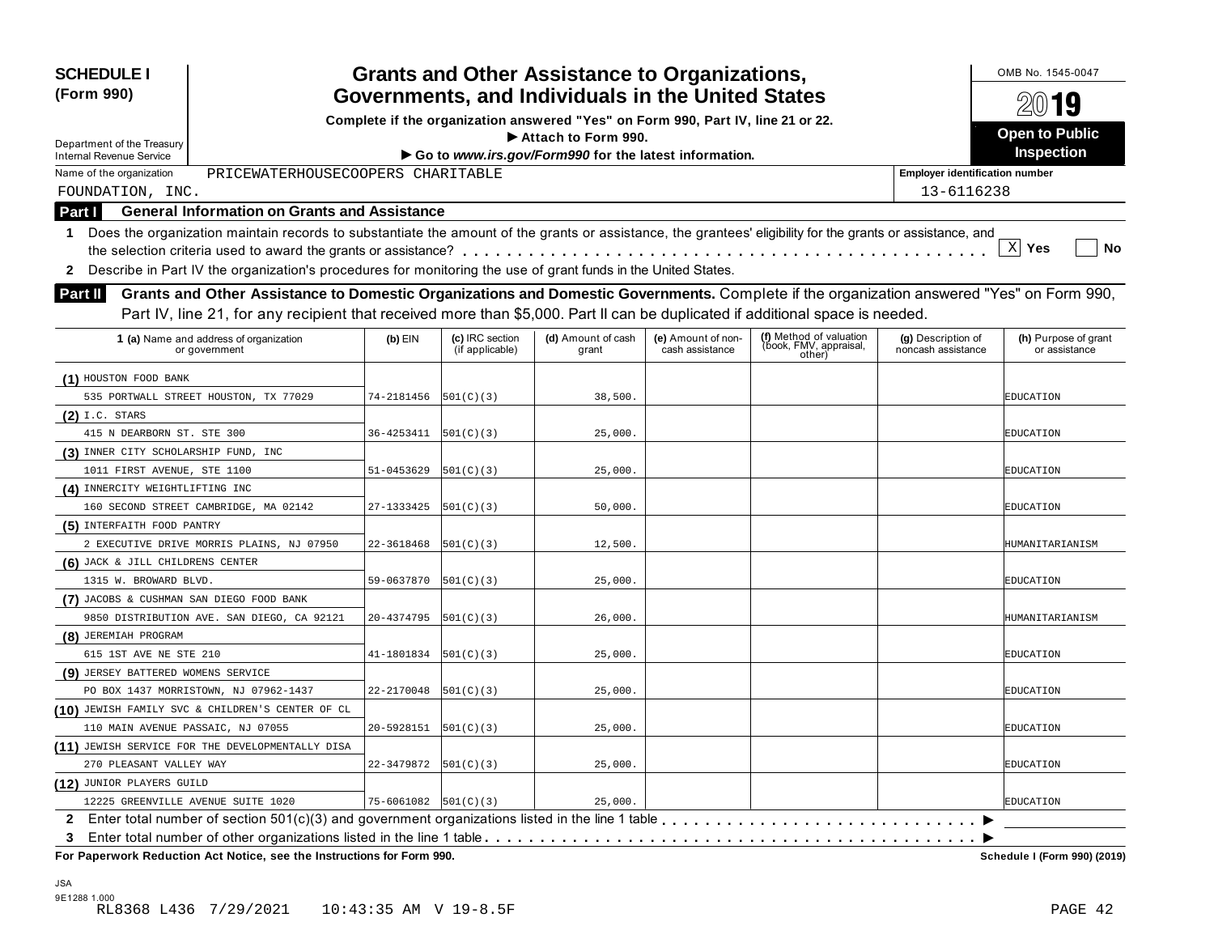**SCHEDULE I (Form 990)**

Department of the Treasury
Internal Revenue Service

# Grants and Other Assistance to Organizations, Governments, and Individuals in the United States

**Complete if the organization answered "Yes" on Form 990, Part IV, line 21 or 22.**
**▶ Attach to Form 990.**
**▶ Go to *www.irs.gov/Form990* for the latest information.**

OMB No. 1545-0047

**2019**

**Open to Public Inspection**

Name of the organization: PRICEWATERHOUSECOOPERS CHARITABLE FOUNDATION, INC.

Employer identification number: 13-6116238

## Part I General Information on Grants and Assistance

**1** Does the organization maintain records to substantiate the amount of the grants or assistance, the grantees' eligibility for the grants or assistance, and the selection criteria used to award the grants or assistance? . . . . . . [X] Yes [ ] No

**2** Describe in Part IV the organization's procedures for monitoring the use of grant funds in the United States.

## Part II Grants and Other Assistance to Domestic Organizations and Domestic Governments.

Complete if the organization answered "Yes" on Form 990, Part IV, line 21, for any recipient that received more than $5,000. Part II can be duplicated if additional space is needed.

| 1 (a) Name and address of organization or government | (b) EIN | (c) IRC section (if applicable) | (d) Amount of cash grant | (e) Amount of non-cash assistance | (f) Method of valuation (book, FMV, appraisal, other) | (g) Description of noncash assistance | (h) Purpose of grant or assistance |
|---|---|---|---|---|---|---|---|
| (1) HOUSTON FOOD BANK<br>535 PORTWALL STREET HOUSTON, TX 77029 | 74-2181456 | 501(C)(3) | 38,500. | | | | EDUCATION |
| (2) I.C. STARS<br>415 N DEARBORN ST. STE 300 | 36-4253411 | 501(C)(3) | 25,000. | | | | EDUCATION |
| (3) INNER CITY SCHOLARSHIP FUND, INC<br>1011 FIRST AVENUE, STE 1100 | 51-0453629 | 501(C)(3) | 25,000. | | | | EDUCATION |
| (4) INNERCITY WEIGHTLIFTING INC<br>160 SECOND STREET CAMBRIDGE, MA 02142 | 27-1333425 | 501(C)(3) | 50,000. | | | | EDUCATION |
| (5) INTERFAITH FOOD PANTRY<br>2 EXECUTIVE DRIVE MORRIS PLAINS, NJ 07950 | 22-3618468 | 501(C)(3) | 12,500. | | | | HUMANITARIANISM |
| (6) JACK & JILL CHILDRENS CENTER<br>1315 W. BROWARD BLVD. | 59-0637870 | 501(C)(3) | 25,000. | | | | EDUCATION |
| (7) JACOBS & CUSHMAN SAN DIEGO FOOD BANK<br>9850 DISTRIBUTION AVE. SAN DIEGO, CA 92121 | 20-4374795 | 501(C)(3) | 26,000. | | | | HUMANITARIANISM |
| (8) JEREMIAH PROGRAM<br>615 1ST AVE NE STE 210 | 41-1801834 | 501(C)(3) | 25,000. | | | | EDUCATION |
| (9) JERSEY BATTERED WOMENS SERVICE<br>PO BOX 1437 MORRISTOWN, NJ 07962-1437 | 22-2170048 | 501(C)(3) | 25,000. | | | | EDUCATION |
| (10) JEWISH FAMILY SVC & CHILDREN'S CENTER OF CL<br>110 MAIN AVENUE PASSAIC, NJ 07055 | 20-5928151 | 501(C)(3) | 25,000. | | | | EDUCATION |
| (11) JEWISH SERVICE FOR THE DEVELOPMENTALLY DISA<br>270 PLEASANT VALLEY WAY | 22-3479872 | 501(C)(3) | 25,000. | | | | EDUCATION |
| (12) JUNIOR PLAYERS GUILD<br>12225 GREENVILLE AVENUE SUITE 1020 | 75-6061082 | 501(C)(3) | 25,000. | | | | EDUCATION |

**2** Enter total number of section 501(c)(3) and government organizations listed in the line 1 table . . . . . . ▶

**3** Enter total number of other organizations listed in the line 1 table . . . . . . ▶

**For Paperwork Reduction Act Notice, see the Instructions for Form 990.** **Schedule I (Form 990) (2019)**

JSA
9E1288 1.000
RL8368 L436 7/29/2021 10:43:35 AM V 19-8.5F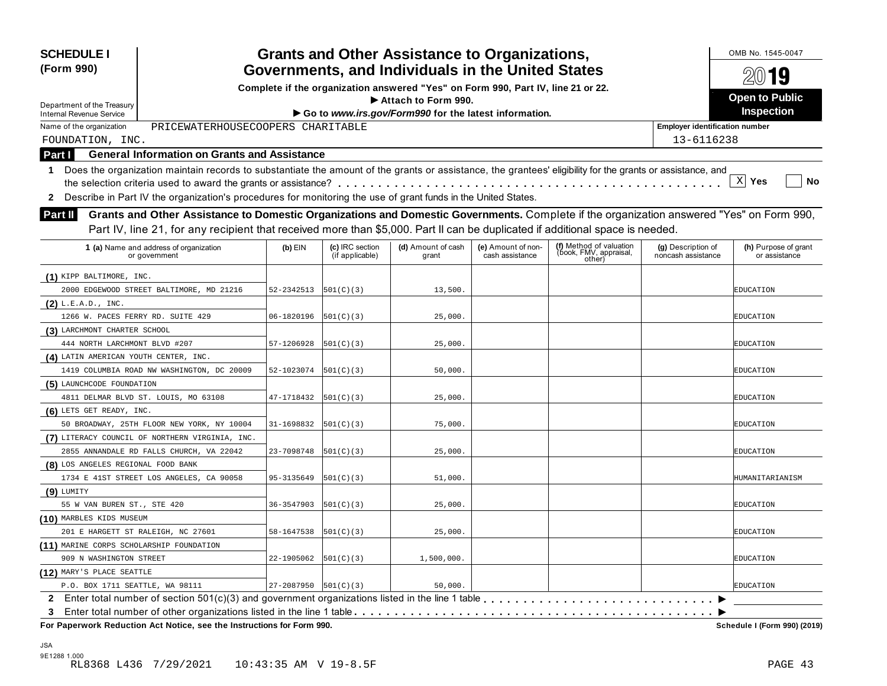**SCHEDULE I (Form 990)**

Department of the Treasury
Internal Revenue Service

# Grants and Other Assistance to Organizations, Governments, and Individuals in the United States

**Complete if the organization answered "Yes" on Form 990, Part IV, line 21 or 22.**
**► Attach to Form 990.**
**► Go to *www.irs.gov/Form990* for the latest information.**

OMB No. 1545-0047

2019

**Open to Public Inspection**

Name of the organization: PRICEWATERHOUSECOOPERS CHARITABLE FOUNDATION, INC.

Employer identification number: 13-6116238

## Part I General Information on Grants and Assistance

**1** Does the organization maintain records to substantiate the amount of the grants or assistance, the grantees' eligibility for the grants or assistance, and the selection criteria used to award the grants or assistance? . . . . . . . . . . [X] Yes [ ] No

**2** Describe in Part IV the organization's procedures for monitoring the use of grant funds in the United States.

## Part II Grants and Other Assistance to Domestic Organizations and Domestic Governments.

Complete if the organization answered "Yes" on Form 990, Part IV, line 21, for any recipient that received more than $5,000. Part II can be duplicated if additional space is needed.

| 1 (a) Name and address of organization or government | (b) EIN | (c) IRC section (if applicable) | (d) Amount of cash grant | (e) Amount of non-cash assistance | (f) Method of valuation (book, FMV, appraisal, other) | (g) Description of noncash assistance | (h) Purpose of grant or assistance |
|---|---|---|---|---|---|---|---|
| (1) KIPP BALTIMORE, INC. 2000 EDGEWOOD STREET BALTIMORE, MD 21216 | 52-2342513 | 501(C)(3) | 13,500. | | | | EDUCATION |
| (2) L.E.A.D., INC. 1266 W. PACES FERRY RD. SUITE 429 | 06-1820196 | 501(C)(3) | 25,000. | | | | EDUCATION |
| (3) LARCHMONT CHARTER SCHOOL 444 NORTH LARCHMONT BLVD #207 | 57-1206928 | 501(C)(3) | 25,000. | | | | EDUCATION |
| (4) LATIN AMERICAN YOUTH CENTER, INC. 1419 COLUMBIA ROAD NW WASHINGTON, DC 20009 | 52-1023074 | 501(C)(3) | 50,000. | | | | EDUCATION |
| (5) LAUNCHCODE FOUNDATION 4811 DELMAR BLVD ST. LOUIS, MO 63108 | 47-1718432 | 501(C)(3) | 25,000. | | | | EDUCATION |
| (6) LETS GET READY, INC. 50 BROADWAY, 25TH FLOOR NEW YORK, NY 10004 | 31-1698832 | 501(C)(3) | 75,000. | | | | EDUCATION |
| (7) LITERACY COUNCIL OF NORTHERN VIRGINIA, INC. 2855 ANNANDALE RD FALLS CHURCH, VA 22042 | 23-7098748 | 501(C)(3) | 25,000. | | | | EDUCATION |
| (8) LOS ANGELES REGIONAL FOOD BANK 1734 E 41ST STREET LOS ANGELES, CA 90058 | 95-3135649 | 501(C)(3) | 51,000. | | | | HUMANITARIANISM |
| (9) LUMITY 55 W VAN BUREN ST., STE 420 | 36-3547903 | 501(C)(3) | 25,000. | | | | EDUCATION |
| (10) MARBLES KIDS MUSEUM 201 E HARGETT ST RALEIGH, NC 27601 | 58-1647538 | 501(C)(3) | 25,000. | | | | EDUCATION |
| (11) MARINE CORPS SCHOLARSHIP FOUNDATION 909 N WASHINGTON STREET | 22-1905062 | 501(C)(3) | 1,500,000. | | | | EDUCATION |
| (12) MARY'S PLACE SEATTLE P.O. BOX 1711 SEATTLE, WA 98111 | 27-2087950 | 501(C)(3) | 50,000. | | | | EDUCATION |

**2** Enter total number of section 501(c)(3) and government organizations listed in the line 1 table . . . . . . . . ►

**3** Enter total number of other organizations listed in the line 1 table . . . . . . . . ►

**For Paperwork Reduction Act Notice, see the Instructions for Form 990.** Schedule I (Form 990) (2019)

JSA
9E1288 1.000
RL8368 L436 7/29/2021 10:43:35 AM V 19-8.5F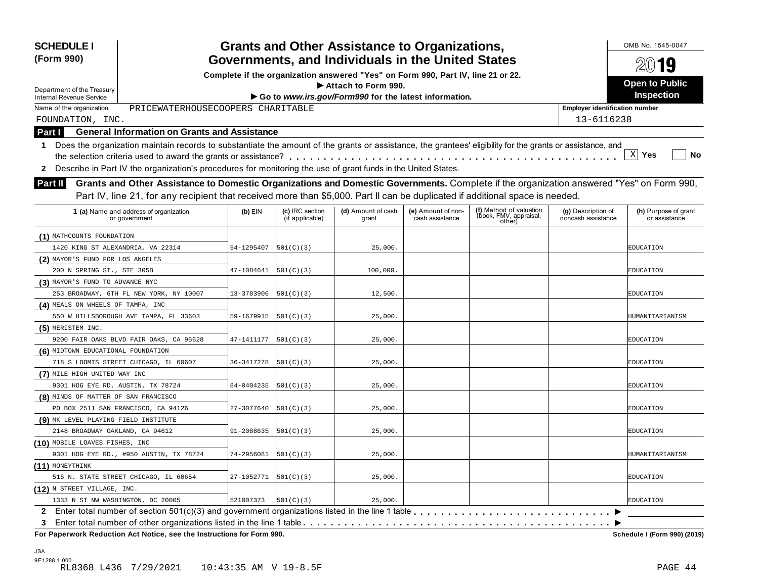**SCHEDULE I**
**(Form 990)**

Department of the Treasury
Internal Revenue Service

# Grants and Other Assistance to Organizations, Governments, and Individuals in the United States

**Complete if the organization answered "Yes" on Form 990, Part IV, line 21 or 22.**
**▶ Attach to Form 990.**
**▶ Go to *www.irs.gov/Form990* for the latest information.**

OMB No. 1545-0047

**2019**

**Open to Public Inspection**

Name of the organization: PRICEWATERHOUSECOOPERS CHARITABLE FOUNDATION, INC.

Employer identification number: 13-6116238

## Part I General Information on Grants and Assistance

1 Does the organization maintain records to substantiate the amount of the grants or assistance, the grantees' eligibility for the grants or assistance, and the selection criteria used to award the grants or assistance? . . . . . [X] Yes [ ] No

2 Describe in Part IV the organization's procedures for monitoring the use of grant funds in the United States.

## Part II Grants and Other Assistance to Domestic Organizations and Domestic Governments.

Complete if the organization answered "Yes" on Form 990, Part IV, line 21, for any recipient that received more than $5,000. Part II can be duplicated if additional space is needed.

| 1 (a) Name and address of organization or government | (b) EIN | (c) IRC section (if applicable) | (d) Amount of cash grant | (e) Amount of non-cash assistance | (f) Method of valuation (book, FMV, appraisal, other) | (g) Description of noncash assistance | (h) Purpose of grant or assistance |
|---|---|---|---|---|---|---|---|
| (1) MATHCOUNTS FOUNDATION<br>1420 KING ST ALEXANDRIA, VA 22314 | 54-1295407 | 501(C)(3) | 25,000. | | | | EDUCATION |
| (2) MAYOR'S FUND FOR LOS ANGELES<br>200 N SPRING ST., STE 305B | 47-1084641 | 501(C)(3) | 100,000. | | | | EDUCATION |
| (3) MAYOR'S FUND TO ADVANCE NYC<br>253 BROADWAY, 6TH FL NEW YORK, NY 10007 | 13-3783906 | 501(C)(3) | 12,500. | | | | EDUCATION |
| (4) MEALS ON WHEELS OF TAMPA, INC<br>550 W HILLSBOROUGH AVE TAMPA, FL 33603 | 59-1679915 | 501(C)(3) | 25,000. | | | | HUMANITARIANISM |
| (5) MERISTEM INC.<br>9200 FAIR OAKS BLVD FAIR OAKS, CA 95628 | 47-1411177 | 501(C)(3) | 25,000. | | | | EDUCATION |
| (6) MIDTOWN EDUCATIONAL FOUNDATION<br>718 S LOOMIS STREET CHICAGO, IL 60607 | 36-3417278 | 501(C)(3) | 25,000. | | | | EDUCATION |
| (7) MILE HIGH UNITED WAY INC<br>9301 HOG EYE RD. AUSTIN, TX 78724 | 84-0404235 | 501(C)(3) | 25,000. | | | | EDUCATION |
| (8) MINDS OF MATTER OF SAN FRANCISCO<br>PO BOX 2511 SAN FRANCISCO, CA 94126 | 27-3077640 | 501(C)(3) | 25,000. | | | | EDUCATION |
| (9) MK LEVEL PLAYING FIELD INSTITUTE<br>2148 BROADWAY OAKLAND, CA 94612 | 91-2088635 | 501(C)(3) | 25,000. | | | | EDUCATION |
| (10) MOBILE LOAVES FISHES, INC<br>9301 HOG EYE RD., #950 AUSTIN, TX 78724 | 74-2956081 | 501(C)(3) | 25,000. | | | | HUMANITARIANISM |
| (11) MONEYTHINK<br>515 N. STATE STREET CHICAGO, IL 60654 | 27-1052771 | 501(C)(3) | 25,000. | | | | EDUCATION |
| (12) N STREET VILLAGE, INC.<br>1333 N ST NW WASHINGTON, DC 20005 | 521007373 | 501(C)(3) | 25,000. | | | | EDUCATION |

2 Enter total number of section 501(c)(3) and government organizations listed in the line 1 table . . . . . ▶

3 Enter total number of other organizations listed in the line 1 table . . . . . ▶

**For Paperwork Reduction Act Notice, see the Instructions for Form 990.** **Schedule I (Form 990) (2019)**

JSA
9E1288 1.000
RL8368 L436 7/29/2021 10:43:35 AM V 19-8.5F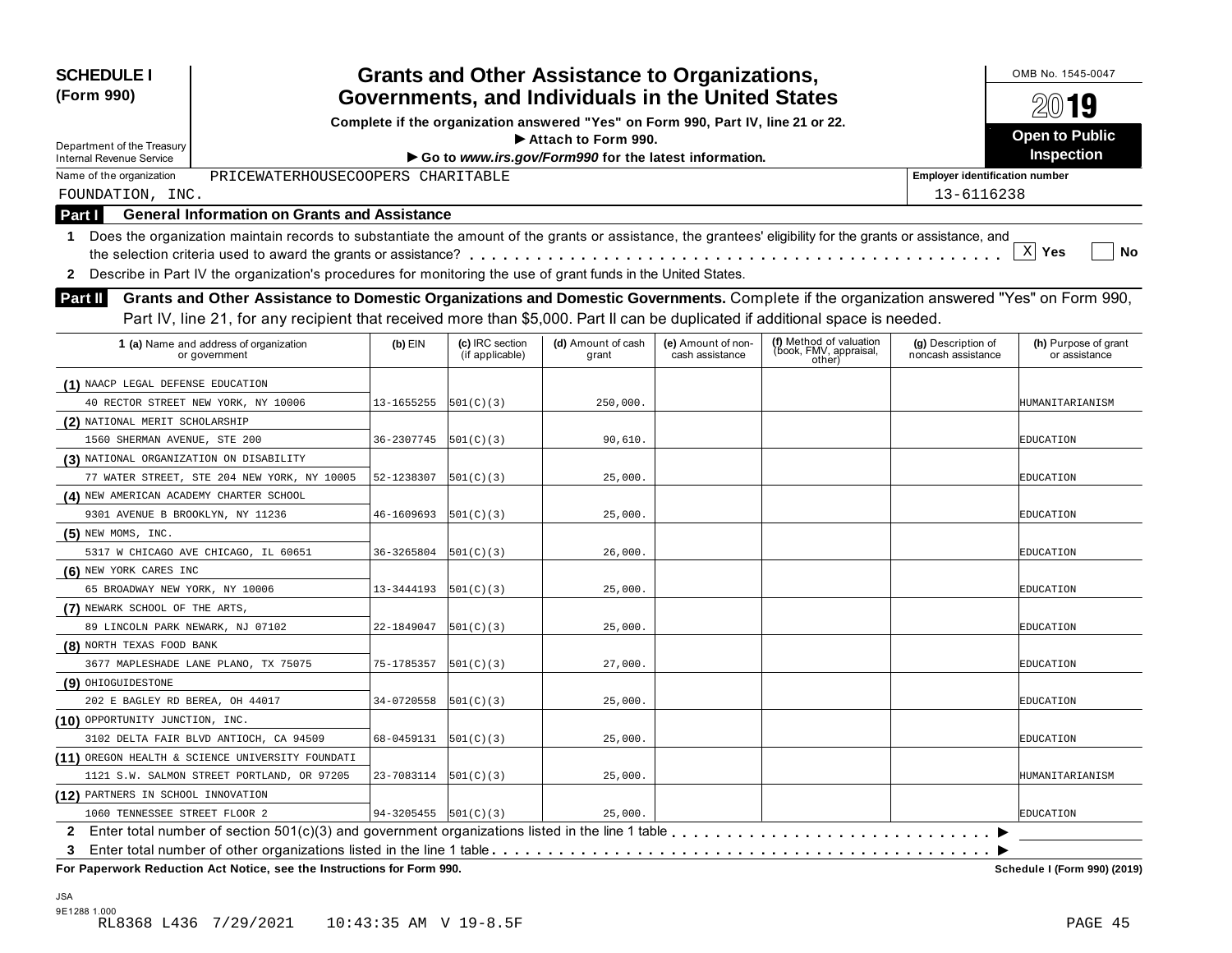**SCHEDULE I (Form 990)**

Department of the Treasury
Internal Revenue Service

# Grants and Other Assistance to Organizations, Governments, and Individuals in the United States

**Complete if the organization answered "Yes" on Form 990, Part IV, line 21 or 22.**
**▶ Attach to Form 990.**
**▶ Go to *www.irs.gov/Form990* for the latest information.**

OMB No. 1545-0047

**2019**

**Open to Public Inspection**

Name of the organization: PRICEWATERHOUSECOOPERS CHARITABLE FOUNDATION, INC.

Employer identification number: 13-6116238

## Part I General Information on Grants and Assistance

**1** Does the organization maintain records to substantiate the amount of the grants or assistance, the grantees' eligibility for the grants or assistance, and the selection criteria used to award the grants or assistance? . . . . . [X] Yes [ ] No

**2** Describe in Part IV the organization's procedures for monitoring the use of grant funds in the United States.

## Part II Grants and Other Assistance to Domestic Organizations and Domestic Governments.

Complete if the organization answered "Yes" on Form 990, Part IV, line 21, for any recipient that received more than $5,000. Part II can be duplicated if additional space is needed.

| 1 (a) Name and address of organization or government | (b) EIN | (c) IRC section (if applicable) | (d) Amount of cash grant | (e) Amount of non-cash assistance | (f) Method of valuation (book, FMV, appraisal, other) | (g) Description of noncash assistance | (h) Purpose of grant or assistance |
|---|---|---|---|---|---|---|---|
| (1) NAACP LEGAL DEFENSE EDUCATION 40 RECTOR STREET NEW YORK, NY 10006 | 13-1655255 | 501(C)(3) | 250,000. | | | | HUMANITARIANISM |
| (2) NATIONAL MERIT SCHOLARSHIP 1560 SHERMAN AVENUE, STE 200 | 36-2307745 | 501(C)(3) | 90,610. | | | | EDUCATION |
| (3) NATIONAL ORGANIZATION ON DISABILITY 77 WATER STREET, STE 204 NEW YORK, NY 10005 | 52-1238307 | 501(C)(3) | 25,000. | | | | EDUCATION |
| (4) NEW AMERICAN ACADEMY CHARTER SCHOOL 9301 AVENUE B BROOKLYN, NY 11236 | 46-1609693 | 501(C)(3) | 25,000. | | | | EDUCATION |
| (5) NEW MOMS, INC. 5317 W CHICAGO AVE CHICAGO, IL 60651 | 36-3265804 | 501(C)(3) | 26,000. | | | | EDUCATION |
| (6) NEW YORK CARES INC 65 BROADWAY NEW YORK, NY 10006 | 13-3444193 | 501(C)(3) | 25,000. | | | | EDUCATION |
| (7) NEWARK SCHOOL OF THE ARTS, 89 LINCOLN PARK NEWARK, NJ 07102 | 22-1849047 | 501(C)(3) | 25,000. | | | | EDUCATION |
| (8) NORTH TEXAS FOOD BANK 3677 MAPLESHADE LANE PLANO, TX 75075 | 75-1785357 | 501(C)(3) | 27,000. | | | | EDUCATION |
| (9) OHIOGUIDESTONE 202 E BAGLEY RD BEREA, OH 44017 | 34-0720558 | 501(C)(3) | 25,000. | | | | EDUCATION |
| (10) OPPORTUNITY JUNCTION, INC. 3102 DELTA FAIR BLVD ANTIOCH, CA 94509 | 68-0459131 | 501(C)(3) | 25,000. | | | | EDUCATION |
| (11) OREGON HEALTH & SCIENCE UNIVERSITY FOUNDATI 1121 S.W. SALMON STREET PORTLAND, OR 97205 | 23-7083114 | 501(C)(3) | 25,000. | | | | HUMANITARIANISM |
| (12) PARTNERS IN SCHOOL INNOVATION 1060 TENNESSEE STREET FLOOR 2 | 94-3205455 | 501(C)(3) | 25,000. | | | | EDUCATION |

**2** Enter total number of section 501(c)(3) and government organizations listed in the line 1 table . . . . . ▶

**3** Enter total number of other organizations listed in the line 1 table . . . . . ▶

**For Paperwork Reduction Act Notice, see the Instructions for Form 990.** **Schedule I (Form 990) (2019)**

JSA
9E1288 1.000
RL8368 L436 7/29/2021 10:43:35 AM V 19-8.5F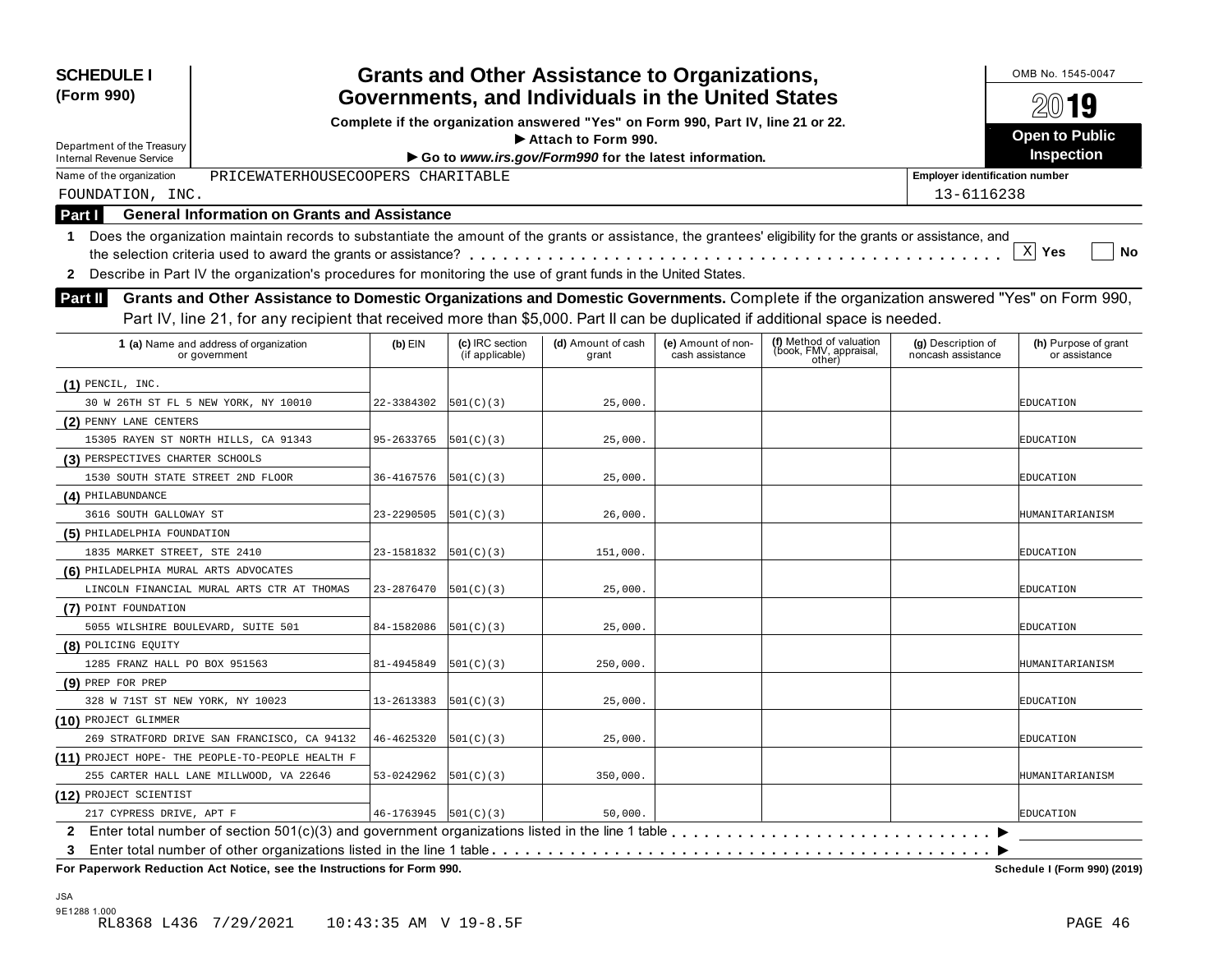**SCHEDULE I (Form 990)**

Department of the Treasury
Internal Revenue Service

# Grants and Other Assistance to Organizations, Governments, and Individuals in the United States

**Complete if the organization answered "Yes" on Form 990, Part IV, line 21 or 22.**
**▶ Attach to Form 990.**
**▶ Go to *www.irs.gov/Form990* for the latest information.**

OMB No. 1545-0047

**2019**

**Open to Public Inspection**

Name of the organization: PRICEWATERHOUSECOOPERS CHARITABLE FOUNDATION, INC.

Employer identification number: 13-6116238

## Part I General Information on Grants and Assistance

**1** Does the organization maintain records to substantiate the amount of the grants or assistance, the grantees' eligibility for the grants or assistance, and the selection criteria used to award the grants or assistance? . . . . . . . . . . [X] **Yes** [ ] **No**

**2** Describe in Part IV the organization's procedures for monitoring the use of grant funds in the United States.

## Part II Grants and Other Assistance to Domestic Organizations and Domestic Governments.

Complete if the organization answered "Yes" on Form 990, Part IV, line 21, for any recipient that received more than $5,000. Part II can be duplicated if additional space is needed.

| 1 (a) Name and address of organization or government | (b) EIN | (c) IRC section (if applicable) | (d) Amount of cash grant | (e) Amount of non-cash assistance | (f) Method of valuation (book, FMV, appraisal, other) | (g) Description of noncash assistance | (h) Purpose of grant or assistance |
|---|---|---|---|---|---|---|---|
| (1) PENCIL, INC. 30 W 26TH ST FL 5 NEW YORK, NY 10010 | 22-3384302 | 501(C)(3) | 25,000. | | | | EDUCATION |
| (2) PENNY LANE CENTERS 15305 RAYEN ST NORTH HILLS, CA 91343 | 95-2633765 | 501(C)(3) | 25,000. | | | | EDUCATION |
| (3) PERSPECTIVES CHARTER SCHOOLS 1530 SOUTH STATE STREET 2ND FLOOR | 36-4167576 | 501(C)(3) | 25,000. | | | | EDUCATION |
| (4) PHILABUNDANCE 3616 SOUTH GALLOWAY ST | 23-2290505 | 501(C)(3) | 26,000. | | | | HUMANITARIANISM |
| (5) PHILADELPHIA FOUNDATION 1835 MARKET STREET, STE 2410 | 23-1581832 | 501(C)(3) | 151,000. | | | | EDUCATION |
| (6) PHILADELPHIA MURAL ARTS ADVOCATES LINCOLN FINANCIAL MURAL ARTS CTR AT THOMAS | 23-2876470 | 501(C)(3) | 25,000. | | | | EDUCATION |
| (7) POINT FOUNDATION 5055 WILSHIRE BOULEVARD, SUITE 501 | 84-1582086 | 501(C)(3) | 25,000. | | | | EDUCATION |
| (8) POLICING EQUITY 1285 FRANZ HALL PO BOX 951563 | 81-4945849 | 501(C)(3) | 250,000. | | | | HUMANITARIANISM |
| (9) PREP FOR PREP 328 W 71ST ST NEW YORK, NY 10023 | 13-2613383 | 501(C)(3) | 25,000. | | | | EDUCATION |
| (10) PROJECT GLIMMER 269 STRATFORD DRIVE SAN FRANCISCO, CA 94132 | 46-4625320 | 501(C)(3) | 25,000. | | | | EDUCATION |
| (11) PROJECT HOPE- THE PEOPLE-TO-PEOPLE HEALTH F 255 CARTER HALL LANE MILLWOOD, VA 22646 | 53-0242962 | 501(C)(3) | 350,000. | | | | HUMANITARIANISM |
| (12) PROJECT SCIENTIST 217 CYPRESS DRIVE, APT F | 46-1763945 | 501(C)(3) | 50,000. | | | | EDUCATION |

**2** Enter total number of section 501(c)(3) and government organizations listed in the line 1 table . . . . . . . . ▶

**3** Enter total number of other organizations listed in the line 1 table . . . . . . . . ▶

**For Paperwork Reduction Act Notice, see the Instructions for Form 990.** **Schedule I (Form 990) (2019)**

JSA
9E1288 1.000
RL8368 L436 7/29/2021 10:43:35 AM V 19-8.5F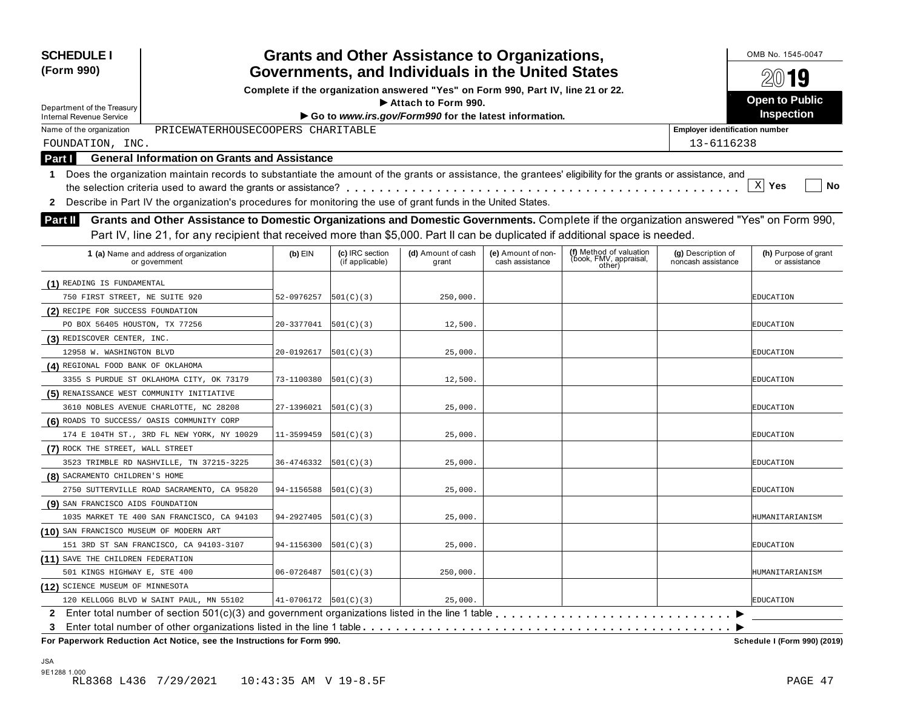**SCHEDULE I (Form 990)**

Department of the Treasury
Internal Revenue Service

# Grants and Other Assistance to Organizations, Governments, and Individuals in the United States

**Complete if the organization answered "Yes" on Form 990, Part IV, line 21 or 22.**

**► Attach to Form 990.**

**► Go to *www.irs.gov/Form990* for the latest information.**

OMB No. 1545-0047

**2019**

**Open to Public Inspection**

Name of the organization: PRICEWATERHOUSECOOPERS CHARITABLE FOUNDATION, INC.

Employer identification number: 13-6116238

## Part I General Information on Grants and Assistance

**1** Does the organization maintain records to substantiate the amount of the grants or assistance, the grantees' eligibility for the grants or assistance, and the selection criteria used to award the grants or assistance? . . . . . [X] **Yes** [ ] **No**

**2** Describe in Part IV the organization's procedures for monitoring the use of grant funds in the United States.

## Part II Grants and Other Assistance to Domestic Organizations and Domestic Governments.

Complete if the organization answered "Yes" on Form 990, Part IV, line 21, for any recipient that received more than $5,000. Part II can be duplicated if additional space is needed.

| 1 (a) Name and address of organization or government | (b) EIN | (c) IRC section (if applicable) | (d) Amount of cash grant | (e) Amount of non-cash assistance | (f) Method of valuation (book, FMV, appraisal, other) | (g) Description of noncash assistance | (h) Purpose of grant or assistance |
|---|---|---|---|---|---|---|---|
| (1) READING IS FUNDAMENTAL<br>750 FIRST STREET, NE SUITE 920 | 52-0976257 | 501(C)(3) | 250,000. | | | | EDUCATION |
| (2) RECIPE FOR SUCCESS FOUNDATION<br>PO BOX 56405 HOUSTON, TX 77256 | 20-3377041 | 501(C)(3) | 12,500. | | | | EDUCATION |
| (3) REDISCOVER CENTER, INC.<br>12958 W. WASHINGTON BLVD | 20-0192617 | 501(C)(3) | 25,000. | | | | EDUCATION |
| (4) REGIONAL FOOD BANK OF OKLAHOMA<br>3355 S PURDUE ST OKLAHOMA CITY, OK 73179 | 73-1100380 | 501(C)(3) | 12,500. | | | | EDUCATION |
| (5) RENAISSANCE WEST COMMUNITY INITIATIVE<br>3610 NOBLES AVENUE CHARLOTTE, NC 28208 | 27-1396021 | 501(C)(3) | 25,000. | | | | EDUCATION |
| (6) ROADS TO SUCCESS/ OASIS COMMUNITY CORP<br>174 E 104TH ST., 3RD FL NEW YORK, NY 10029 | 11-3599459 | 501(C)(3) | 25,000. | | | | EDUCATION |
| (7) ROCK THE STREET, WALL STREET<br>3523 TRIMBLE RD NASHVILLE, TN 37215-3225 | 36-4746332 | 501(C)(3) | 25,000. | | | | EDUCATION |
| (8) SACRAMENTO CHILDREN'S HOME<br>2750 SUTTERVILLE ROAD SACRAMENTO, CA 95820 | 94-1156588 | 501(C)(3) | 25,000. | | | | EDUCATION |
| (9) SAN FRANCISCO AIDS FOUNDATION<br>1035 MARKET TE 400 SAN FRANCISCO, CA 94103 | 94-2927405 | 501(C)(3) | 25,000. | | | | HUMANITARIANISM |
| (10) SAN FRANCISCO MUSEUM OF MODERN ART<br>151 3RD ST SAN FRANCISCO, CA 94103-3107 | 94-1156300 | 501(C)(3) | 25,000. | | | | EDUCATION |
| (11) SAVE THE CHILDREN FEDERATION<br>501 KINGS HIGHWAY E, STE 400 | 06-0726487 | 501(C)(3) | 250,000. | | | | HUMANITARIANISM |
| (12) SCIENCE MUSEUM OF MINNESOTA<br>120 KELLOGG BLVD W SAINT PAUL, MN 55102 | 41-0706172 | 501(C)(3) | 25,000. | | | | EDUCATION |

**2** Enter total number of section 501(c)(3) and government organizations listed in the line 1 table . . . . . ►

**3** Enter total number of other organizations listed in the line 1 table . . . . . ►

**For Paperwork Reduction Act Notice, see the Instructions for Form 990.** **Schedule I (Form 990) (2019)**

JSA
9E1288 1.000
RL8368 L436 7/29/2021 10:43:35 AM V 19-8.5F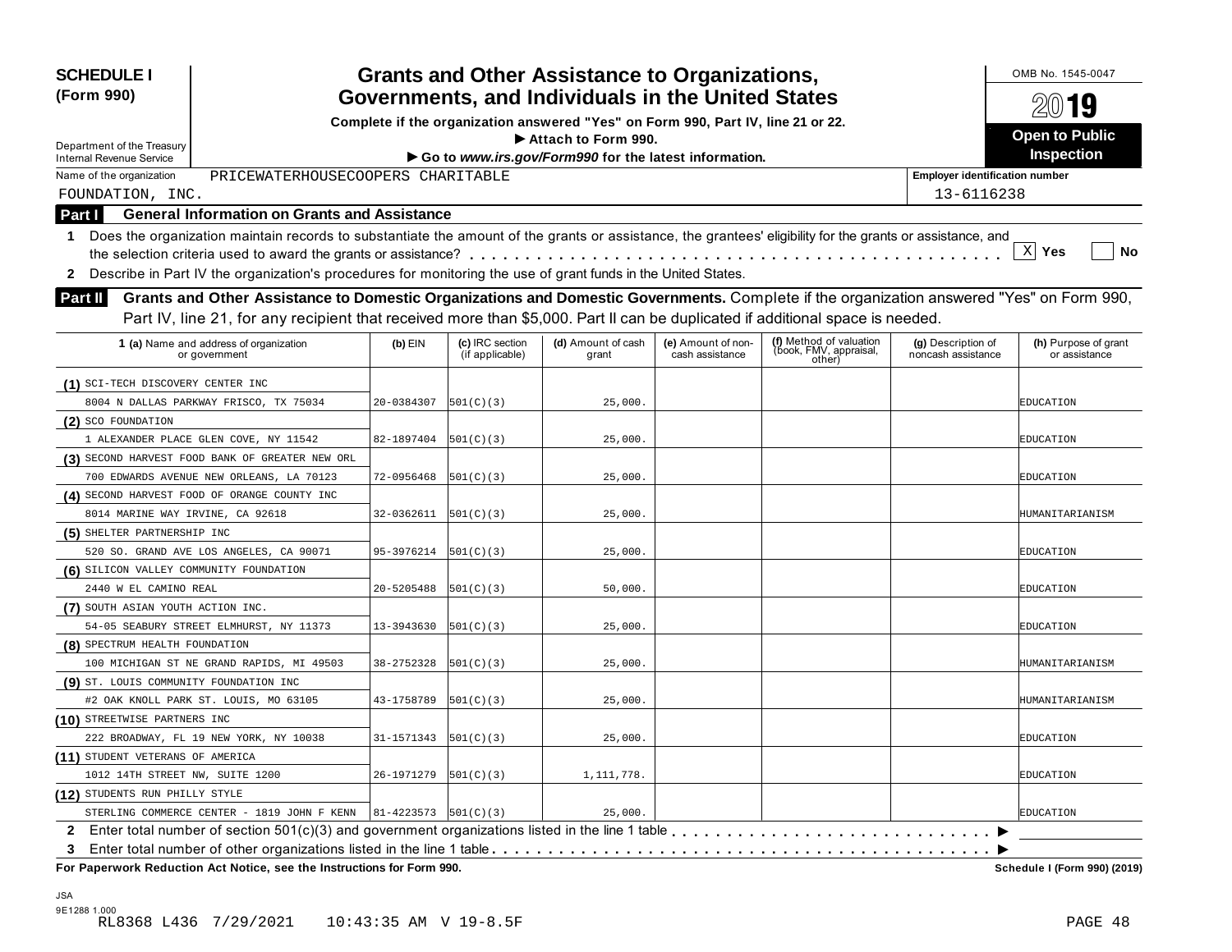**SCHEDULE I**
**(Form 990)**

Department of the Treasury
Internal Revenue Service

# Grants and Other Assistance to Organizations, Governments, and Individuals in the United States

**Complete if the organization answered "Yes" on Form 990, Part IV, line 21 or 22.**
**▶ Attach to Form 990.**
**▶ Go to *www.irs.gov/Form990* for the latest information.**

OMB No. 1545-0047

2019

**Open to Public Inspection**

Name of the organization: PRICEWATERHOUSECOOPERS CHARITABLE FOUNDATION, INC.

Employer identification number: 13-6116238

**Part I — General Information on Grants and Assistance**

**1** Does the organization maintain records to substantiate the amount of the grants or assistance, the grantees' eligibility for the grants or assistance, and the selection criteria used to award the grants or assistance? . . . . . . [X] Yes [ ] No

**2** Describe in Part IV the organization's procedures for monitoring the use of grant funds in the United States.

**Part II — Grants and Other Assistance to Domestic Organizations and Domestic Governments.** Complete if the organization answered "Yes" on Form 990, Part IV, line 21, for any recipient that received more than $5,000. Part II can be duplicated if additional space is needed.

| 1 (a) Name and address of organization or government | (b) EIN | (c) IRC section (if applicable) | (d) Amount of cash grant | (e) Amount of non-cash assistance | (f) Method of valuation (book, FMV, appraisal, other) | (g) Description of noncash assistance | (h) Purpose of grant or assistance |
|---|---|---|---|---|---|---|---|
| (1) SCI-TECH DISCOVERY CENTER INC<br>8004 N DALLAS PARKWAY FRISCO, TX 75034 | 20-0384307 | 501(C)(3) | 25,000. | | | | EDUCATION |
| (2) SCO FOUNDATION<br>1 ALEXANDER PLACE GLEN COVE, NY 11542 | 82-1897404 | 501(C)(3) | 25,000. | | | | EDUCATION |
| (3) SECOND HARVEST FOOD BANK OF GREATER NEW ORL<br>700 EDWARDS AVENUE NEW ORLEANS, LA 70123 | 72-0956468 | 501(C)(3) | 25,000. | | | | EDUCATION |
| (4) SECOND HARVEST FOOD OF ORANGE COUNTY INC<br>8014 MARINE WAY IRVINE, CA 92618 | 32-0362611 | 501(C)(3) | 25,000. | | | | HUMANITARIANISM |
| (5) SHELTER PARTNERSHIP INC<br>520 SO. GRAND AVE LOS ANGELES, CA 90071 | 95-3976214 | 501(C)(3) | 25,000. | | | | EDUCATION |
| (6) SILICON VALLEY COMMUNITY FOUNDATION<br>2440 W EL CAMINO REAL | 20-5205488 | 501(C)(3) | 50,000. | | | | EDUCATION |
| (7) SOUTH ASIAN YOUTH ACTION INC.<br>54-05 SEABURY STREET ELMHURST, NY 11373 | 13-3943630 | 501(C)(3) | 25,000. | | | | EDUCATION |
| (8) SPECTRUM HEALTH FOUNDATION<br>100 MICHIGAN ST NE GRAND RAPIDS, MI 49503 | 38-2752328 | 501(C)(3) | 25,000. | | | | HUMANITARIANISM |
| (9) ST. LOUIS COMMUNITY FOUNDATION INC<br>#2 OAK KNOLL PARK ST. LOUIS, MO 63105 | 43-1758789 | 501(C)(3) | 25,000. | | | | HUMANITARIANISM |
| (10) STREETWISE PARTNERS INC<br>222 BROADWAY, FL 19 NEW YORK, NY 10038 | 31-1571343 | 501(C)(3) | 25,000. | | | | EDUCATION |
| (11) STUDENT VETERANS OF AMERICA<br>1012 14TH STREET NW, SUITE 1200 | 26-1971279 | 501(C)(3) | 1,111,778. | | | | EDUCATION |
| (12) STUDENTS RUN PHILLY STYLE<br>STERLING COMMERCE CENTER - 1819 JOHN F KENN | 81-4223573 | 501(C)(3) | 25,000. | | | | EDUCATION |

**2** Enter total number of section 501(c)(3) and government organizations listed in the line 1 table . . . . . . ▶

**3** Enter total number of other organizations listed in the line 1 table . . . . . . ▶

**For Paperwork Reduction Act Notice, see the Instructions for Form 990.** **Schedule I (Form 990) (2019)**

JSA
9E1288 1.000
RL8368 L436 7/29/2021 10:43:35 AM V 19-8.5F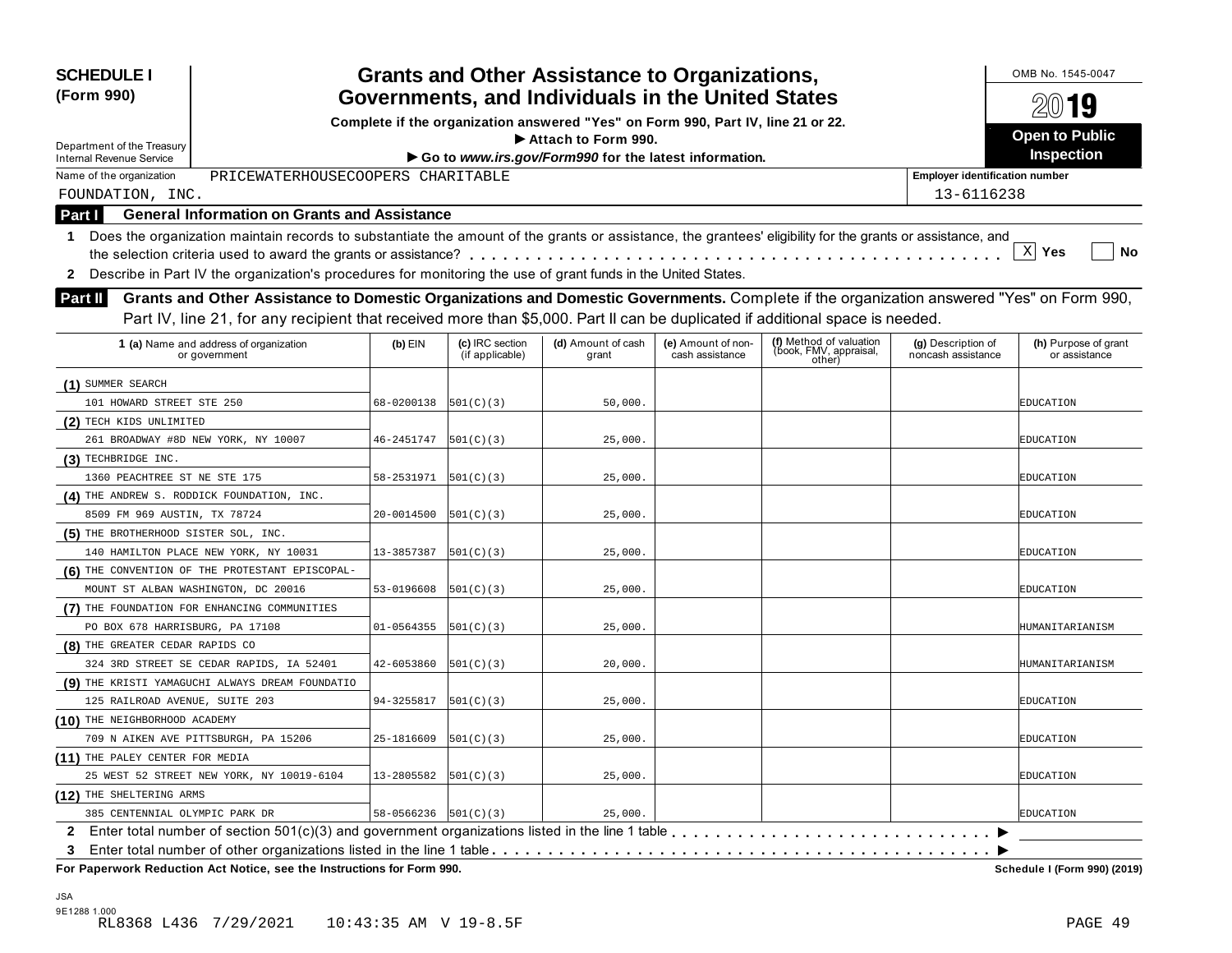# SCHEDULE I (Form 990)

## Grants and Other Assistance to Organizations, Governments, and Individuals in the United States

**Complete if the organization answered "Yes" on Form 990, Part IV, line 21 or 22.**

▶ Attach to Form 990.

▶ Go to *www.irs.gov/Form990* for the latest information.

OMB No. 1545-0047

2019

**Open to Public Inspection**

Department of the Treasury
Internal Revenue Service

Name of the organization: PRICEWATERHOUSECOOPERS CHARITABLE FOUNDATION, INC.

Employer identification number: 13-6116238

**Part I — General Information on Grants and Assistance**

1 Does the organization maintain records to substantiate the amount of the grants or assistance, the grantees' eligibility for the grants or assistance, and the selection criteria used to award the grants or assistance? . . . . . [X] Yes [ ] No

2 Describe in Part IV the organization's procedures for monitoring the use of grant funds in the United States.

**Part II — Grants and Other Assistance to Domestic Organizations and Domestic Governments.** Complete if the organization answered "Yes" on Form 990, Part IV, line 21, for any recipient that received more than $5,000. Part II can be duplicated if additional space is needed.

| 1 (a) Name and address of organization or government | (b) EIN | (c) IRC section (if applicable) | (d) Amount of cash grant | (e) Amount of non-cash assistance | (f) Method of valuation (book, FMV, appraisal, other) | (g) Description of noncash assistance | (h) Purpose of grant or assistance |
|---|---|---|---|---|---|---|---|
| (1) SUMMER SEARCH<br>101 HOWARD STREET STE 250 | 68-0200138 | 501(C)(3) | 50,000. | | | | EDUCATION |
| (2) TECH KIDS UNLIMITED<br>261 BROADWAY #8D NEW YORK, NY 10007 | 46-2451747 | 501(C)(3) | 25,000. | | | | EDUCATION |
| (3) TECHBRIDGE INC.<br>1360 PEACHTREE ST NE STE 175 | 58-2531971 | 501(C)(3) | 25,000. | | | | EDUCATION |
| (4) THE ANDREW S. RODDICK FOUNDATION, INC.<br>8509 FM 969 AUSTIN, TX 78724 | 20-0014500 | 501(C)(3) | 25,000. | | | | EDUCATION |
| (5) THE BROTHERHOOD SISTER SOL, INC.<br>140 HAMILTON PLACE NEW YORK, NY 10031 | 13-3857387 | 501(C)(3) | 25,000. | | | | EDUCATION |
| (6) THE CONVENTION OF THE PROTESTANT EPISCOPAL-<br>MOUNT ST ALBAN WASHINGTON, DC 20016 | 53-0196608 | 501(C)(3) | 25,000. | | | | EDUCATION |
| (7) THE FOUNDATION FOR ENHANCING COMMUNITIES<br>PO BOX 678 HARRISBURG, PA 17108 | 01-0564355 | 501(C)(3) | 25,000. | | | | HUMANITARIANISM |
| (8) THE GREATER CEDAR RAPIDS CO<br>324 3RD STREET SE CEDAR RAPIDS, IA 52401 | 42-6053860 | 501(C)(3) | 20,000. | | | | HUMANITARIANISM |
| (9) THE KRISTI YAMAGUCHI ALWAYS DREAM FOUNDATIO<br>125 RAILROAD AVENUE, SUITE 203 | 94-3255817 | 501(C)(3) | 25,000. | | | | EDUCATION |
| (10) THE NEIGHBORHOOD ACADEMY<br>709 N AIKEN AVE PITTSBURGH, PA 15206 | 25-1816609 | 501(C)(3) | 25,000. | | | | EDUCATION |
| (11) THE PALEY CENTER FOR MEDIA<br>25 WEST 52 STREET NEW YORK, NY 10019-6104 | 13-2805582 | 501(C)(3) | 25,000. | | | | EDUCATION |
| (12) THE SHELTERING ARMS<br>385 CENTENNIAL OLYMPIC PARK DR | 58-0566236 | 501(C)(3) | 25,000. | | | | EDUCATION |

2 Enter total number of section 501(c)(3) and government organizations listed in the line 1 table . . . . . ▶

3 Enter total number of other organizations listed in the line 1 table . . . . . ▶

**For Paperwork Reduction Act Notice, see the Instructions for Form 990.** **Schedule I (Form 990) (2019)**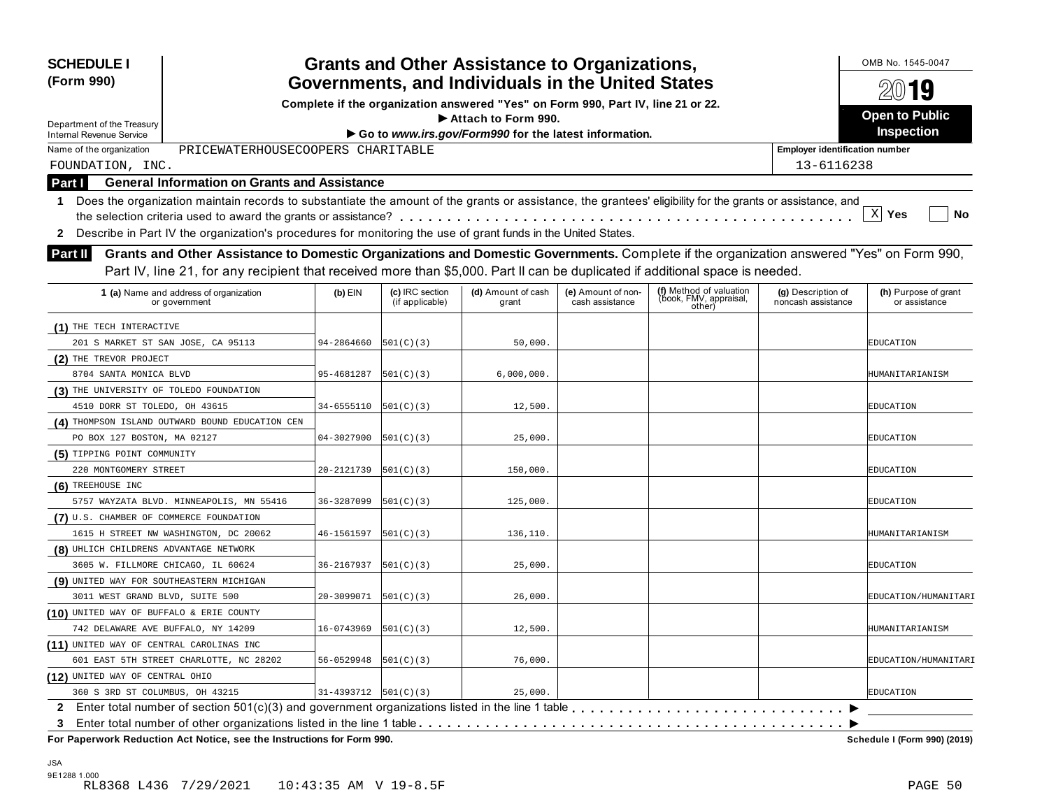**SCHEDULE I**
**(Form 990)**

Department of the Treasury
Internal Revenue Service

# Grants and Other Assistance to Organizations, Governments, and Individuals in the United States

**Complete if the organization answered "Yes" on Form 990, Part IV, line 21 or 22.**
**▶ Attach to Form 990.**
**▶ Go to *www.irs.gov/Form990* for the latest information.**

OMB No. 1545-0047

**2019**

**Open to Public Inspection**

Name of the organization: PRICEWATERHOUSECOOPERS CHARITABLE FOUNDATION, INC.

Employer identification number: 13-6116238

## Part I General Information on Grants and Assistance

**1** Does the organization maintain records to substantiate the amount of the grants or assistance, the grantees' eligibility for the grants or assistance, and the selection criteria used to award the grants or assistance? . . . . . . [X] Yes [ ] No

**2** Describe in Part IV the organization's procedures for monitoring the use of grant funds in the United States.

## Part II Grants and Other Assistance to Domestic Organizations and Domestic Governments.

Complete if the organization answered "Yes" on Form 990, Part IV, line 21, for any recipient that received more than $5,000. Part II can be duplicated if additional space is needed.

| 1 (a) Name and address of organization or government | (b) EIN | (c) IRC section (if applicable) | (d) Amount of cash grant | (e) Amount of non-cash assistance | (f) Method of valuation (book, FMV, appraisal, other) | (g) Description of noncash assistance | (h) Purpose of grant or assistance |
|---|---|---|---|---|---|---|---|
| (1) THE TECH INTERACTIVE<br>201 S MARKET ST SAN JOSE, CA 95113 | 94-2864660 | 501(C)(3) | 50,000. | | | | EDUCATION |
| (2) THE TREVOR PROJECT<br>8704 SANTA MONICA BLVD | 95-4681287 | 501(C)(3) | 6,000,000. | | | | HUMANITARIANISM |
| (3) THE UNIVERSITY OF TOLEDO FOUNDATION<br>4510 DORR ST TOLEDO, OH 43615 | 34-6555110 | 501(C)(3) | 12,500. | | | | EDUCATION |
| (4) THOMPSON ISLAND OUTWARD BOUND EDUCATION CEN<br>PO BOX 127 BOSTON, MA 02127 | 04-3027900 | 501(C)(3) | 25,000. | | | | EDUCATION |
| (5) TIPPING POINT COMMUNITY<br>220 MONTGOMERY STREET | 20-2121739 | 501(C)(3) | 150,000. | | | | EDUCATION |
| (6) TREEHOUSE INC<br>5757 WAYZATA BLVD. MINNEAPOLIS, MN 55416 | 36-3287099 | 501(C)(3) | 125,000. | | | | EDUCATION |
| (7) U.S. CHAMBER OF COMMERCE FOUNDATION<br>1615 H STREET NW WASHINGTON, DC 20062 | 46-1561597 | 501(C)(3) | 136,110. | | | | HUMANITARIANISM |
| (8) UHLICH CHILDRENS ADVANTAGE NETWORK<br>3605 W. FILLMORE CHICAGO, IL 60624 | 36-2167937 | 501(C)(3) | 25,000. | | | | EDUCATION |
| (9) UNITED WAY FOR SOUTHEASTERN MICHIGAN<br>3011 WEST GRAND BLVD, SUITE 500 | 20-3099071 | 501(C)(3) | 26,000. | | | | EDUCATION/HUMANITARI |
| (10) UNITED WAY OF BUFFALO & ERIE COUNTY<br>742 DELAWARE AVE BUFFALO, NY 14209 | 16-0743969 | 501(C)(3) | 12,500. | | | | HUMANITARIANISM |
| (11) UNITED WAY OF CENTRAL CAROLINAS INC<br>601 EAST 5TH STREET CHARLOTTE, NC 28202 | 56-0529948 | 501(C)(3) | 76,000. | | | | EDUCATION/HUMANITARI |
| (12) UNITED WAY OF CENTRAL OHIO<br>360 S 3RD ST COLUMBUS, OH 43215 | 31-4393712 | 501(C)(3) | 25,000. | | | | EDUCATION |

**2** Enter total number of section 501(c)(3) and government organizations listed in the line 1 table . . . . . . ▶

**3** Enter total number of other organizations listed in the line 1 table . . . . . . ▶

**For Paperwork Reduction Act Notice, see the Instructions for Form 990.** **Schedule I (Form 990) (2019)**

JSA
9E1288 1.000
RL8368 L436 7/29/2021 10:43:35 AM V 19-8.5F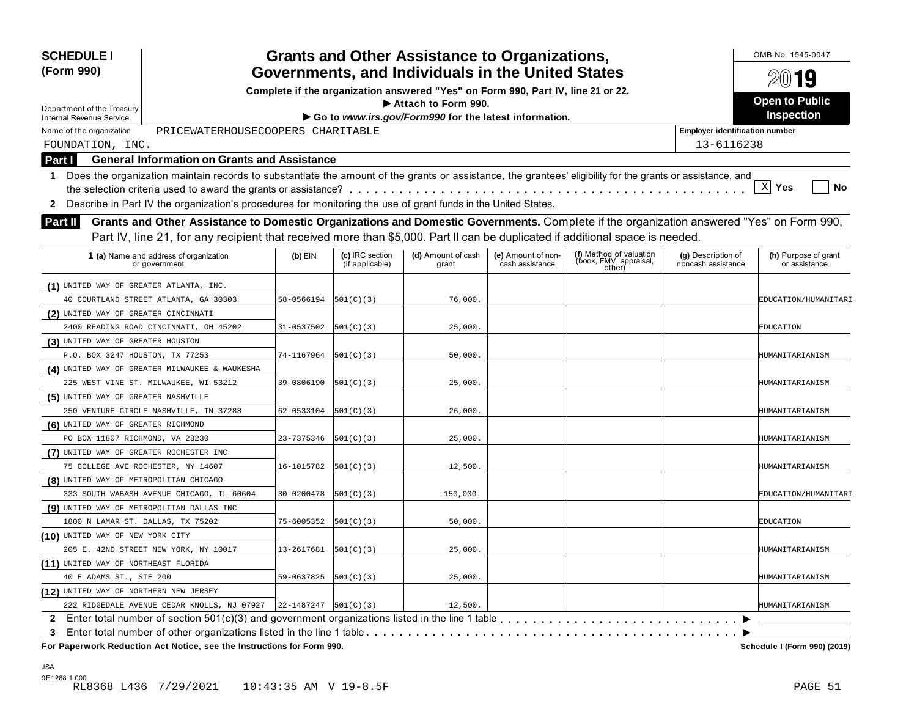**SCHEDULE I (Form 990)**

Department of the Treasury
Internal Revenue Service

# Grants and Other Assistance to Organizations, Governments, and Individuals in the United States

**Complete if the organization answered "Yes" on Form 990, Part IV, line 21 or 22.**
**► Attach to Form 990.**
**► Go to *www.irs.gov/Form990* for the latest information.**

OMB No. 1545-0047

2019

**Open to Public Inspection**

Name of the organization: PRICEWATERHOUSECOOPERS CHARITABLE FOUNDATION, INC.

Employer identification number: 13-6116238

**Part I General Information on Grants and Assistance**

1 Does the organization maintain records to substantiate the amount of the grants or assistance, the grantees' eligibility for the grants or assistance, and the selection criteria used to award the grants or assistance? . . . [X] Yes [ ] No

2 Describe in Part IV the organization's procedures for monitoring the use of grant funds in the United States.

**Part II Grants and Other Assistance to Domestic Organizations and Domestic Governments.** Complete if the organization answered "Yes" on Form 990, Part IV, line 21, for any recipient that received more than $5,000. Part II can be duplicated if additional space is needed.

| 1 (a) Name and address of organization or government | (b) EIN | (c) IRC section (if applicable) | (d) Amount of cash grant | (e) Amount of non-cash assistance | (f) Method of valuation (book, FMV, appraisal, other) | (g) Description of noncash assistance | (h) Purpose of grant or assistance |
|---|---|---|---|---|---|---|---|
| (1) UNITED WAY OF GREATER ATLANTA, INC. 40 COURTLAND STREET ATLANTA, GA 30303 | 58-0566194 | 501(C)(3) | 76,000. | | | | EDUCATION/HUMANITARI |
| (2) UNITED WAY OF GREATER CINCINNATI 2400 READING ROAD CINCINNATI, OH 45202 | 31-0537502 | 501(C)(3) | 25,000. | | | | EDUCATION |
| (3) UNITED WAY OF GREATER HOUSTON P.O. BOX 3247 HOUSTON, TX 77253 | 74-1167964 | 501(C)(3) | 50,000. | | | | HUMANITARIANISM |
| (4) UNITED WAY OF GREATER MILWAUKEE & WAUKESHA 225 WEST VINE ST. MILWAUKEE, WI 53212 | 39-0806190 | 501(C)(3) | 25,000. | | | | HUMANITARIANISM |
| (5) UNITED WAY OF GREATER NASHVILLE 250 VENTURE CIRCLE NASHVILLE, TN 37288 | 62-0533104 | 501(C)(3) | 26,000. | | | | HUMANITARIANISM |
| (6) UNITED WAY OF GREATER RICHMOND PO BOX 11807 RICHMOND, VA 23230 | 23-7375346 | 501(C)(3) | 25,000. | | | | HUMANITARIANISM |
| (7) UNITED WAY OF GREATER ROCHESTER INC 75 COLLEGE AVE ROCHESTER, NY 14607 | 16-1015782 | 501(C)(3) | 12,500. | | | | HUMANITARIANISM |
| (8) UNITED WAY OF METROPOLITAN CHICAGO 333 SOUTH WABASH AVENUE CHICAGO, IL 60604 | 30-0200478 | 501(C)(3) | 150,000. | | | | EDUCATION/HUMANITARI |
| (9) UNITED WAY OF METROPOLITAN DALLAS INC 1800 N LAMAR ST. DALLAS, TX 75202 | 75-6005352 | 501(C)(3) | 50,000. | | | | EDUCATION |
| (10) UNITED WAY OF NEW YORK CITY 205 E. 42ND STREET NEW YORK, NY 10017 | 13-2617681 | 501(C)(3) | 25,000. | | | | HUMANITARIANISM |
| (11) UNITED WAY OF NORTHEAST FLORIDA 40 E ADAMS ST., STE 200 | 59-0637825 | 501(C)(3) | 25,000. | | | | HUMANITARIANISM |
| (12) UNITED WAY OF NORTHERN NEW JERSEY 222 RIDGEDALE AVENUE CEDAR KNOLLS, NJ 07927 | 22-1487247 | 501(C)(3) | 12,500. | | | | HUMANITARIANISM |

2 Enter total number of section 501(c)(3) and government organizations listed in the line 1 table . . . ►

3 Enter total number of other organizations listed in the line 1 table . . . ►

**For Paperwork Reduction Act Notice, see the Instructions for Form 990.** **Schedule I (Form 990) (2019)**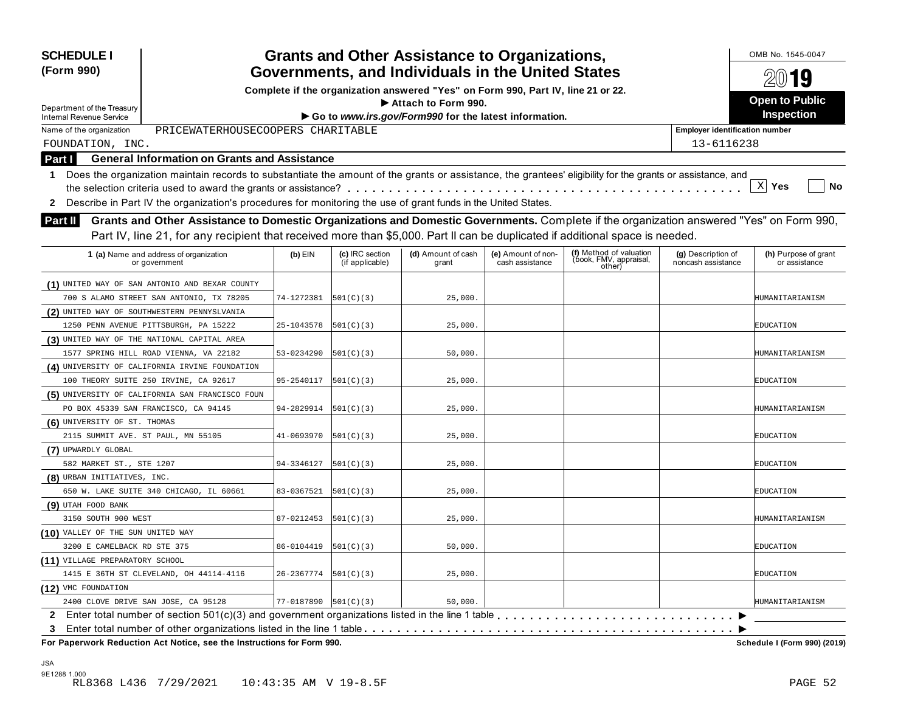**SCHEDULE I (Form 990)**

Department of the Treasury
Internal Revenue Service

# Grants and Other Assistance to Organizations, Governments, and Individuals in the United States

**Complete if the organization answered "Yes" on Form 990, Part IV, line 21 or 22.**
**▶ Attach to Form 990.**
**▶ Go to *www.irs.gov/Form990* for the latest information.**

OMB No. 1545-0047

**2019**

**Open to Public Inspection**

Name of the organization: PRICEWATERHOUSECOOPERS CHARITABLE FOUNDATION, INC.

Employer identification number: 13-6116238

## Part I General Information on Grants and Assistance

**1** Does the organization maintain records to substantiate the amount of the grants or assistance, the grantees' eligibility for the grants or assistance, and the selection criteria used to award the grants or assistance? . . . . . [X] Yes [ ] No

**2** Describe in Part IV the organization's procedures for monitoring the use of grant funds in the United States.

## Part II Grants and Other Assistance to Domestic Organizations and Domestic Governments.

Complete if the organization answered "Yes" on Form 990, Part IV, line 21, for any recipient that received more than $5,000. Part II can be duplicated if additional space is needed.

| 1 (a) Name and address of organization or government | (b) EIN | (c) IRC section (if applicable) | (d) Amount of cash grant | (e) Amount of non-cash assistance | (f) Method of valuation (book, FMV, appraisal, other) | (g) Description of noncash assistance | (h) Purpose of grant or assistance |
|---|---|---|---|---|---|---|---|
| (1) UNITED WAY OF SAN ANTONIO AND BEXAR COUNTY 700 S ALAMO STREET SAN ANTONIO, TX 78205 | 74-1272381 | 501(C)(3) | 25,000. | | | | HUMANITARIANISM |
| (2) UNITED WAY OF SOUTHWESTERN PENNYSLVANIA 1250 PENN AVENUE PITTSBURGH, PA 15222 | 25-1043578 | 501(C)(3) | 25,000. | | | | EDUCATION |
| (3) UNITED WAY OF THE NATIONAL CAPITAL AREA 1577 SPRING HILL ROAD VIENNA, VA 22182 | 53-0234290 | 501(C)(3) | 50,000. | | | | HUMANITARIANISM |
| (4) UNIVERSITY OF CALIFORNIA IRVINE FOUNDATION 100 THEORY SUITE 250 IRVINE, CA 92617 | 95-2540117 | 501(C)(3) | 25,000. | | | | EDUCATION |
| (5) UNIVERSITY OF CALIFORNIA SAN FRANCISCO FOUN PO BOX 45339 SAN FRANCISCO, CA 94145 | 94-2829914 | 501(C)(3) | 25,000. | | | | HUMANITARIANISM |
| (6) UNIVERSITY OF ST. THOMAS 2115 SUMMIT AVE. ST PAUL, MN 55105 | 41-0693970 | 501(C)(3) | 25,000. | | | | EDUCATION |
| (7) UPWARDLY GLOBAL 582 MARKET ST., STE 1207 | 94-3346127 | 501(C)(3) | 25,000. | | | | EDUCATION |
| (8) URBAN INITIATIVES, INC. 650 W. LAKE SUITE 340 CHICAGO, IL 60661 | 83-0367521 | 501(C)(3) | 25,000. | | | | EDUCATION |
| (9) UTAH FOOD BANK 3150 SOUTH 900 WEST | 87-0212453 | 501(C)(3) | 25,000. | | | | HUMANITARIANISM |
| (10) VALLEY OF THE SUN UNITED WAY 3200 E CAMELBACK RD STE 375 | 86-0104419 | 501(C)(3) | 50,000. | | | | EDUCATION |
| (11) VILLAGE PREPARATORY SCHOOL 1415 E 36TH ST CLEVELAND, OH 44114-4116 | 26-2367774 | 501(C)(3) | 25,000. | | | | EDUCATION |
| (12) VMC FOUNDATION 2400 CLOVE DRIVE SAN JOSE, CA 95128 | 77-0187890 | 501(C)(3) | 50,000. | | | | HUMANITARIANISM |

**2** Enter total number of section 501(c)(3) and government organizations listed in the line 1 table . . . . . ▶

**3** Enter total number of other organizations listed in the line 1 table . . . . . ▶

**For Paperwork Reduction Act Notice, see the Instructions for Form 990.** **Schedule I (Form 990) (2019)**

JSA
9E1288 1.000
RL8368 L436 7/29/2021 10:43:35 AM V 19-8.5F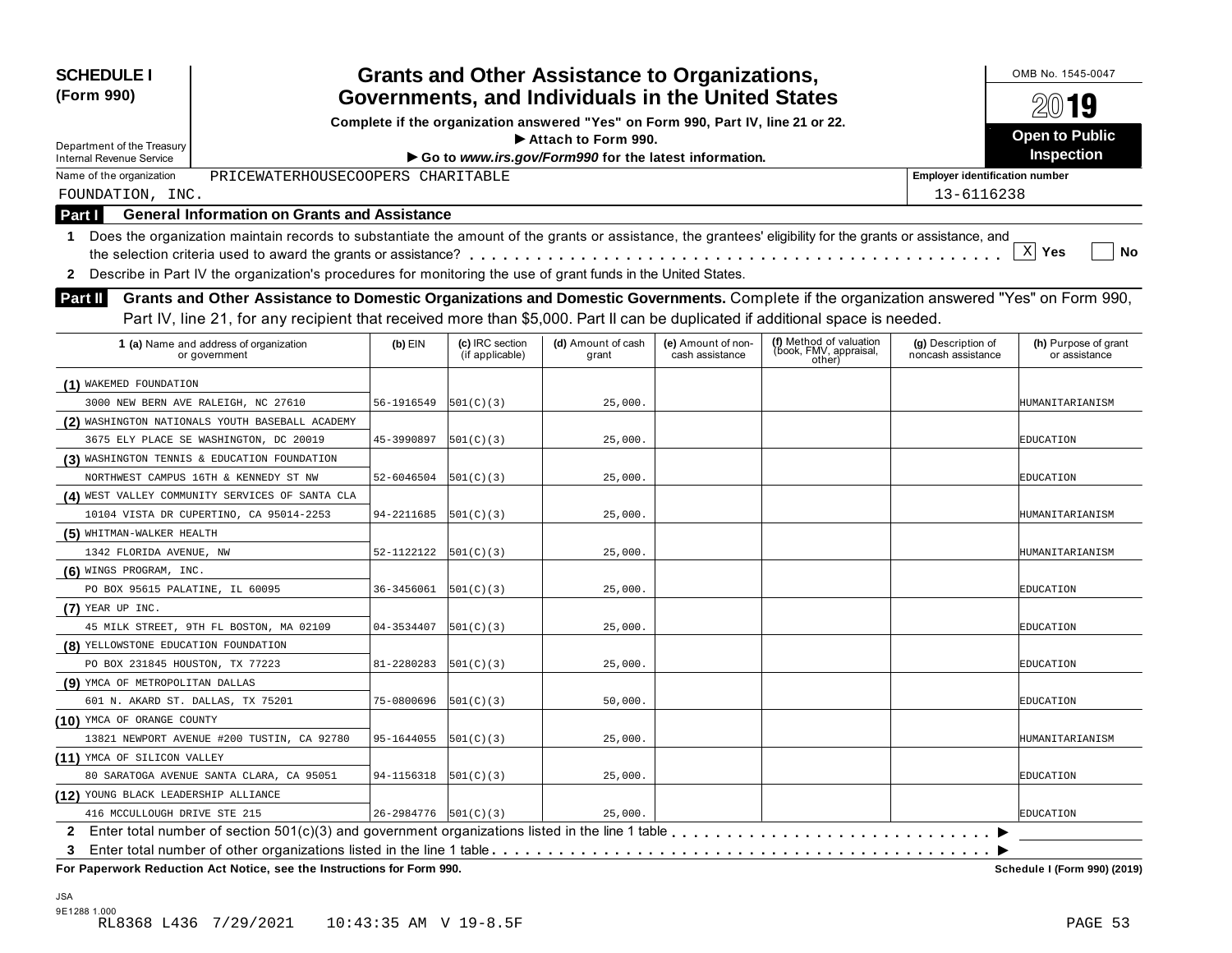**SCHEDULE I (Form 990)**

Department of the Treasury
Internal Revenue Service

# Grants and Other Assistance to Organizations, Governments, and Individuals in the United States

**Complete if the organization answered "Yes" on Form 990, Part IV, line 21 or 22.**
**▶ Attach to Form 990.**
**▶ Go to *www.irs.gov/Form990* for the latest information.**

OMB No. 1545-0047

**2019**

**Open to Public Inspection**

Name of the organization: PRICEWATERHOUSECOOPERS CHARITABLE FOUNDATION, INC.

Employer identification number: 13-6116238

## Part I General Information on Grants and Assistance

**1** Does the organization maintain records to substantiate the amount of the grants or assistance, the grantees' eligibility for the grants or assistance, and the selection criteria used to award the grants or assistance? . . . . . . . . . . . . . . . . [X] **Yes** [ ] **No**

**2** Describe in Part IV the organization's procedures for monitoring the use of grant funds in the United States.

## Part II Grants and Other Assistance to Domestic Organizations and Domestic Governments.

Complete if the organization answered "Yes" on Form 990, Part IV, line 21, for any recipient that received more than $5,000. Part II can be duplicated if additional space is needed.

| 1 (a) Name and address of organization or government | (b) EIN | (c) IRC section (if applicable) | (d) Amount of cash grant | (e) Amount of non-cash assistance | (f) Method of valuation (book, FMV, appraisal, other) | (g) Description of noncash assistance | (h) Purpose of grant or assistance |
|---|---|---|---|---|---|---|---|
| (1) WAKEMED FOUNDATION<br>3000 NEW BERN AVE RALEIGH, NC 27610 | 56-1916549 | 501(C)(3) | 25,000. | | | | HUMANITARIANISM |
| (2) WASHINGTON NATIONALS YOUTH BASEBALL ACADEMY<br>3675 ELY PLACE SE WASHINGTON, DC 20019 | 45-3990897 | 501(C)(3) | 25,000. | | | | EDUCATION |
| (3) WASHINGTON TENNIS & EDUCATION FOUNDATION<br>NORTHWEST CAMPUS 16TH & KENNEDY ST NW | 52-6046504 | 501(C)(3) | 25,000. | | | | EDUCATION |
| (4) WEST VALLEY COMMUNITY SERVICES OF SANTA CLA<br>10104 VISTA DR CUPERTINO, CA 95014-2253 | 94-2211685 | 501(C)(3) | 25,000. | | | | HUMANITARIANISM |
| (5) WHITMAN-WALKER HEALTH<br>1342 FLORIDA AVENUE, NW | 52-1122122 | 501(C)(3) | 25,000. | | | | HUMANITARIANISM |
| (6) WINGS PROGRAM, INC.<br>PO BOX 95615 PALATINE, IL 60095 | 36-3456061 | 501(C)(3) | 25,000. | | | | EDUCATION |
| (7) YEAR UP INC.<br>45 MILK STREET, 9TH FL BOSTON, MA 02109 | 04-3534407 | 501(C)(3) | 25,000. | | | | EDUCATION |
| (8) YELLOWSTONE EDUCATION FOUNDATION<br>PO BOX 231845 HOUSTON, TX 77223 | 81-2280283 | 501(C)(3) | 25,000. | | | | EDUCATION |
| (9) YMCA OF METROPOLITAN DALLAS<br>601 N. AKARD ST. DALLAS, TX 75201 | 75-0800696 | 501(C)(3) | 50,000. | | | | EDUCATION |
| (10) YMCA OF ORANGE COUNTY<br>13821 NEWPORT AVENUE #200 TUSTIN, CA 92780 | 95-1644055 | 501(C)(3) | 25,000. | | | | HUMANITARIANISM |
| (11) YMCA OF SILICON VALLEY<br>80 SARATOGA AVENUE SANTA CLARA, CA 95051 | 94-1156318 | 501(C)(3) | 25,000. | | | | EDUCATION |
| (12) YOUNG BLACK LEADERSHIP ALLIANCE<br>416 MCCULLOUGH DRIVE STE 215 | 26-2984776 | 501(C)(3) | 25,000. | | | | EDUCATION |

**2** Enter total number of section 501(c)(3) and government organizations listed in the line 1 table . . . . . . . . . . . . ▶

**3** Enter total number of other organizations listed in the line 1 table . . . . . . . . . . . . ▶

**For Paperwork Reduction Act Notice, see the Instructions for Form 990.** **Schedule I (Form 990) (2019)**

JSA
9E1288 1.000
RL8368 L436 7/29/2021 10:43:35 AM V 19-8.5F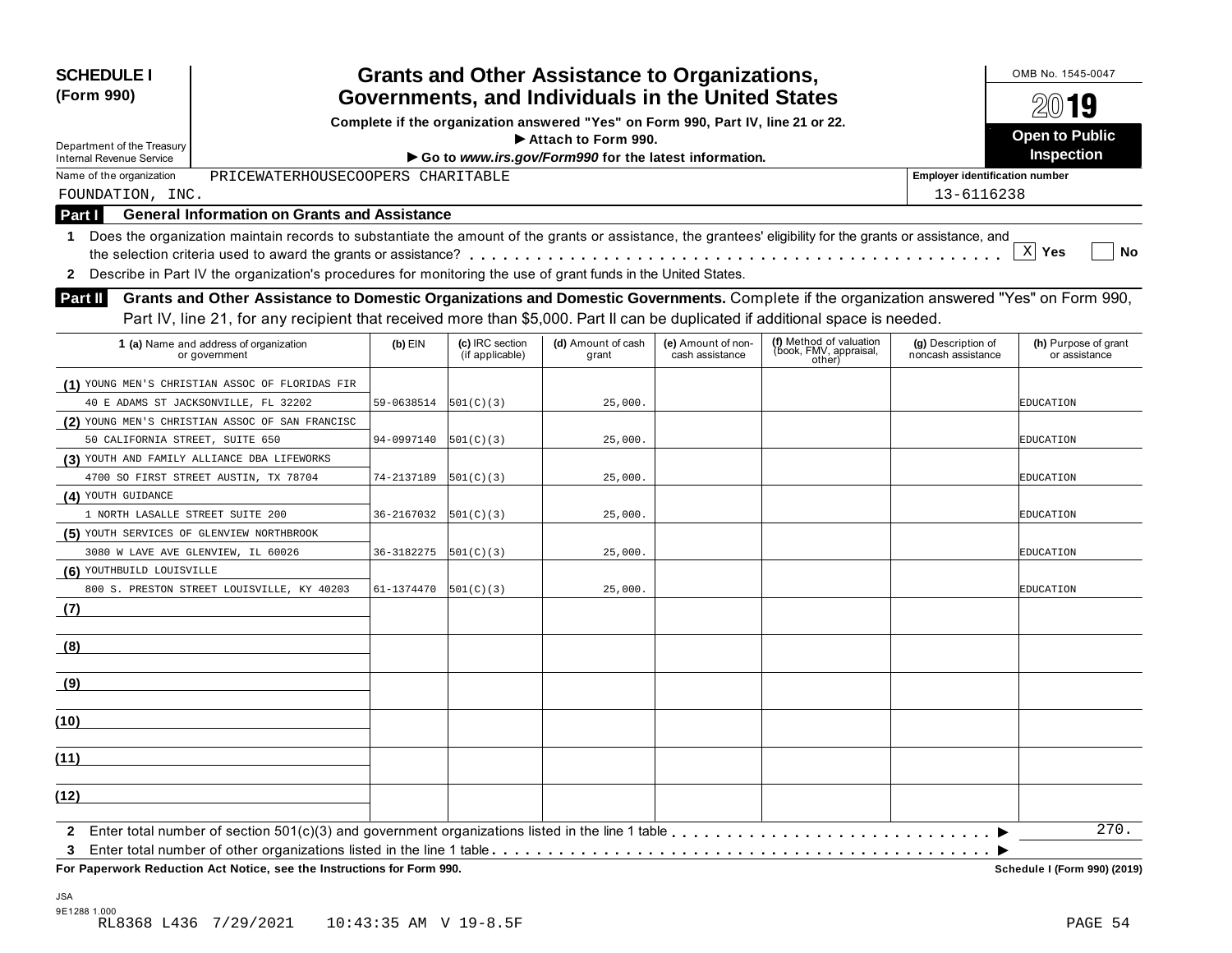**SCHEDULE I (Form 990)**

Department of the Treasury
Internal Revenue Service

# Grants and Other Assistance to Organizations, Governments, and Individuals in the United States

**Complete if the organization answered "Yes" on Form 990, Part IV, line 21 or 22.**
**▶ Attach to Form 990.**
**▶ Go to *www.irs.gov/Form990* for the latest information.**

OMB No. 1545-0047

2019

**Open to Public Inspection**

Name of the organization: PRICEWATERHOUSECOOPERS CHARITABLE FOUNDATION, INC.

Employer identification number: 13-6116238

## Part I General Information on Grants and Assistance

1 Does the organization maintain records to substantiate the amount of the grants or assistance, the grantees' eligibility for the grants or assistance, and the selection criteria used to award the grants or assistance? [X] Yes [ ] No

2 Describe in Part IV the organization's procedures for monitoring the use of grant funds in the United States.

## Part II Grants and Other Assistance to Domestic Organizations and Domestic Governments.

Complete if the organization answered "Yes" on Form 990, Part IV, line 21, for any recipient that received more than $5,000. Part II can be duplicated if additional space is needed.

| 1 (a) Name and address of organization or government | (b) EIN | (c) IRC section (if applicable) | (d) Amount of cash grant | (e) Amount of non-cash assistance | (f) Method of valuation (book, FMV, appraisal, other) | (g) Description of noncash assistance | (h) Purpose of grant or assistance |
|---|---|---|---|---|---|---|---|
| (1) YOUNG MEN'S CHRISTIAN ASSOC OF FLORIDAS FIR 40 E ADAMS ST JACKSONVILLE, FL 32202 | 59-0638514 | 501(C)(3) | 25,000. | | | | EDUCATION |
| (2) YOUNG MEN'S CHRISTIAN ASSOC OF SAN FRANCISC 50 CALIFORNIA STREET, SUITE 650 | 94-0997140 | 501(C)(3) | 25,000. | | | | EDUCATION |
| (3) YOUTH AND FAMILY ALLIANCE DBA LIFEWORKS 4700 SO FIRST STREET AUSTIN, TX 78704 | 74-2137189 | 501(C)(3) | 25,000. | | | | EDUCATION |
| (4) YOUTH GUIDANCE 1 NORTH LASALLE STREET SUITE 200 | 36-2167032 | 501(C)(3) | 25,000. | | | | EDUCATION |
| (5) YOUTH SERVICES OF GLENVIEW NORTHBROOK 3080 W LAVE AVE GLENVIEW, IL 60026 | 36-3182275 | 501(C)(3) | 25,000. | | | | EDUCATION |
| (6) YOUTHBUILD LOUISVILLE 800 S. PRESTON STREET LOUISVILLE, KY 40203 | 61-1374470 | 501(C)(3) | 25,000. | | | | EDUCATION |
| (7) | | | | | | | |
| (8) | | | | | | | |
| (9) | | | | | | | |
| (10) | | | | | | | |
| (11) | | | | | | | |
| (12) | | | | | | | |

2 Enter total number of section 501(c)(3) and government organizations listed in the line 1 table ▶ 270.

3 Enter total number of other organizations listed in the line 1 table ▶

**For Paperwork Reduction Act Notice, see the Instructions for Form 990.** **Schedule I (Form 990) (2019)**

JSA
9E1288 1.000
RL8368 L436 7/29/2021 10:43:35 AM V 19-8.5F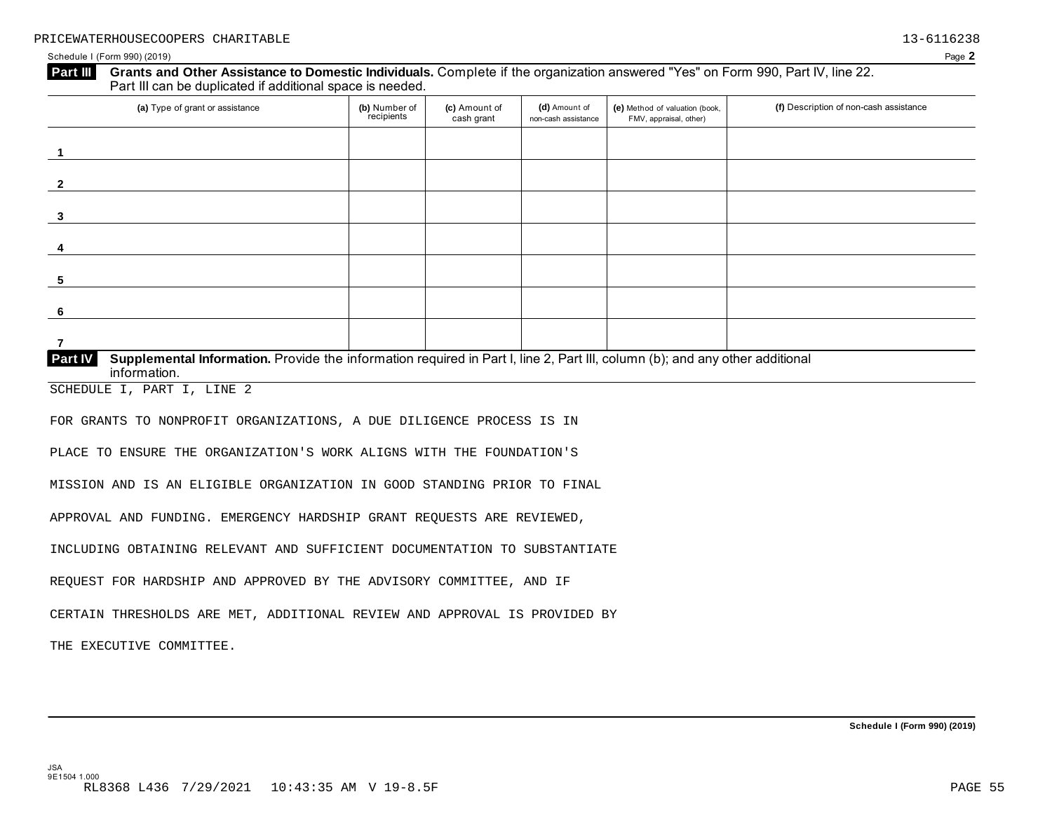PRICEWATERHOUSECOOPERS CHARITABLE 13-6116238

Schedule I (Form 990) (2019) Page **2**

**Part III** **Grants and Other Assistance to Domestic Individuals.** Complete if the organization answered "Yes" on Form 990, Part IV, line 22. Part III can be duplicated if additional space is needed.

| (a) Type of grant or assistance | (b) Number of recipients | (c) Amount of cash grant | (d) Amount of non-cash assistance | (e) Method of valuation (book, FMV, appraisal, other) | (f) Description of non-cash assistance |
|---|---|---|---|---|---|
| 1 | | | | | |
| 2 | | | | | |
| 3 | | | | | |
| 4 | | | | | |
| 5 | | | | | |
| 6 | | | | | |
| 7 | | | | | |

**Part IV** **Supplemental Information.** Provide the information required in Part I, line 2, Part III, column (b); and any other additional information.

SCHEDULE I, PART I, LINE 2

FOR GRANTS TO NONPROFIT ORGANIZATIONS, A DUE DILIGENCE PROCESS IS IN PLACE TO ENSURE THE ORGANIZATION'S WORK ALIGNS WITH THE FOUNDATION'S MISSION AND IS AN ELIGIBLE ORGANIZATION IN GOOD STANDING PRIOR TO FINAL APPROVAL AND FUNDING. EMERGENCY HARDSHIP GRANT REQUESTS ARE REVIEWED, INCLUDING OBTAINING RELEVANT AND SUFFICIENT DOCUMENTATION TO SUBSTANTIATE REQUEST FOR HARDSHIP AND APPROVED BY THE ADVISORY COMMITTEE, AND IF CERTAIN THRESHOLDS ARE MET, ADDITIONAL REVIEW AND APPROVAL IS PROVIDED BY THE EXECUTIVE COMMITTEE.

**Schedule I (Form 990) (2019)**

JSA
9E1504 1.000
RL8368 L436 7/29/2021 10:43:35 AM V 19-8.5F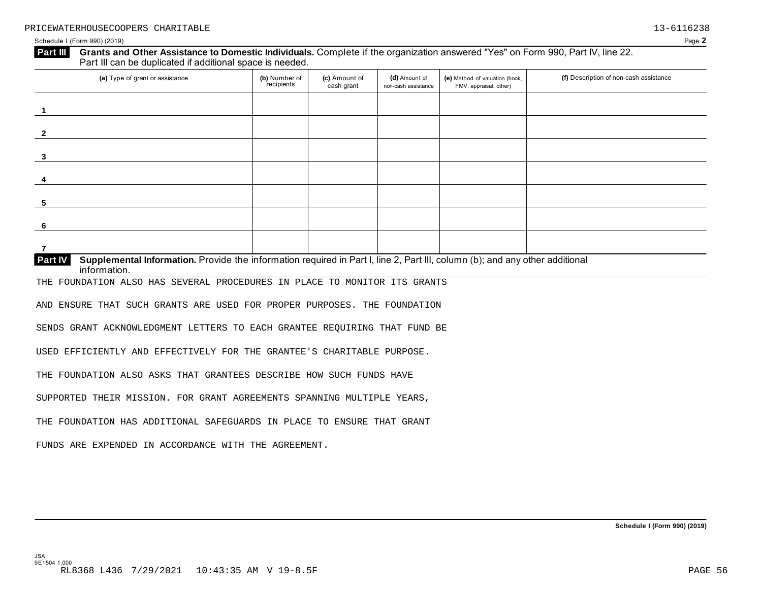PRICEWATERHOUSECOOPERS CHARITABLE 13-6116238

Schedule I (Form 990) (2019) Page **2**

**Part III** **Grants and Other Assistance to Domestic Individuals.** Complete if the organization answered "Yes" on Form 990, Part IV, line 22. Part III can be duplicated if additional space is needed.

| (a) Type of grant or assistance | (b) Number of recipients | (c) Amount of cash grant | (d) Amount of non-cash assistance | (e) Method of valuation (book, FMV, appraisal, other) | (f) Description of non-cash assistance |
|---|---|---|---|---|---|
| 1 | | | | | |
| 2 | | | | | |
| 3 | | | | | |
| 4 | | | | | |
| 5 | | | | | |
| 6 | | | | | |
| 7 | | | | | |

**Part IV** **Supplemental Information.** Provide the information required in Part I, line 2, Part III, column (b); and any other additional information.

THE FOUNDATION ALSO HAS SEVERAL PROCEDURES IN PLACE TO MONITOR ITS GRANTS AND ENSURE THAT SUCH GRANTS ARE USED FOR PROPER PURPOSES. THE FOUNDATION SENDS GRANT ACKNOWLEDGMENT LETTERS TO EACH GRANTEE REQUIRING THAT FUND BE USED EFFICIENTLY AND EFFECTIVELY FOR THE GRANTEE'S CHARITABLE PURPOSE. THE FOUNDATION ALSO ASKS THAT GRANTEES DESCRIBE HOW SUCH FUNDS HAVE SUPPORTED THEIR MISSION. FOR GRANT AGREEMENTS SPANNING MULTIPLE YEARS, THE FOUNDATION HAS ADDITIONAL SAFEGUARDS IN PLACE TO ENSURE THAT GRANT FUNDS ARE EXPENDED IN ACCORDANCE WITH THE AGREEMENT.

**Schedule I (Form 990) (2019)**

JSA
9E1504 1.000
RL8368 L436 7/29/2021 10:43:35 AM V 19-8.5F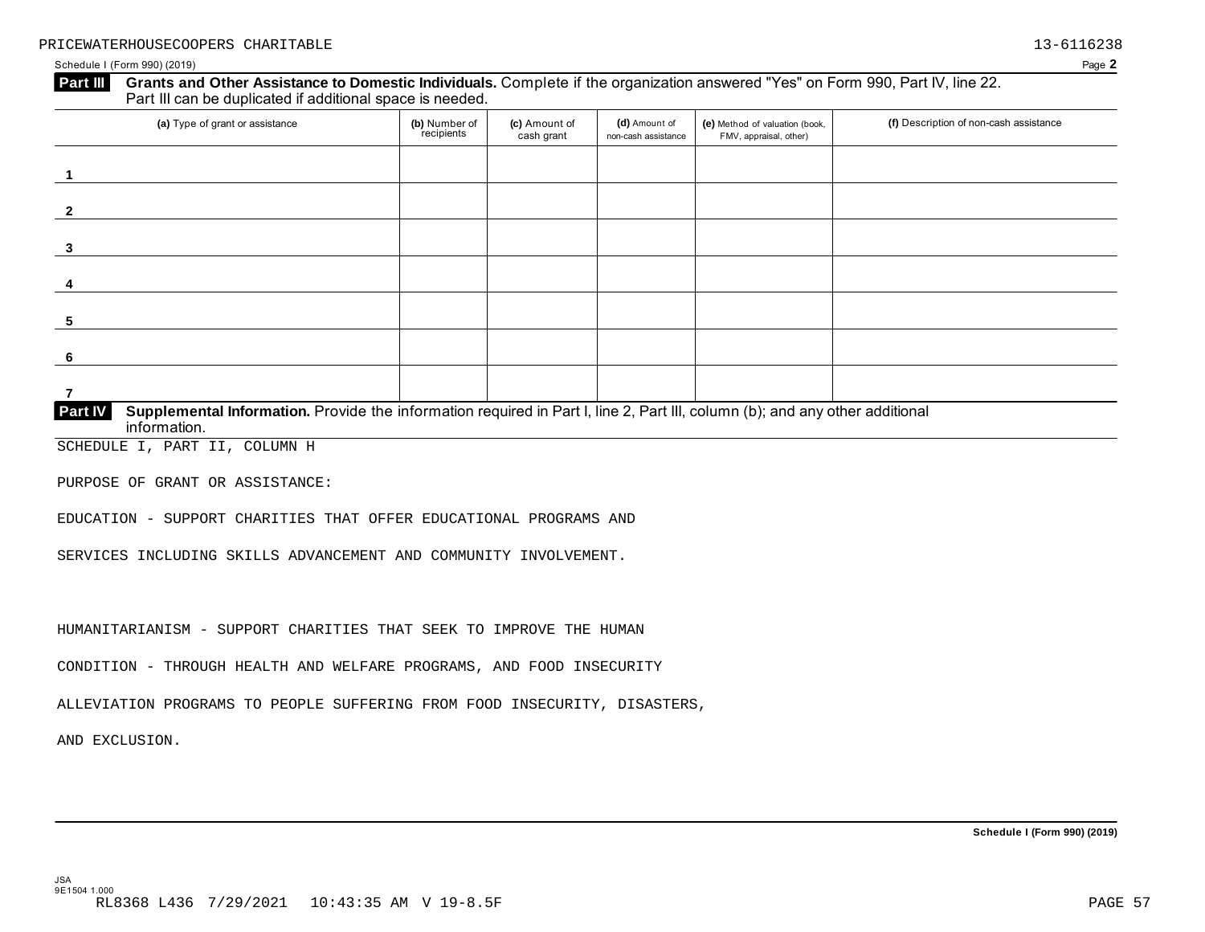PRICEWATERHOUSECOOPERS CHARITABLE 13-6116238

Schedule I (Form 990) (2019) Page **2**

**Part III** **Grants and Other Assistance to Domestic Individuals.** Complete if the organization answered "Yes" on Form 990, Part IV, line 22. Part III can be duplicated if additional space is needed.

| (a) Type of grant or assistance | (b) Number of recipients | (c) Amount of cash grant | (d) Amount of non-cash assistance | (e) Method of valuation (book, FMV, appraisal, other) | (f) Description of non-cash assistance |
|---|---|---|---|---|---|
| 1 | | | | | |
| 2 | | | | | |
| 3 | | | | | |
| 4 | | | | | |
| 5 | | | | | |
| 6 | | | | | |
| 7 | | | | | |

**Part IV** **Supplemental Information.** Provide the information required in Part I, line 2, Part III, column (b); and any other additional information.

SCHEDULE I, PART II, COLUMN H

PURPOSE OF GRANT OR ASSISTANCE:

EDUCATION - SUPPORT CHARITIES THAT OFFER EDUCATIONAL PROGRAMS AND

SERVICES INCLUDING SKILLS ADVANCEMENT AND COMMUNITY INVOLVEMENT.

HUMANITARIANISM - SUPPORT CHARITIES THAT SEEK TO IMPROVE THE HUMAN

CONDITION - THROUGH HEALTH AND WELFARE PROGRAMS, AND FOOD INSECURITY

ALLEVIATION PROGRAMS TO PEOPLE SUFFERING FROM FOOD INSECURITY, DISASTERS,

AND EXCLUSION.

**Schedule I (Form 990) (2019)**

JSA
9E1504 1.000
RL8368 L436 7/29/2021 10:43:35 AM V 19-8.5F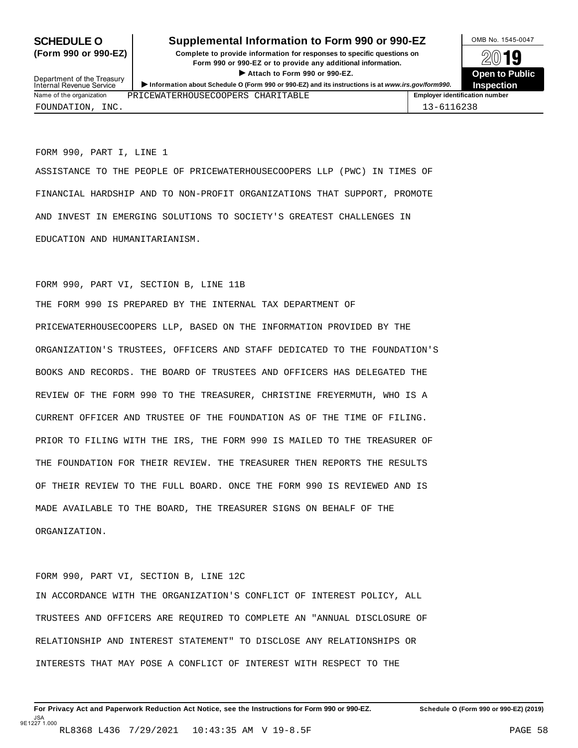# SCHEDULE O (Form 990 or 990-EZ)

## Supplemental Information to Form 990 or 990-EZ

**Complete to provide information for responses to specific questions on Form 990 or 990-EZ or to provide any additional information.**

▶ **Attach to Form 990 or 990-EZ.**

▶ **Information about Schedule O (Form 990 or 990-EZ) and its instructions is at www.irs.gov/form990.**

Department of the Treasury
Internal Revenue Service

OMB No. 1545-0047

**2019**

**Open to Public Inspection**

| Name of the organization | Employer identification number |
|---|---|
| PRICEWATERHOUSECOOPERS CHARITABLE FOUNDATION, INC. | 13-6116238 |

FORM 990, PART I, LINE 1

ASSISTANCE TO THE PEOPLE OF PRICEWATERHOUSECOOPERS LLP (PWC) IN TIMES OF FINANCIAL HARDSHIP AND TO NON-PROFIT ORGANIZATIONS THAT SUPPORT, PROMOTE AND INVEST IN EMERGING SOLUTIONS TO SOCIETY'S GREATEST CHALLENGES IN EDUCATION AND HUMANITARIANISM.

FORM 990, PART VI, SECTION B, LINE 11B

THE FORM 990 IS PREPARED BY THE INTERNAL TAX DEPARTMENT OF PRICEWATERHOUSECOOPERS LLP, BASED ON THE INFORMATION PROVIDED BY THE ORGANIZATION'S TRUSTEES, OFFICERS AND STAFF DEDICATED TO THE FOUNDATION'S BOOKS AND RECORDS. THE BOARD OF TRUSTEES AND OFFICERS HAS DELEGATED THE REVIEW OF THE FORM 990 TO THE TREASURER, CHRISTINE FREYERMUTH, WHO IS A CURRENT OFFICER AND TRUSTEE OF THE FOUNDATION AS OF THE TIME OF FILING. PRIOR TO FILING WITH THE IRS, THE FORM 990 IS MAILED TO THE TREASURER OF THE FOUNDATION FOR THEIR REVIEW. THE TREASURER THEN REPORTS THE RESULTS OF THEIR REVIEW TO THE FULL BOARD. ONCE THE FORM 990 IS REVIEWED AND IS MADE AVAILABLE TO THE BOARD, THE TREASURER SIGNS ON BEHALF OF THE ORGANIZATION.

FORM 990, PART VI, SECTION B, LINE 12C

IN ACCORDANCE WITH THE ORGANIZATION'S CONFLICT OF INTEREST POLICY, ALL TRUSTEES AND OFFICERS ARE REQUIRED TO COMPLETE AN "ANNUAL DISCLOSURE OF RELATIONSHIP AND INTEREST STATEMENT" TO DISCLOSE ANY RELATIONSHIPS OR INTERESTS THAT MAY POSE A CONFLICT OF INTEREST WITH RESPECT TO THE

**For Privacy Act and Paperwork Reduction Act Notice, see the Instructions for Form 990 or 990-EZ.** **Schedule O (Form 990 or 990-EZ) (2019)**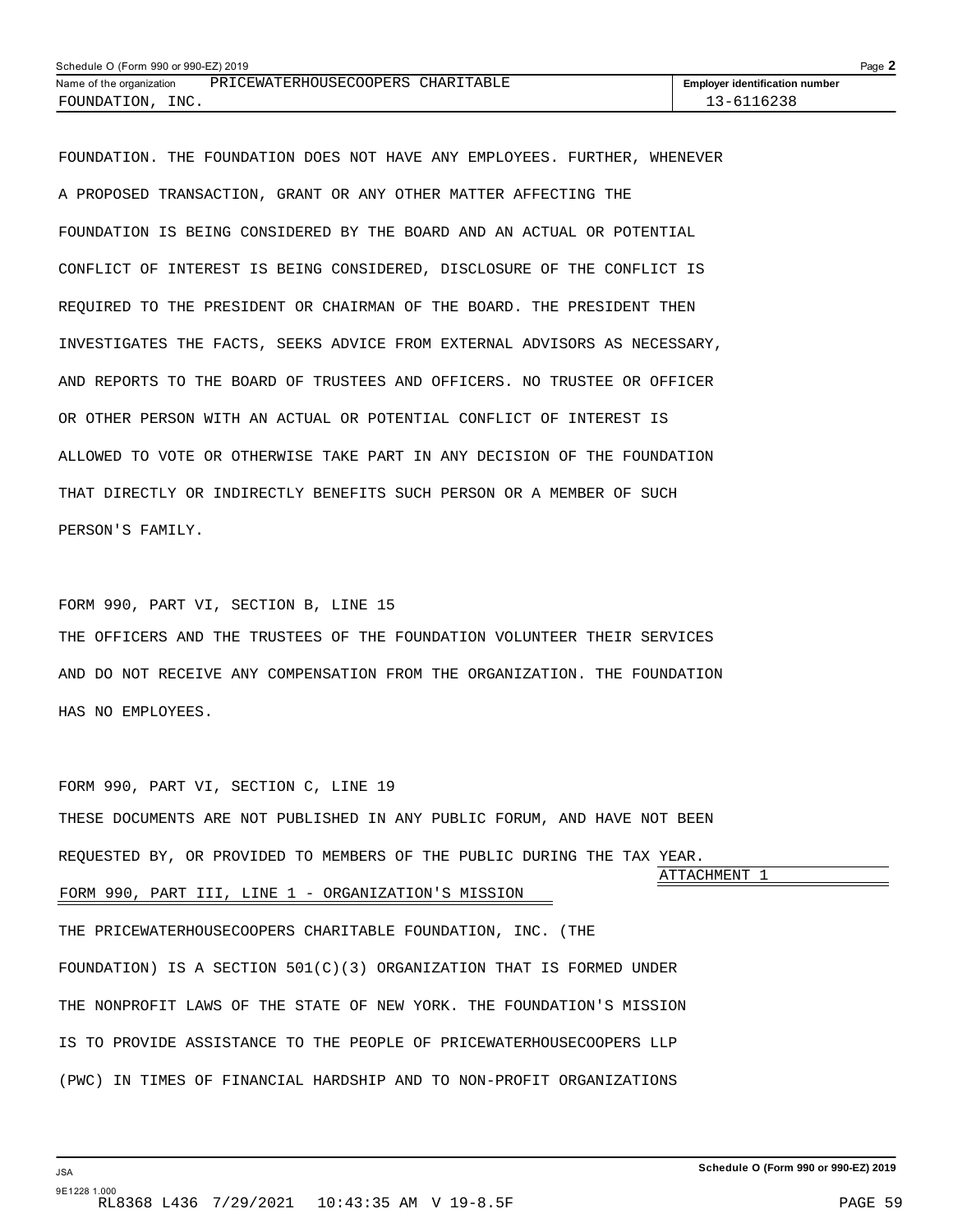FOUNDATION. THE FOUNDATION DOES NOT HAVE ANY EMPLOYEES. FURTHER, WHENEVER A PROPOSED TRANSACTION, GRANT OR ANY OTHER MATTER AFFECTING THE FOUNDATION IS BEING CONSIDERED BY THE BOARD AND AN ACTUAL OR POTENTIAL CONFLICT OF INTEREST IS BEING CONSIDERED, DISCLOSURE OF THE CONFLICT IS REQUIRED TO THE PRESIDENT OR CHAIRMAN OF THE BOARD. THE PRESIDENT THEN INVESTIGATES THE FACTS, SEEKS ADVICE FROM EXTERNAL ADVISORS AS NECESSARY, AND REPORTS TO THE BOARD OF TRUSTEES AND OFFICERS. NO TRUSTEE OR OFFICER OR OTHER PERSON WITH AN ACTUAL OR POTENTIAL CONFLICT OF INTEREST IS ALLOWED TO VOTE OR OTHERWISE TAKE PART IN ANY DECISION OF THE FOUNDATION THAT DIRECTLY OR INDIRECTLY BENEFITS SUCH PERSON OR A MEMBER OF SUCH PERSON'S FAMILY.

FORM 990, PART VI, SECTION B, LINE 15

THE OFFICERS AND THE TRUSTEES OF THE FOUNDATION VOLUNTEER THEIR SERVICES AND DO NOT RECEIVE ANY COMPENSATION FROM THE ORGANIZATION. THE FOUNDATION HAS NO EMPLOYEES.

FORM 990, PART VI, SECTION C, LINE 19

THESE DOCUMENTS ARE NOT PUBLISHED IN ANY PUBLIC FORUM, AND HAVE NOT BEEN REQUESTED BY, OR PROVIDED TO MEMBERS OF THE PUBLIC DURING THE TAX YEAR.

ATTACHMENT 1

FORM 990, PART III, LINE 1 - ORGANIZATION'S MISSION

THE PRICEWATERHOUSECOOPERS CHARITABLE FOUNDATION, INC. (THE FOUNDATION) IS A SECTION 501(C)(3) ORGANIZATION THAT IS FORMED UNDER THE NONPROFIT LAWS OF THE STATE OF NEW YORK. THE FOUNDATION'S MISSION IS TO PROVIDE ASSISTANCE TO THE PEOPLE OF PRICEWATERHOUSECOOPERS LLP (PWC) IN TIMES OF FINANCIAL HARDSHIP AND TO NON-PROFIT ORGANIZATIONS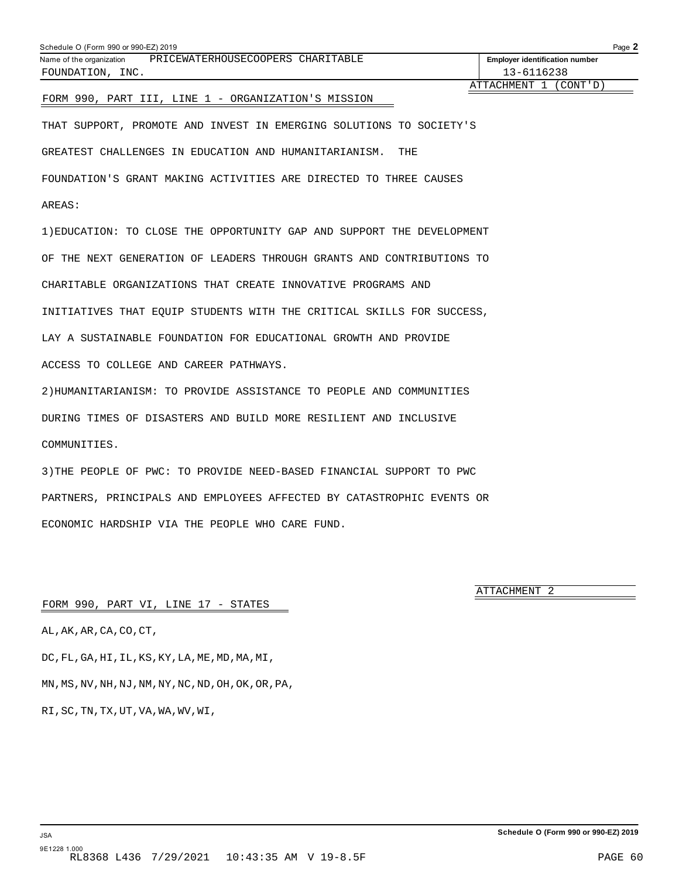Name of the organization PRICEWATERHOUSECOOPERS CHARITABLE FOUNDATION, INC.

Employer identification number 13-6116238

ATTACHMENT 1 (CONT'D)

FORM 990, PART III, LINE 1 - ORGANIZATION'S MISSION

THAT SUPPORT, PROMOTE AND INVEST IN EMERGING SOLUTIONS TO SOCIETY'S GREATEST CHALLENGES IN EDUCATION AND HUMANITARIANISM. THE FOUNDATION'S GRANT MAKING ACTIVITIES ARE DIRECTED TO THREE CAUSES AREAS:

1)EDUCATION: TO CLOSE THE OPPORTUNITY GAP AND SUPPORT THE DEVELOPMENT OF THE NEXT GENERATION OF LEADERS THROUGH GRANTS AND CONTRIBUTIONS TO CHARITABLE ORGANIZATIONS THAT CREATE INNOVATIVE PROGRAMS AND INITIATIVES THAT EQUIP STUDENTS WITH THE CRITICAL SKILLS FOR SUCCESS, LAY A SUSTAINABLE FOUNDATION FOR EDUCATIONAL GROWTH AND PROVIDE ACCESS TO COLLEGE AND CAREER PATHWAYS.

2)HUMANITARIANISM: TO PROVIDE ASSISTANCE TO PEOPLE AND COMMUNITIES DURING TIMES OF DISASTERS AND BUILD MORE RESILIENT AND INCLUSIVE COMMUNITIES.

3)THE PEOPLE OF PWC: TO PROVIDE NEED-BASED FINANCIAL SUPPORT TO PWC PARTNERS, PRINCIPALS AND EMPLOYEES AFFECTED BY CATASTROPHIC EVENTS OR ECONOMIC HARDSHIP VIA THE PEOPLE WHO CARE FUND.

ATTACHMENT 2

FORM 990, PART VI, LINE 17 - STATES

AL,AK,AR,CA,CO,CT,

DC,FL,GA,HI,IL,KS,KY,LA,ME,MD,MA,MI,

MN,MS,NV,NH,NJ,NM,NY,NC,ND,OH,OK,OR,PA,

RI,SC,TN,TX,UT,VA,WA,WV,WI,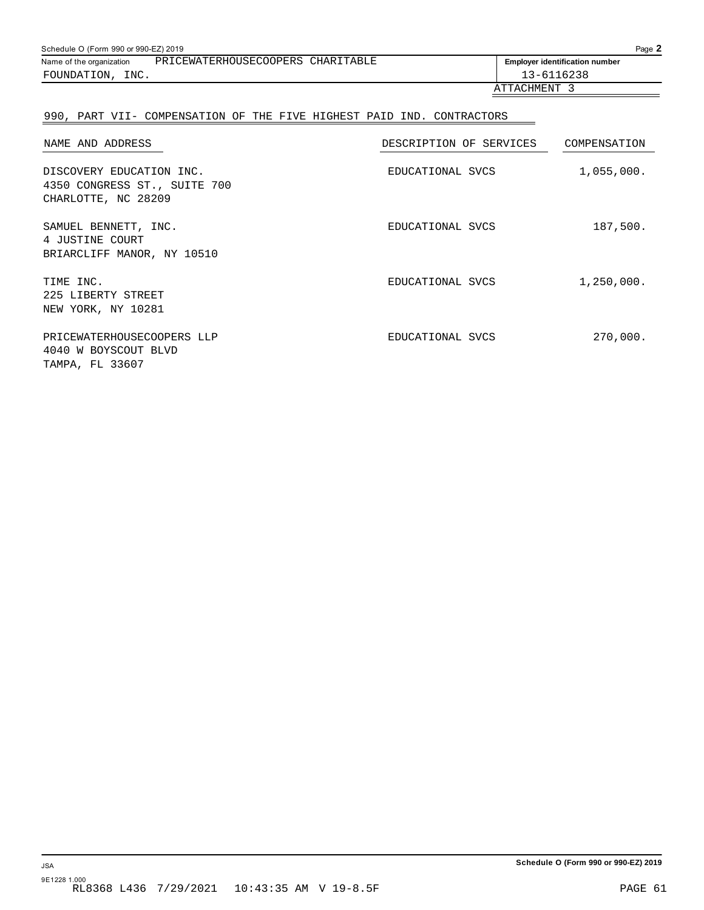Schedule O (Form 990 or 990-EZ) 2019

Name of the organization: PRICEWATERHOUSECOOPERS CHARITABLE FOUNDATION, INC.

**Employer identification number**: 13-6116238

ATTACHMENT 3

## 990, PART VII- COMPENSATION OF THE FIVE HIGHEST PAID IND. CONTRACTORS

| NAME AND ADDRESS | DESCRIPTION OF SERVICES | COMPENSATION |
|---|---|---|
| DISCOVERY EDUCATION INC.<br>4350 CONGRESS ST., SUITE 700<br>CHARLOTTE, NC 28209 | EDUCATIONAL SVCS | 1,055,000. |
| SAMUEL BENNETT, INC.<br>4 JUSTINE COURT<br>BRIARCLIFF MANOR, NY 10510 | EDUCATIONAL SVCS | 187,500. |
| TIME INC.<br>225 LIBERTY STREET<br>NEW YORK, NY 10281 | EDUCATIONAL SVCS | 1,250,000. |
| PRICEWATERHOUSECOOPERS LLP<br>4040 W BOYSCOUT BLVD<br>TAMPA, FL 33607 | EDUCATIONAL SVCS | 270,000. |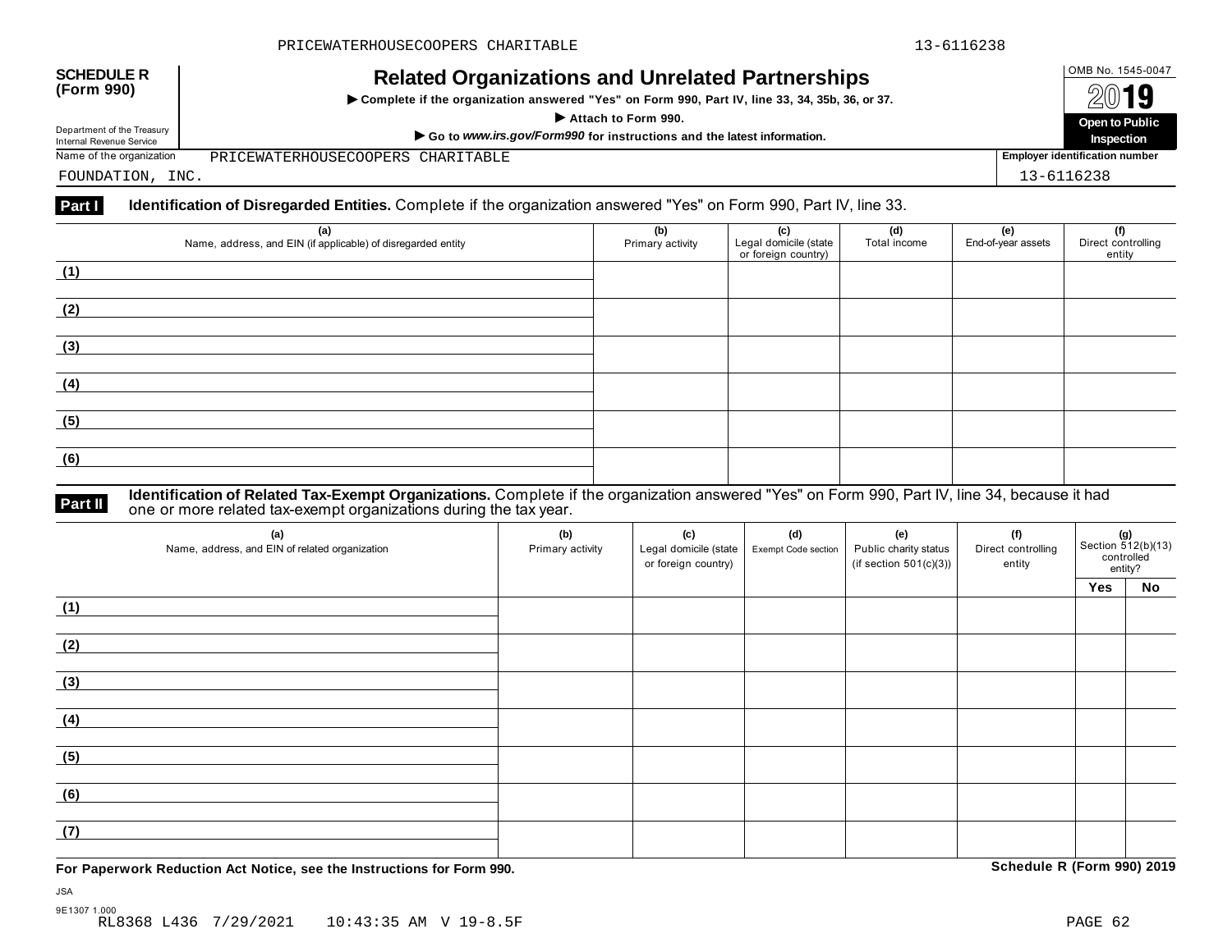**SCHEDULE R (Form 990)**

Department of the Treasury
Internal Revenue Service

# Related Organizations and Unrelated Partnerships

▶ Complete if the organization answered "Yes" on Form 990, Part IV, line 33, 34, 35b, 36, or 37.

▶ Attach to Form 990.

▶ Go to *www.irs.gov/Form990* for instructions and the latest information.

OMB No. 1545-0047

2019

**Open to Public Inspection**

Name of the organization: PRICEWATERHOUSECOOPERS CHARITABLE FOUNDATION, INC.

Employer identification number: 13-6116238

## Part I Identification of Disregarded Entities. Complete if the organization answered "Yes" on Form 990, Part IV, line 33.

| (a) Name, address, and EIN (if applicable) of disregarded entity | (b) Primary activity | (c) Legal domicile (state or foreign country) | (d) Total income | (e) End-of-year assets | (f) Direct controlling entity |
|---|---|---|---|---|---|
| (1) | | | | | |
| (2) | | | | | |
| (3) | | | | | |
| (4) | | | | | |
| (5) | | | | | |
| (6) | | | | | |

## Part II Identification of Related Tax-Exempt Organizations. Complete if the organization answered "Yes" on Form 990, Part IV, line 34, because it had one or more related tax-exempt organizations during the tax year.

| (a) Name, address, and EIN of related organization | (b) Primary activity | (c) Legal domicile (state or foreign country) | (d) Exempt Code section | (e) Public charity status (if section 501(c)(3)) | (f) Direct controlling entity | (g) Section 512(b)(13) controlled entity? Yes | No |
|---|---|---|---|---|---|---|---|
| (1) | | | | | | | |
| (2) | | | | | | | |
| (3) | | | | | | | |
| (4) | | | | | | | |
| (5) | | | | | | | |
| (6) | | | | | | | |
| (7) | | | | | | | |

**For Paperwork Reduction Act Notice, see the Instructions for Form 990.** **Schedule R (Form 990) 2019**

JSA
9E1307 1.000
RL8368 L436 7/29/2021 10:43:35 AM V 19-8.5F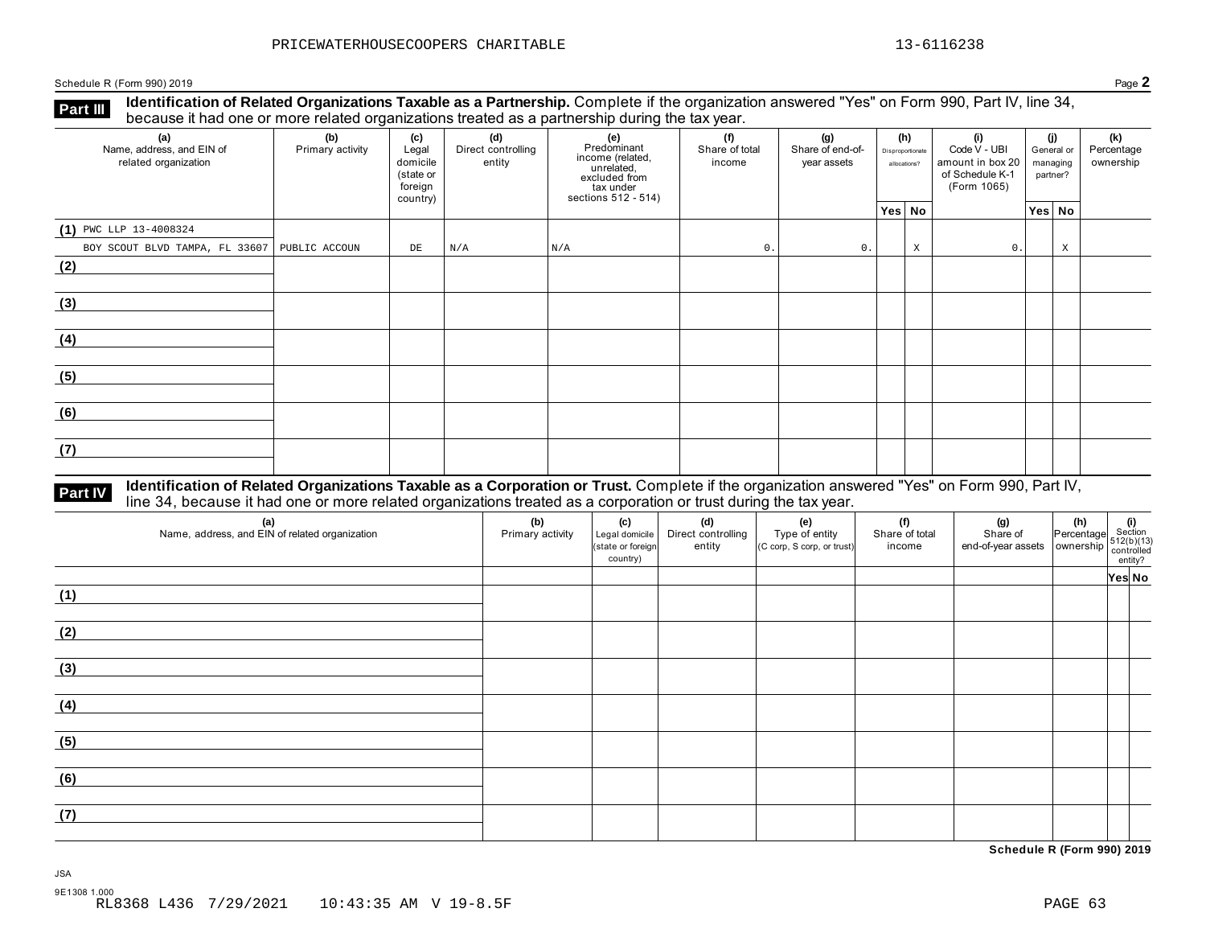PRICEWATERHOUSECOOPERS CHARITABLE 13-6116238

Schedule R (Form 990) 2019 Page **2**

**Part III** **Identification of Related Organizations Taxable as a Partnership.** Complete if the organization answered "Yes" on Form 990, Part IV, line 34, because it had one or more related organizations treated as a partnership during the tax year.

| (a) Name, address, and EIN of related organization | (b) Primary activity | (c) Legal domicile (state or foreign country) | (d) Direct controlling entity | (e) Predominant income (related, unrelated, excluded from tax under sections 512 - 514) | (f) Share of total income | (g) Share of end-of-year assets | (h) Disproportionate allocations? | | (i) Code V - UBI amount in box 20 of Schedule K-1 (Form 1065) | (j) General or managing partner? | | (k) Percentage ownership |
|---|---|---|---|---|---|---|---|---|---|---|---|---|
| | | | | | | | Yes | No | | Yes | No | |
| (1) PWC LLP 13-4008324 BOY SCOUT BLVD TAMPA, FL 33607 | PUBLIC ACCOUN | DE | N/A | N/A | 0. | 0. | | X | 0. | | X | |
| (2) | | | | | | | | | | | | |
| (3) | | | | | | | | | | | | |
| (4) | | | | | | | | | | | | |
| (5) | | | | | | | | | | | | |
| (6) | | | | | | | | | | | | |
| (7) | | | | | | | | | | | | |

**Part IV** **Identification of Related Organizations Taxable as a Corporation or Trust.** Complete if the organization answered "Yes" on Form 990, Part IV, line 34, because it had one or more related organizations treated as a corporation or trust during the tax year.

| (a) Name, address, and EIN of related organization | (b) Primary activity | (c) Legal domicile (state or foreign country) | (d) Direct controlling entity | (e) Type of entity (C corp, S corp, or trust) | (f) Share of total income | (g) Share of end-of-year assets | (h) Percentage ownership | (i) Section 512(b)(13) controlled entity? | |
|---|---|---|---|---|---|---|---|---|---|
| | | | | | | | | Yes | No |
| (1) | | | | | | | | | |
| (2) | | | | | | | | | |
| (3) | | | | | | | | | |
| (4) | | | | | | | | | |
| (5) | | | | | | | | | |
| (6) | | | | | | | | | |
| (7) | | | | | | | | | |

**Schedule R (Form 990) 2019**

JSA
9E1308 1.000
RL8368 L436 7/29/2021 10:43:35 AM V 19-8.5F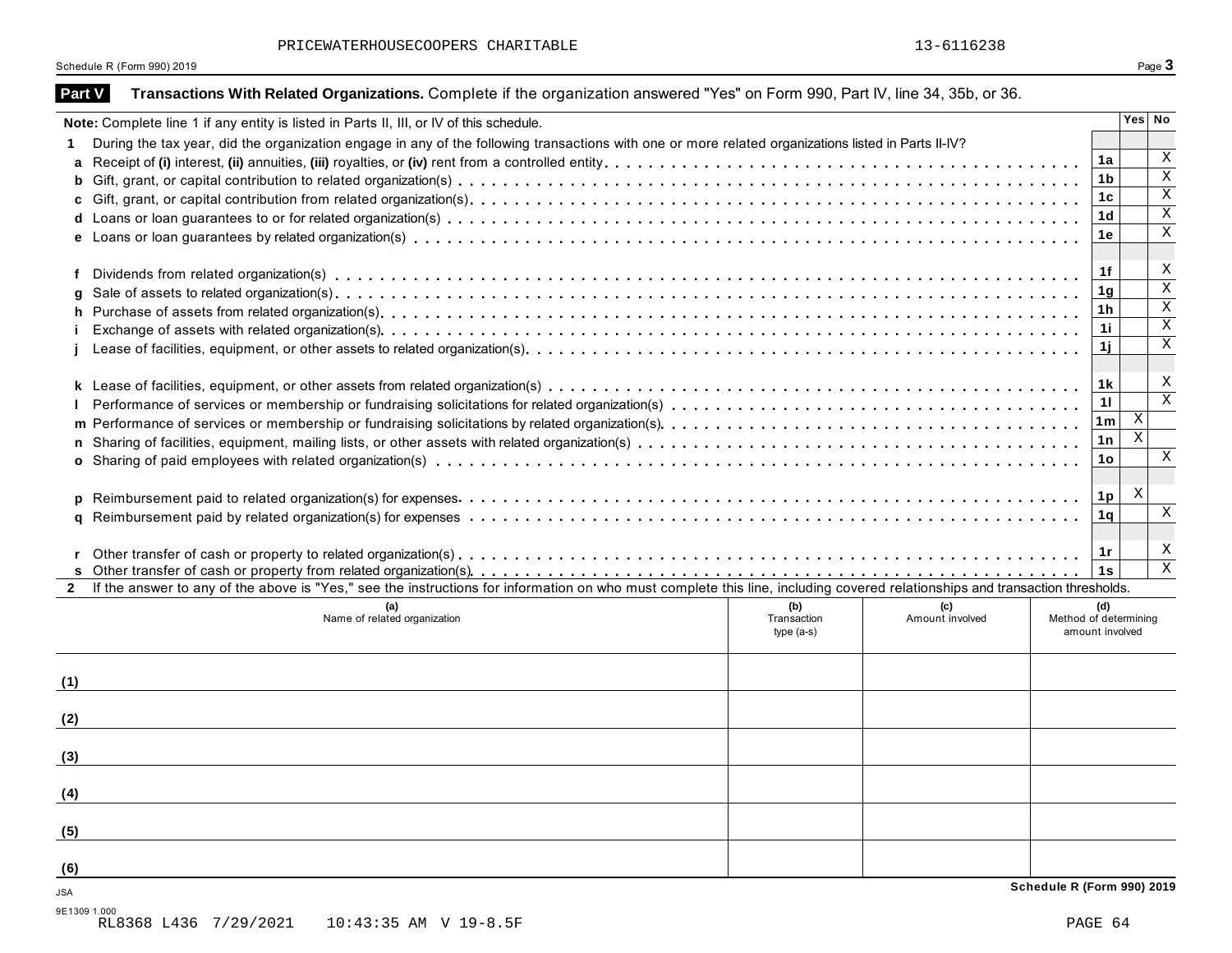PRICEWATERHOUSECOOPERS CHARITABLE 13-6116238

Schedule R (Form 990) 2019

## Part V Transactions With Related Organizations.

Complete if the organization answered "Yes" on Form 990, Part IV, line 34, 35b, or 36.

**Note:** Complete line 1 if any entity is listed in Parts II, III, or IV of this schedule.

| | | Line | Yes | No |
|---|---|---|---|---|
| **1** | During the tax year, did the organization engage in any of the following transactions with one or more related organizations listed in Parts II-IV? | | | |
| **a** | Receipt of **(i)** interest, **(ii)** annuities, **(iii)** royalties, or **(iv)** rent from a controlled entity | 1a | | X |
| **b** | Gift, grant, or capital contribution to related organization(s) | 1b | | X |
| **c** | Gift, grant, or capital contribution from related organization(s) | 1c | | X |
| **d** | Loans or loan guarantees to or for related organization(s) | 1d | | X |
| **e** | Loans or loan guarantees by related organization(s) | 1e | | X |
| **f** | Dividends from related organization(s) | 1f | | X |
| **g** | Sale of assets to related organization(s) | 1g | | X |
| **h** | Purchase of assets from related organization(s) | 1h | | X |
| **i** | Exchange of assets with related organization(s) | 1i | | X |
| **j** | Lease of facilities, equipment, or other assets to related organization(s) | 1j | | X |
| **k** | Lease of facilities, equipment, or other assets from related organization(s) | 1k | | X |
| **l** | Performance of services or membership or fundraising solicitations for related organization(s) | 1l | | X |
| **m** | Performance of services or membership or fundraising solicitations by related organization(s) | 1m | X | |
| **n** | Sharing of facilities, equipment, mailing lists, or other assets with related organization(s) | 1n | X | |
| **o** | Sharing of paid employees with related organization(s) | 1o | | X |
| **p** | Reimbursement paid to related organization(s) for expenses | 1p | X | |
| **q** | Reimbursement paid by related organization(s) for expenses | 1q | | X |
| **r** | Other transfer of cash or property to related organization(s) | 1r | | X |
| **s** | Other transfer of cash or property from related organization(s) | 1s | | X |

**2** If the answer to any of the above is "Yes," see the instructions for information on who must complete this line, including covered relationships and transaction thresholds.

| | (a) Name of related organization | (b) Transaction type (a-s) | (c) Amount involved | (d) Method of determining amount involved |
|---|---|---|---|---|
| (1) | | | | |
| (2) | | | | |
| (3) | | | | |
| (4) | | | | |
| (5) | | | | |
| (6) | | | | |

JSA

Schedule R (Form 990) 2019

9E1309 1.000
RL8368 L436 7/29/2021 10:43:35 AM V 19-8.5F PAGE 64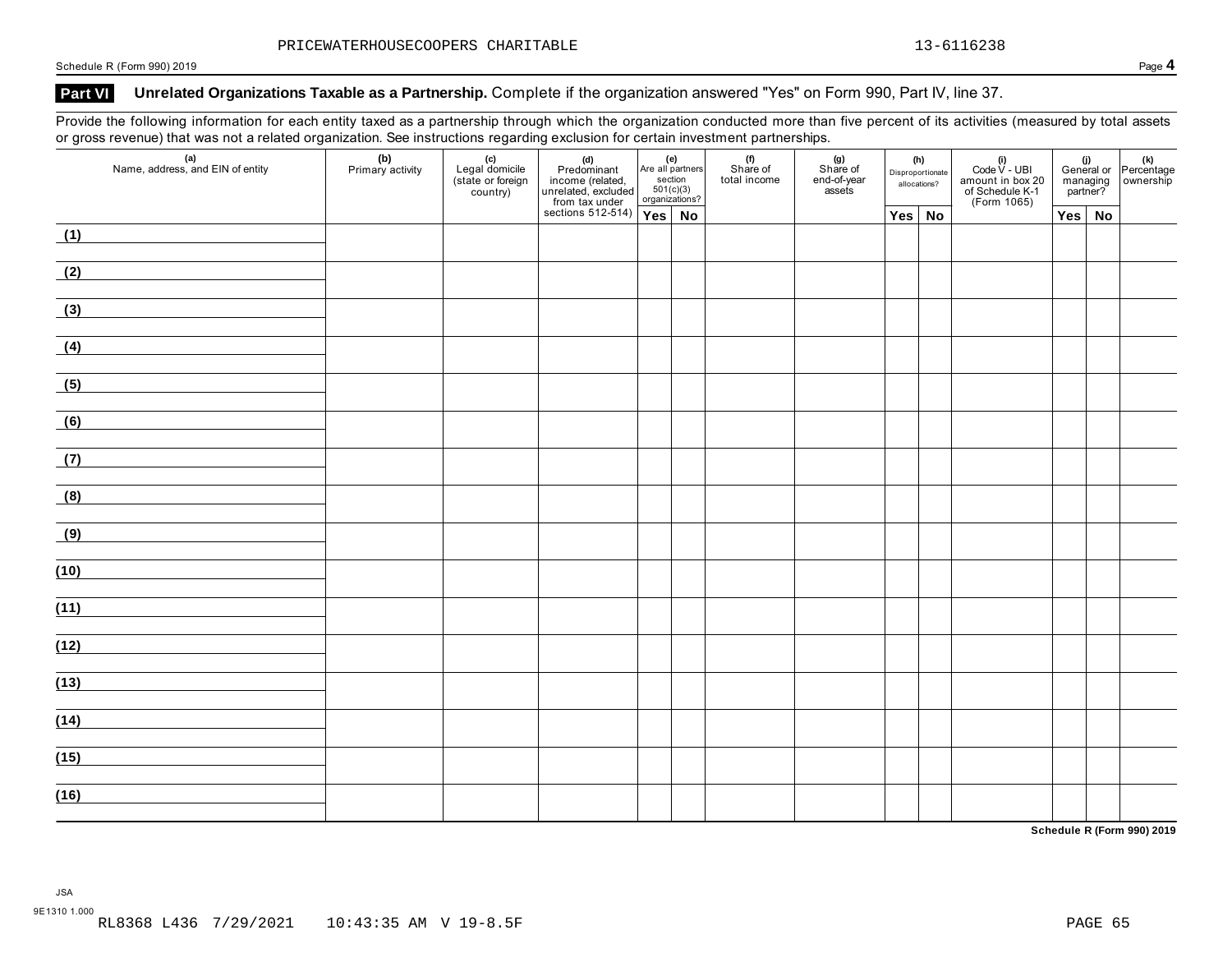PRICEWATERHOUSECOOPERS CHARITABLE 13-6116238

## Part VI Unrelated Organizations Taxable as a Partnership. 

Complete if the organization answered "Yes" on Form 990, Part IV, line 37.

Provide the following information for each entity taxed as a partnership through which the organization conducted more than five percent of its activities (measured by total assets or gross revenue) that was not a related organization. See instructions regarding exclusion for certain investment partnerships.

| (a) Name, address, and EIN of entity | (b) Primary activity | (c) Legal domicile (state or foreign country) | (d) Predominant income (related, unrelated, excluded from tax under sections 512-514) | (e) Are all partners section 501(c)(3) organizations? | | (f) Share of total income | (g) Share of end-of-year assets | (h) Disproportionate allocations? | | (i) Code V - UBI amount in box 20 of Schedule K-1 (Form 1065) | (j) General or managing partner? | | (k) Percentage ownership |
|---|---|---|---|---|---|---|---|---|---|---|---|---|---|
| | | | | Yes | No | | | Yes | No | | Yes | No | |
| (1) | | | | | | | | | | | | | |
| (2) | | | | | | | | | | | | | |
| (3) | | | | | | | | | | | | | |
| (4) | | | | | | | | | | | | | |
| (5) | | | | | | | | | | | | | |
| (6) | | | | | | | | | | | | | |
| (7) | | | | | | | | | | | | | |
| (8) | | | | | | | | | | | | | |
| (9) | | | | | | | | | | | | | |
| (10) | | | | | | | | | | | | | |
| (11) | | | | | | | | | | | | | |
| (12) | | | | | | | | | | | | | |
| (13) | | | | | | | | | | | | | |
| (14) | | | | | | | | | | | | | |
| (15) | | | | | | | | | | | | | |
| (16) | | | | | | | | | | | | | |

Schedule R (Form 990) 2019

JSA
9E1310 1.000
RL8368 L436 7/29/2021 10:43:35 AM V 19-8.5F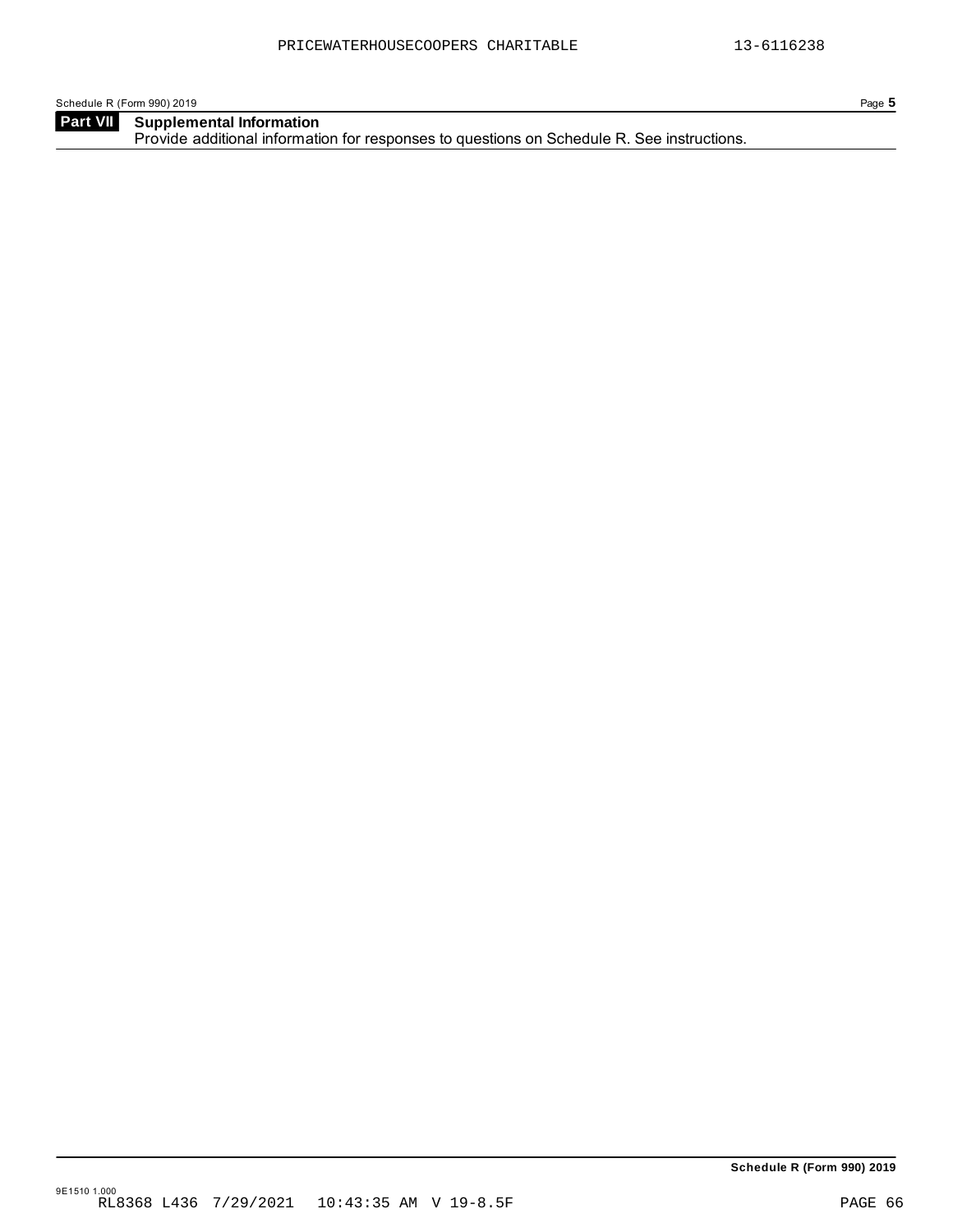## Part VII Supplemental Information

Provide additional information for responses to questions on Schedule R. See instructions.